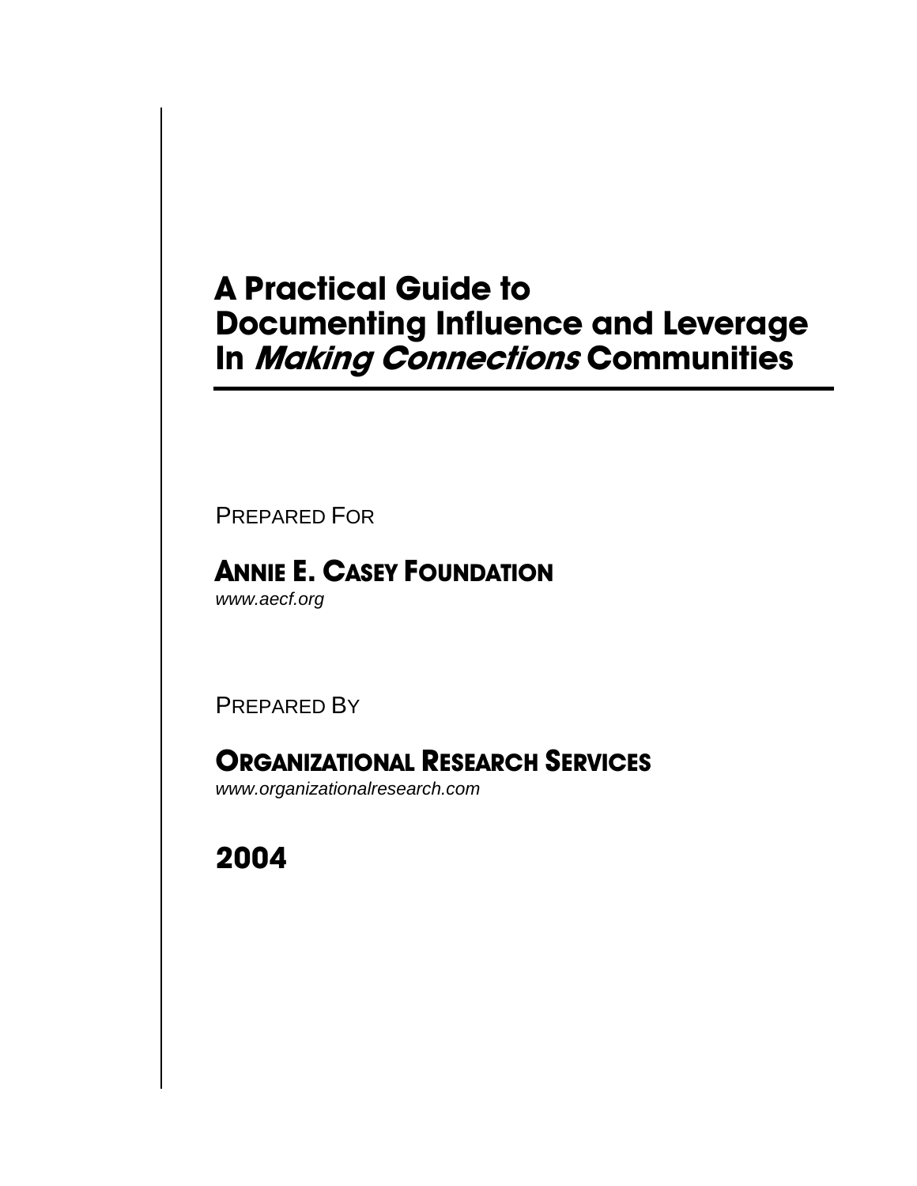# A Practical Guide to Documenting Influence and Leverage In *Making Connections* Communities

PREPARED FOR

**ANNIE E. CASEY FOUNDATION**

*www.aecf.org*

PREPARED BY

**ORGANIZATIONAL RESEARCH SERVICES**

*www.organizationalresearch.com*

**2004**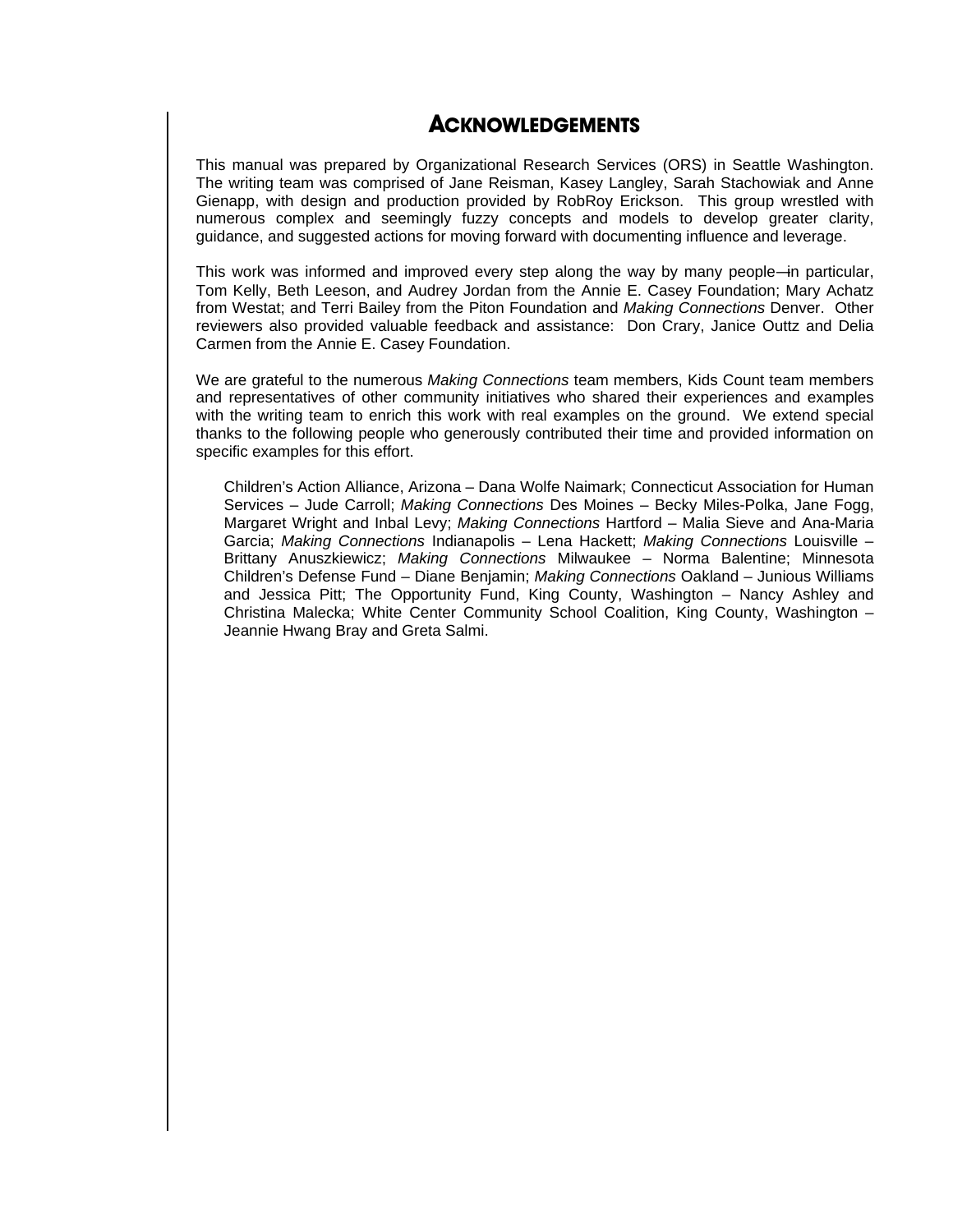# Acknowledgements

This manual was prepared by Organizational Research Services (ORS) in Seattle Washington. The writing team was comprised of Jane Reisman, Kasey Langley, Sarah Stachowiak and Anne Gienapp, with design and production provided by RobRoy Erickson. This group wrestled with numerous complex and seemingly fuzzy concepts and models to develop greater clarity, guidance, and suggested actions for moving forward with documenting influence and leverage.

This work was informed and improved every step along the way by many people—in particular, Tom Kelly, Beth Leeson, and Audrey Jordan from the Annie E. Casey Foundation; Mary Achatz from Westat; and Terri Bailey from the Piton Foundation and *Making Connections* Denver. Other reviewers also provided valuable feedback and assistance: Don Crary, Janice Outtz and Delia Carmen from the Annie E. Casey Foundation.

We are grateful to the numerous *Making Connections* team members, Kids Count team members and representatives of other community initiatives who shared their experiences and examples with the writing team to enrich this work with real examples on the ground. We extend special thanks to the following people who generously contributed their time and provided information on specific examples for this effort.

> Children's Action Alliance, Arizona – Dana Wolfe Naimark; Connecticut Association for Human Services – Jude Carroll; *Making Connections* Des Moines – Becky Miles-Polka, Jane Fogg, Margaret Wright and Inbal Levy; *Making Connections* Hartford – Malia Sieve and Ana-Maria Garcia; *Making Connections* Indianapolis – Lena Hackett; *Making Connections* Louisville – Brittany Anuszkiewicz; *Making Connections* Milwaukee – Norma Balentine; Minnesota Children's Defense Fund – Diane Benjamin; *Making Connections* Oakland – Junious Williams and Jessica Pitt; The Opportunity Fund, King County, Washington – Nancy Ashley and Christina Malecka; White Center Community School Coalition, King County, Washington – Jeannie Hwang Bray and Greta Salmi.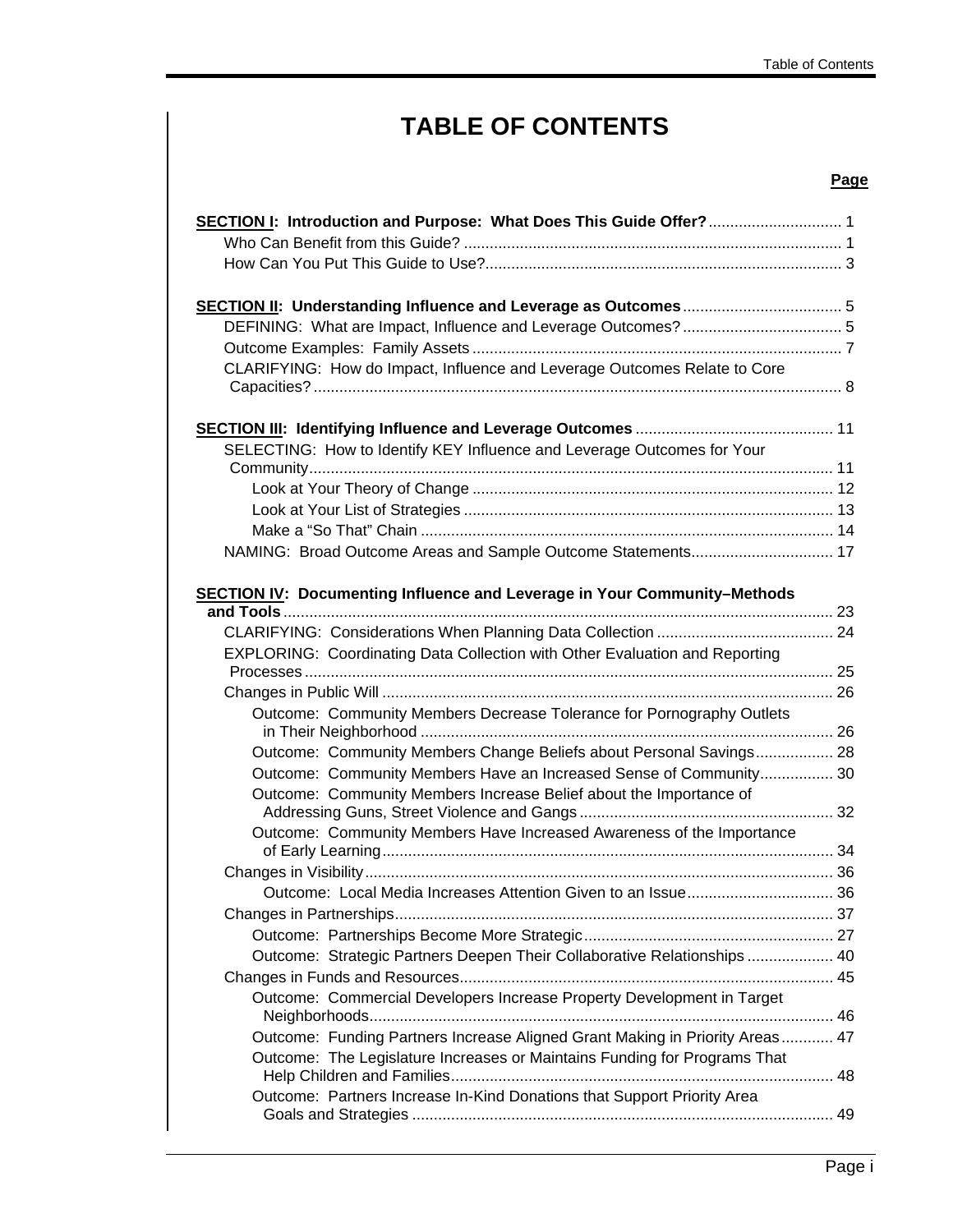# TABLE OF CONTENTS

**Page**

**SECTION I: Introduction and Purpose: What Does This Guide Offer?** ............................... 1
- Who Can Benefit from this Guide? ....................................................................................... 1
- How Can You Put This Guide to Use? .................................................................................. 3

**SECTION II: Understanding Influence and Leverage as Outcomes** ..................................... 5
- DEFINING: What are Impact, Influence and Leverage Outcomes? ..................................... 5
- Outcome Examples: Family Assets ..................................................................................... 7
- CLARIFYING: How do Impact, Influence and Leverage Outcomes Relate to Core Capacities? ......................................................................................................................... 8

**SECTION III: Identifying Influence and Leverage Outcomes** ............................................. 11
- SELECTING: How to Identify KEY Influence and Leverage Outcomes for Your Community ......................................................................................................................... 11
  - Look at Your Theory of Change ................................................................................... 12
  - Look at Your List of Strategies ..................................................................................... 13
  - Make a "So That" Chain ............................................................................................... 14
- NAMING: Broad Outcome Areas and Sample Outcome Statements ................................. 17

**SECTION IV: Documenting Influence and Leverage in Your Community–Methods and Tools** ............................................................................................................................... 23
- CLARIFYING: Considerations When Planning Data Collection ......................................... 24
- EXPLORING: Coordinating Data Collection with Other Evaluation and Reporting Processes ........................................................................................................................... 25
- Changes in Public Will ........................................................................................................ 26
  - Outcome: Community Members Decrease Tolerance for Pornography Outlets in Their Neighborhood ............................................................................................... 26
  - Outcome: Community Members Change Beliefs about Personal Savings .................. 28
  - Outcome: Community Members Have an Increased Sense of Community ................. 30
  - Outcome: Community Members Increase Belief about the Importance of Addressing Guns, Street Violence and Gangs ........................................................... 32
  - Outcome: Community Members Have Increased Awareness of the Importance of Early Learning ........................................................................................................ 34
- Changes in Visibility ............................................................................................................ 36
  - Outcome: Local Media Increases Attention Given to an Issue .................................. 36
- Changes in Partnerships ..................................................................................................... 37
  - Outcome: Partnerships Become More Strategic .......................................................... 27
  - Outcome: Strategic Partners Deepen Their Collaborative Relationships .................... 40
- Changes in Funds and Resources ...................................................................................... 45
  - Outcome: Commercial Developers Increase Property Development in Target Neighborhoods ........................................................................................................... 46
  - Outcome: Funding Partners Increase Aligned Grant Making in Priority Areas ............ 47
  - Outcome: The Legislature Increases or Maintains Funding for Programs That Help Children and Families ........................................................................................ 48
  - Outcome: Partners Increase In-Kind Donations that Support Priority Area Goals and Strategies ................................................................................................. 49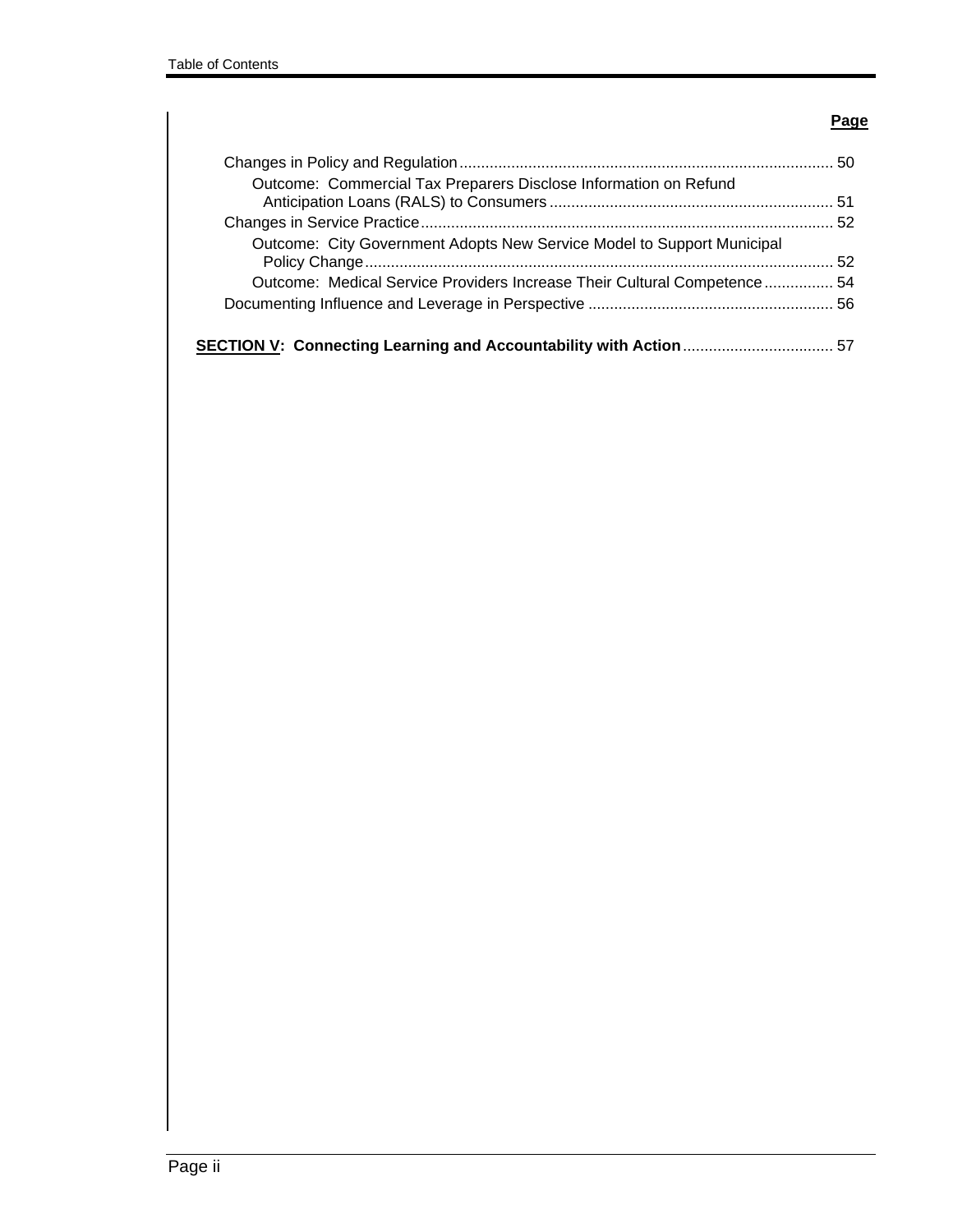| | Page |
|---|---|
| Changes in Policy and Regulation | 50 |
| Outcome: Commercial Tax Preparers Disclose Information on Refund Anticipation Loans (RALS) to Consumers | 51 |
| Changes in Service Practice | 52 |
| Outcome: City Government Adopts New Service Model to Support Municipal Policy Change | 52 |
| Outcome: Medical Service Providers Increase Their Cultural Competence | 54 |
| Documenting Influence and Leverage in Perspective | 56 |
| **SECTION V: Connecting Learning and Accountability with Action** | 57 |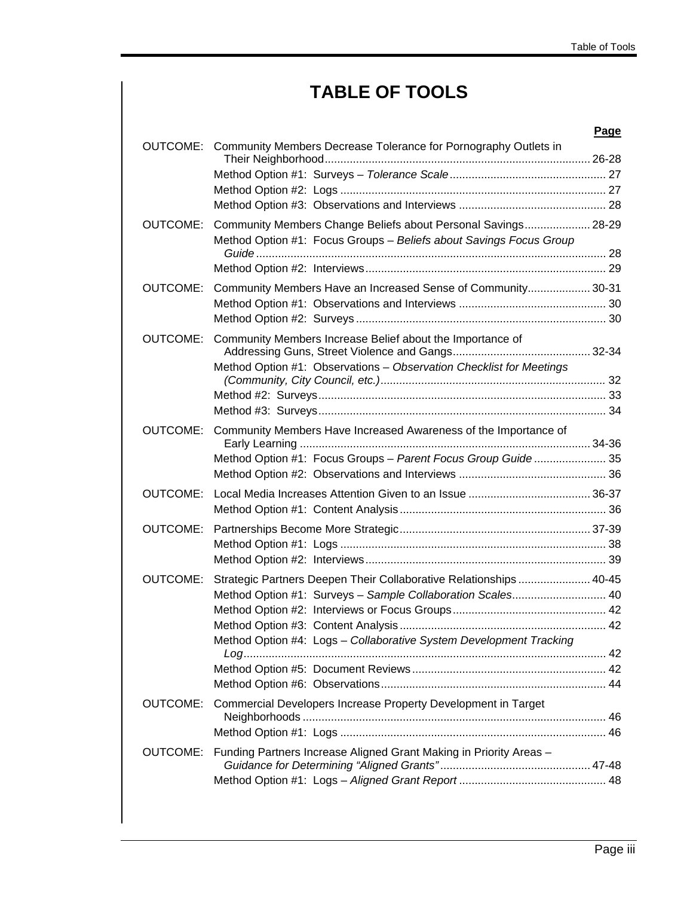# TABLE OF TOOLS

| | | Page |
|---|---|---|
| OUTCOME: | Community Members Decrease Tolerance for Pornography Outlets in Their Neighborhood | 26-28 |
| | Method Option #1: Surveys – *Tolerance Scale* | 27 |
| | Method Option #2: Logs | 27 |
| | Method Option #3: Observations and Interviews | 28 |
| OUTCOME: | Community Members Change Beliefs about Personal Savings | 28-29 |
| | Method Option #1: Focus Groups – *Beliefs about Savings Focus Group Guide* | 28 |
| | Method Option #2: Interviews | 29 |
| OUTCOME: | Community Members Have an Increased Sense of Community | 30-31 |
| | Method Option #1: Observations and Interviews | 30 |
| | Method Option #2: Surveys | 30 |
| OUTCOME: | Community Members Increase Belief about the Importance of Addressing Guns, Street Violence and Gangs | 32-34 |
| | Method Option #1: Observations – *Observation Checklist for Meetings (Community, City Council, etc.)* | 32 |
| | Method #2: Surveys | 33 |
| | Method #3: Surveys | 34 |
| OUTCOME: | Community Members Have Increased Awareness of the Importance of Early Learning | 34-36 |
| | Method Option #1: Focus Groups – *Parent Focus Group Guide* | 35 |
| | Method Option #2: Observations and Interviews | 36 |
| OUTCOME: | Local Media Increases Attention Given to an Issue | 36-37 |
| | Method Option #1: Content Analysis | 36 |
| OUTCOME: | Partnerships Become More Strategic | 37-39 |
| | Method Option #1: Logs | 38 |
| | Method Option #2: Interviews | 39 |
| OUTCOME: | Strategic Partners Deepen Their Collaborative Relationships | 40-45 |
| | Method Option #1: Surveys – *Sample Collaboration Scales* | 40 |
| | Method Option #2: Interviews or Focus Groups | 42 |
| | Method Option #3: Content Analysis | 42 |
| | Method Option #4: Logs – *Collaborative System Development Tracking Log* | 42 |
| | Method Option #5: Document Reviews | 42 |
| | Method Option #6: Observations | 44 |
| OUTCOME: | Commercial Developers Increase Property Development in Target Neighborhoods | 46 |
| | Method Option #1: Logs | 46 |
| OUTCOME: | Funding Partners Increase Aligned Grant Making in Priority Areas – *Guidance for Determining "Aligned Grants"* | 47-48 |
| | Method Option #1: Logs – *Aligned Grant Report* | 48 |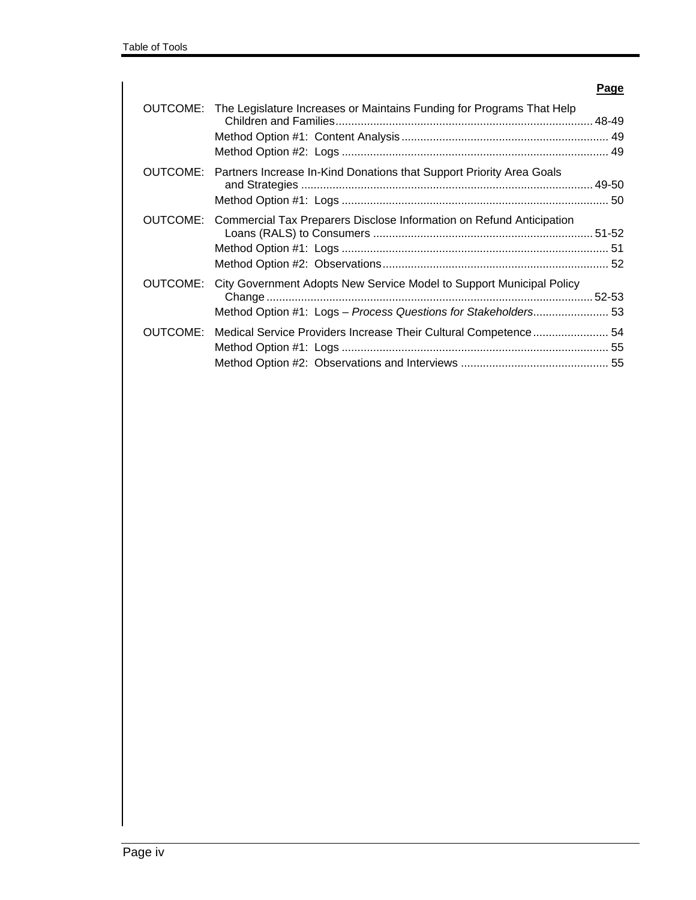| | | Page |
|---|---|---|
| OUTCOME: | The Legislature Increases or Maintains Funding for Programs That Help Children and Families | 48-49 |
| | Method Option #1: Content Analysis | 49 |
| | Method Option #2: Logs | 49 |
| OUTCOME: | Partners Increase In-Kind Donations that Support Priority Area Goals and Strategies | 49-50 |
| | Method Option #1: Logs | 50 |
| OUTCOME: | Commercial Tax Preparers Disclose Information on Refund Anticipation Loans (RALS) to Consumers | 51-52 |
| | Method Option #1: Logs | 51 |
| | Method Option #2: Observations | 52 |
| OUTCOME: | City Government Adopts New Service Model to Support Municipal Policy Change | 52-53 |
| | Method Option #1: Logs – *Process Questions for Stakeholders* | 53 |
| OUTCOME: | Medical Service Providers Increase Their Cultural Competence | 54 |
| | Method Option #1: Logs | 55 |
| | Method Option #2: Observations and Interviews | 55 |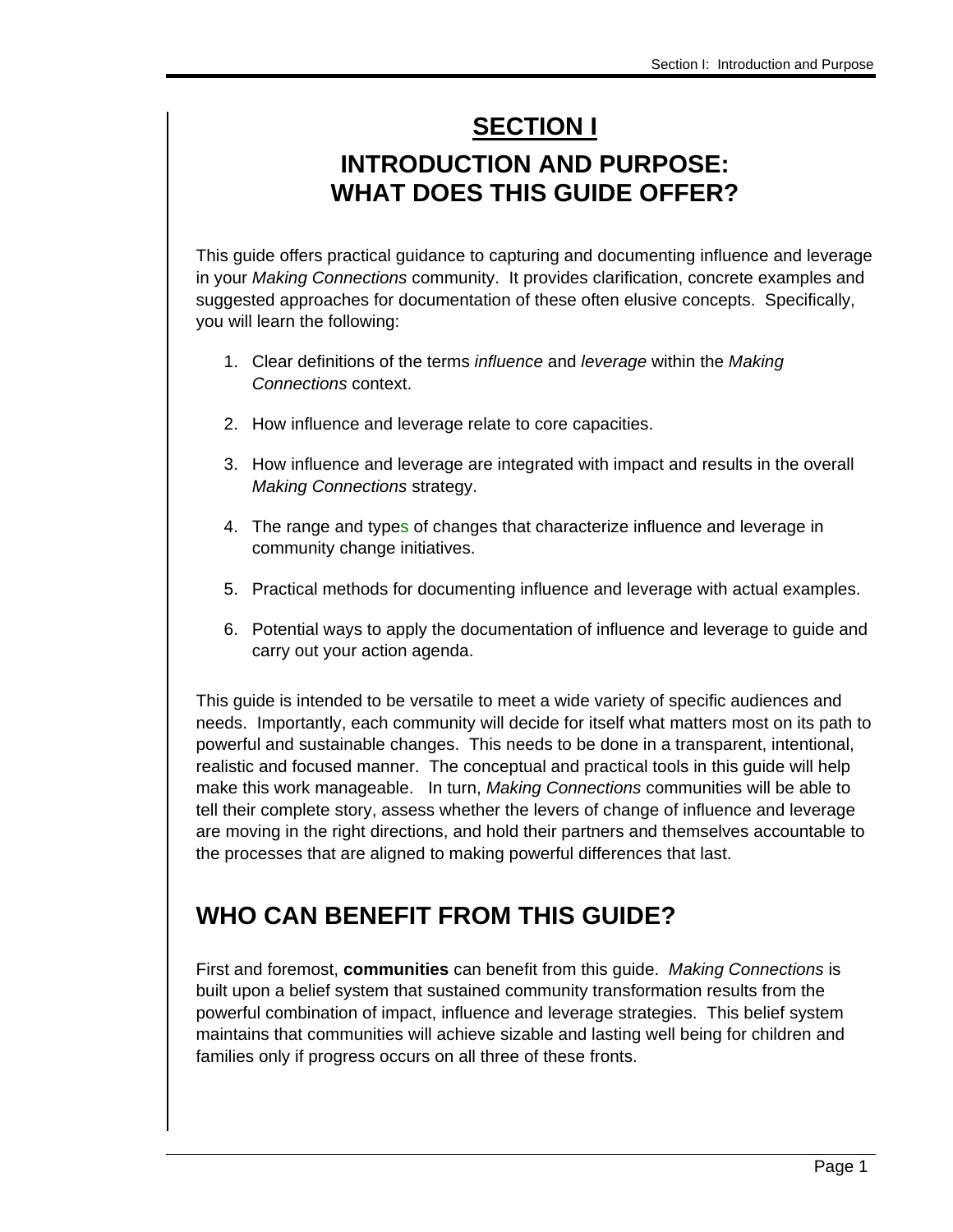# SECTION I

## INTRODUCTION AND PURPOSE: WHAT DOES THIS GUIDE OFFER?

This guide offers practical guidance to capturing and documenting influence and leverage in your *Making Connections* community. It provides clarification, concrete examples and suggested approaches for documentation of these often elusive concepts. Specifically, you will learn the following:

1. Clear definitions of the terms *influence* and *leverage* within the *Making Connections* context.

2. How influence and leverage relate to core capacities.

3. How influence and leverage are integrated with impact and results in the overall *Making Connections* strategy.

4. The range and types of changes that characterize influence and leverage in community change initiatives.

5. Practical methods for documenting influence and leverage with actual examples.

6. Potential ways to apply the documentation of influence and leverage to guide and carry out your action agenda.

This guide is intended to be versatile to meet a wide variety of specific audiences and needs. Importantly, each community will decide for itself what matters most on its path to powerful and sustainable changes. This needs to be done in a transparent, intentional, realistic and focused manner. The conceptual and practical tools in this guide will help make this work manageable. In turn, *Making Connections* communities will be able to tell their complete story, assess whether the levers of change of influence and leverage are moving in the right directions, and hold their partners and themselves accountable to the processes that are aligned to making powerful differences that last.

## WHO CAN BENEFIT FROM THIS GUIDE?

First and foremost, **communities** can benefit from this guide. *Making Connections* is built upon a belief system that sustained community transformation results from the powerful combination of impact, influence and leverage strategies. This belief system maintains that communities will achieve sizable and lasting well being for children and families only if progress occurs on all three of these fronts.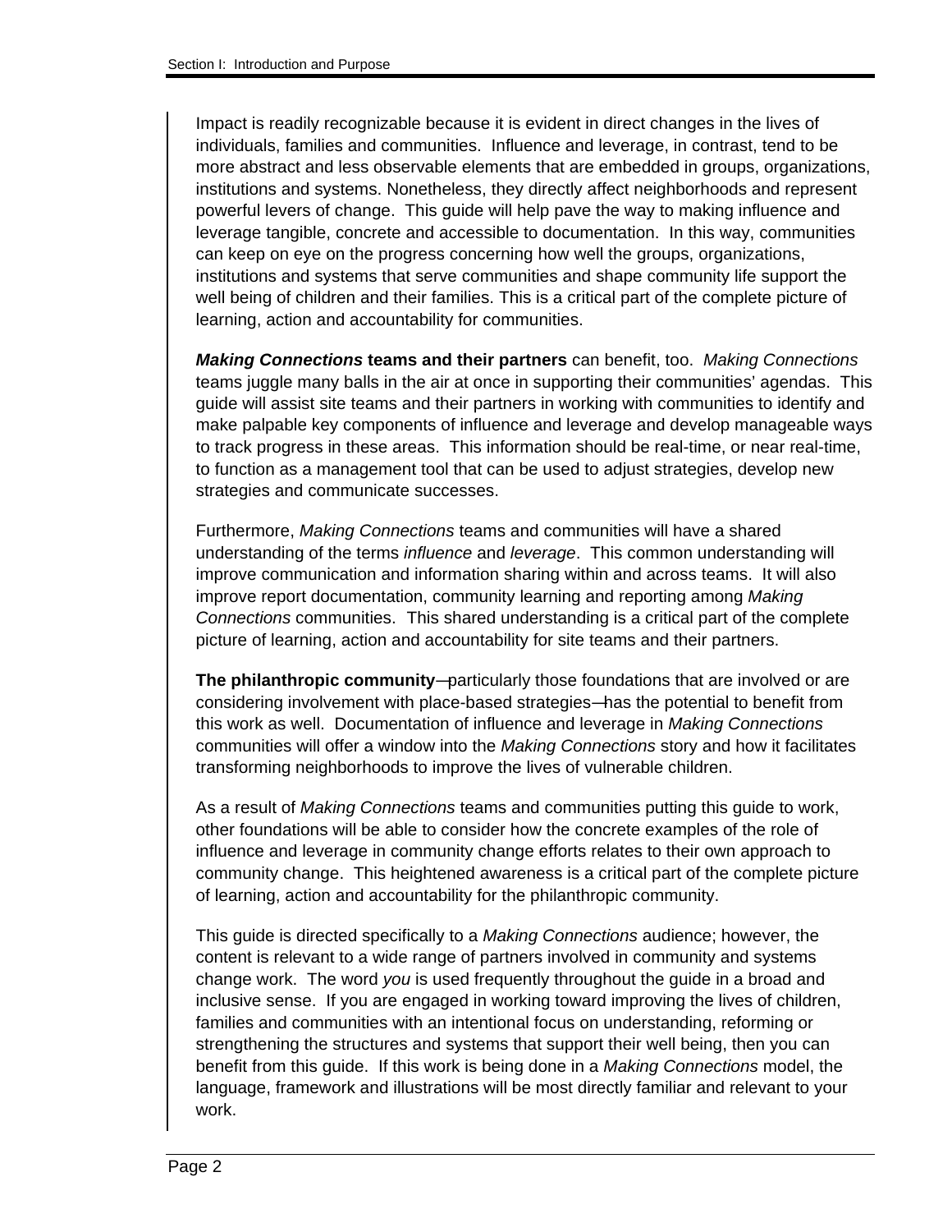Impact is readily recognizable because it is evident in direct changes in the lives of individuals, families and communities. Influence and leverage, in contrast, tend to be more abstract and less observable elements that are embedded in groups, organizations, institutions and systems. Nonetheless, they directly affect neighborhoods and represent powerful levers of change. This guide will help pave the way to making influence and leverage tangible, concrete and accessible to documentation. In this way, communities can keep on eye on the progress concerning how well the groups, organizations, institutions and systems that serve communities and shape community life support the well being of children and their families. This is a critical part of the complete picture of learning, action and accountability for communities.

***Making Connections* teams and their partners** can benefit, too. *Making Connections* teams juggle many balls in the air at once in supporting their communities' agendas. This guide will assist site teams and their partners in working with communities to identify and make palpable key components of influence and leverage and develop manageable ways to track progress in these areas. This information should be real-time, or near real-time, to function as a management tool that can be used to adjust strategies, develop new strategies and communicate successes.

Furthermore, *Making Connections* teams and communities will have a shared understanding of the terms *influence* and *leverage*. This common understanding will improve communication and information sharing within and across teams. It will also improve report documentation, community learning and reporting among *Making Connections* communities. This shared understanding is a critical part of the complete picture of learning, action and accountability for site teams and their partners.

**The philanthropic community**—particularly those foundations that are involved or are considering involvement with place-based strategies—has the potential to benefit from this work as well. Documentation of influence and leverage in *Making Connections* communities will offer a window into the *Making Connections* story and how it facilitates transforming neighborhoods to improve the lives of vulnerable children.

As a result of *Making Connections* teams and communities putting this guide to work, other foundations will be able to consider how the concrete examples of the role of influence and leverage in community change efforts relates to their own approach to community change. This heightened awareness is a critical part of the complete picture of learning, action and accountability for the philanthropic community.

This guide is directed specifically to a *Making Connections* audience; however, the content is relevant to a wide range of partners involved in community and systems change work. The word *you* is used frequently throughout the guide in a broad and inclusive sense. If you are engaged in working toward improving the lives of children, families and communities with an intentional focus on understanding, reforming or strengthening the structures and systems that support their well being, then you can benefit from this guide. If this work is being done in a *Making Connections* model, the language, framework and illustrations will be most directly familiar and relevant to your work.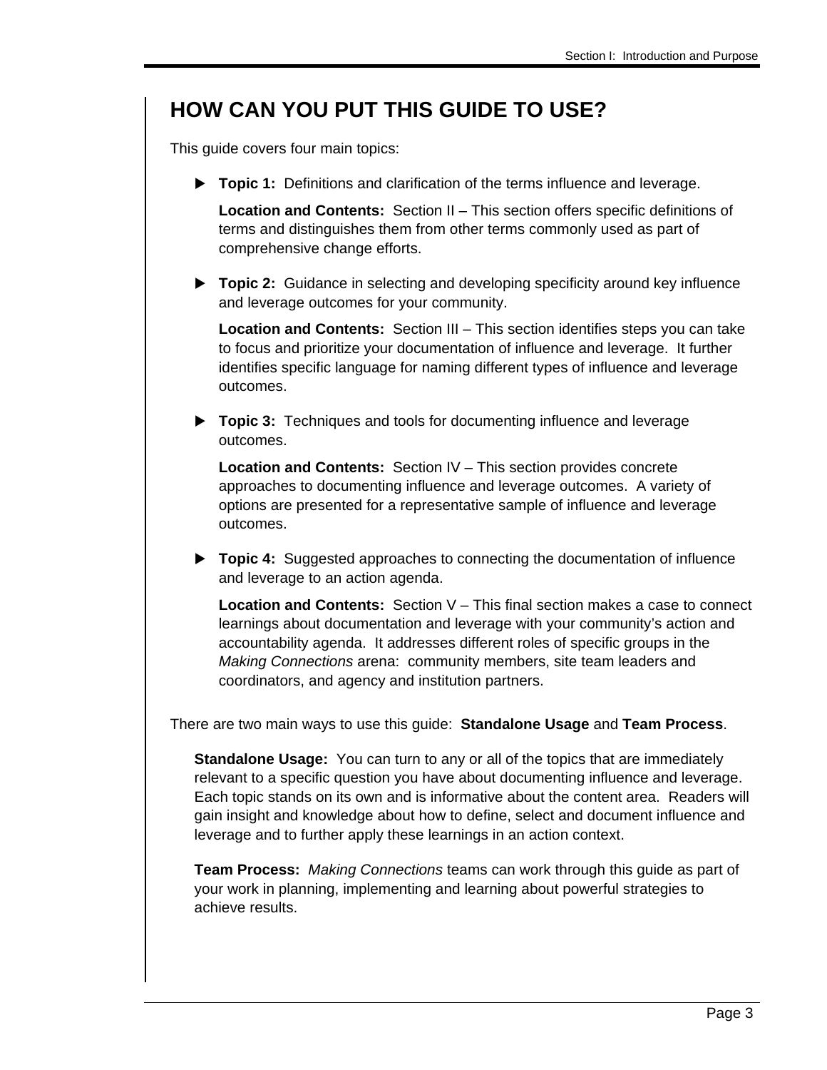## HOW CAN YOU PUT THIS GUIDE TO USE?

This guide covers four main topics:

- **Topic 1:** Definitions and clarification of the terms influence and leverage.

  **Location and Contents:** Section II – This section offers specific definitions of terms and distinguishes them from other terms commonly used as part of comprehensive change efforts.

- **Topic 2:** Guidance in selecting and developing specificity around key influence and leverage outcomes for your community.

  **Location and Contents:** Section III – This section identifies steps you can take to focus and prioritize your documentation of influence and leverage. It further identifies specific language for naming different types of influence and leverage outcomes.

- **Topic 3:** Techniques and tools for documenting influence and leverage outcomes.

  **Location and Contents:** Section IV – This section provides concrete approaches to documenting influence and leverage outcomes. A variety of options are presented for a representative sample of influence and leverage outcomes.

- **Topic 4:** Suggested approaches to connecting the documentation of influence and leverage to an action agenda.

  **Location and Contents:** Section V – This final section makes a case to connect learnings about documentation and leverage with your community's action and accountability agenda. It addresses different roles of specific groups in the *Making Connections* arena: community members, site team leaders and coordinators, and agency and institution partners.

There are two main ways to use this guide: **Standalone Usage** and **Team Process**.

**Standalone Usage:** You can turn to any or all of the topics that are immediately relevant to a specific question you have about documenting influence and leverage. Each topic stands on its own and is informative about the content area. Readers will gain insight and knowledge about how to define, select and document influence and leverage and to further apply these learnings in an action context.

**Team Process:** *Making Connections* teams can work through this guide as part of your work in planning, implementing and learning about powerful strategies to achieve results.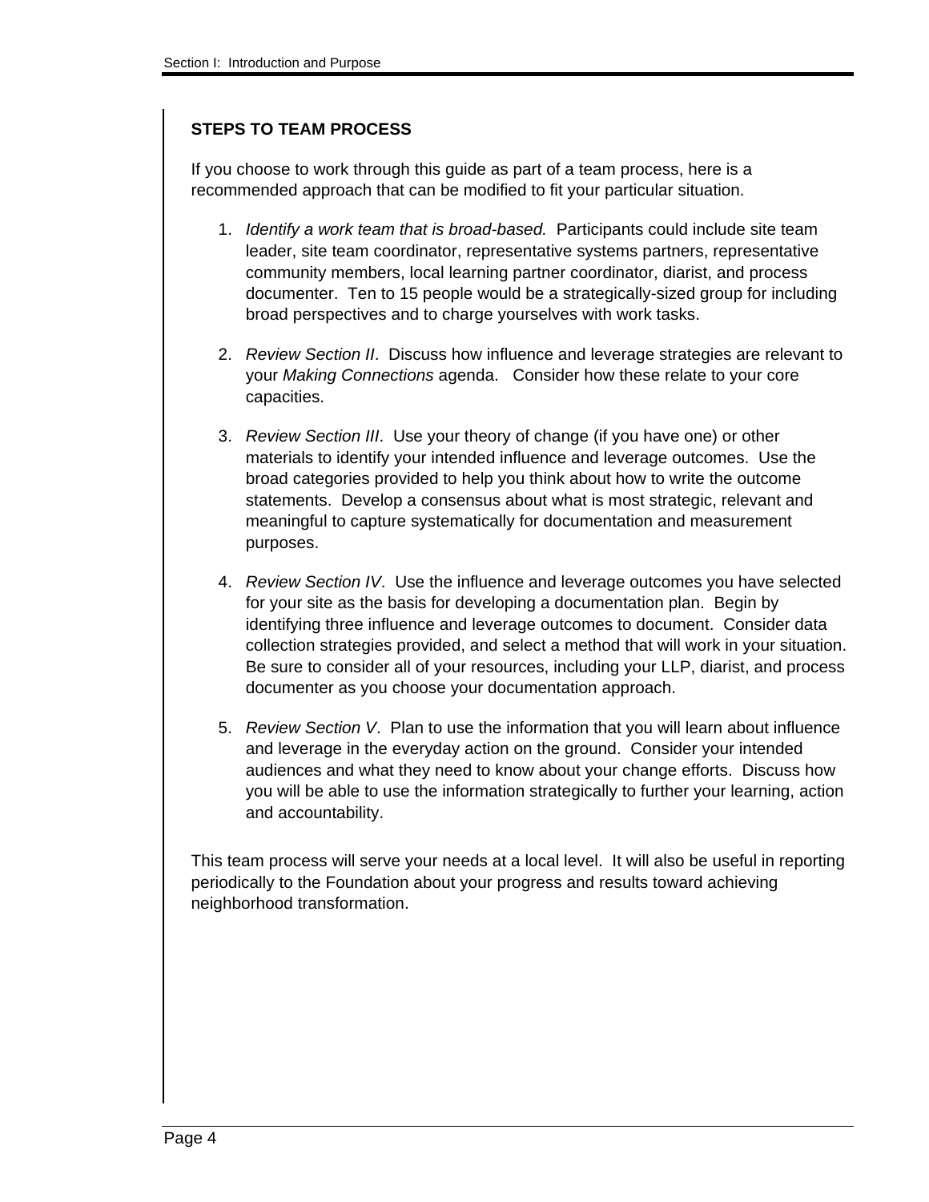## STEPS TO TEAM PROCESS

If you choose to work through this guide as part of a team process, here is a recommended approach that can be modified to fit your particular situation.

1. *Identify a work team that is broad-based.* Participants could include site team leader, site team coordinator, representative systems partners, representative community members, local learning partner coordinator, diarist, and process documenter. Ten to 15 people would be a strategically-sized group for including broad perspectives and to charge yourselves with work tasks.

2. *Review Section II*. Discuss how influence and leverage strategies are relevant to your *Making Connections* agenda. Consider how these relate to your core capacities.

3. *Review Section III*. Use your theory of change (if you have one) or other materials to identify your intended influence and leverage outcomes. Use the broad categories provided to help you think about how to write the outcome statements. Develop a consensus about what is most strategic, relevant and meaningful to capture systematically for documentation and measurement purposes.

4. *Review Section IV*. Use the influence and leverage outcomes you have selected for your site as the basis for developing a documentation plan. Begin by identifying three influence and leverage outcomes to document. Consider data collection strategies provided, and select a method that will work in your situation. Be sure to consider all of your resources, including your LLP, diarist, and process documenter as you choose your documentation approach.

5. *Review Section V*. Plan to use the information that you will learn about influence and leverage in the everyday action on the ground. Consider your intended audiences and what they need to know about your change efforts. Discuss how you will be able to use the information strategically to further your learning, action and accountability.

This team process will serve your needs at a local level. It will also be useful in reporting periodically to the Foundation about your progress and results toward achieving neighborhood transformation.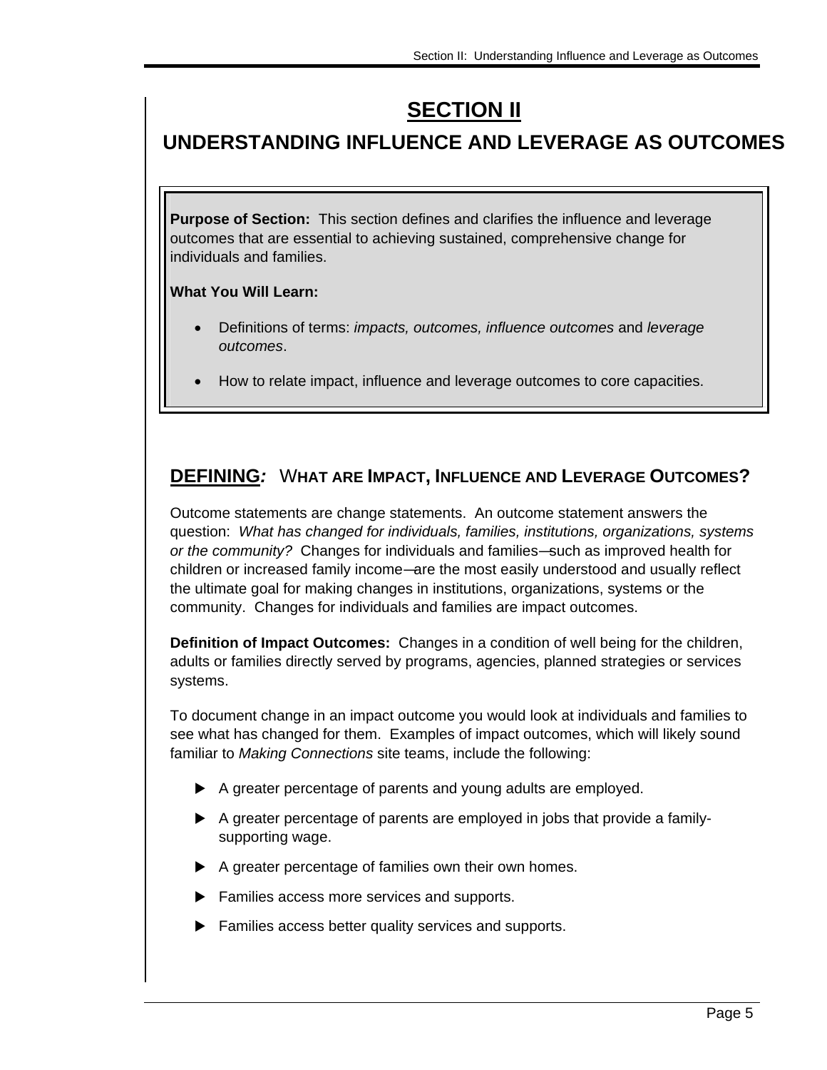# SECTION II

## UNDERSTANDING INFLUENCE AND LEVERAGE AS OUTCOMES

**Purpose of Section:** This section defines and clarifies the influence and leverage outcomes that are essential to achieving sustained, comprehensive change for individuals and families.

**What You Will Learn:**

- Definitions of terms: *impacts, outcomes, influence outcomes* and *leverage outcomes*.
- How to relate impact, influence and leverage outcomes to core capacities.

### DEFINING: WHAT ARE IMPACT, INFLUENCE AND LEVERAGE OUTCOMES?

Outcome statements are change statements. An outcome statement answers the question: *What has changed for individuals, families, institutions, organizations, systems or the community?* Changes for individuals and families—such as improved health for children or increased family income—are the most easily understood and usually reflect the ultimate goal for making changes in institutions, organizations, systems or the community. Changes for individuals and families are impact outcomes.

**Definition of Impact Outcomes:** Changes in a condition of well being for the children, adults or families directly served by programs, agencies, planned strategies or services systems.

To document change in an impact outcome you would look at individuals and families to see what has changed for them. Examples of impact outcomes, which will likely sound familiar to *Making Connections* site teams, include the following:

- A greater percentage of parents and young adults are employed.
- A greater percentage of parents are employed in jobs that provide a family-supporting wage.
- A greater percentage of families own their own homes.
- Families access more services and supports.
- Families access better quality services and supports.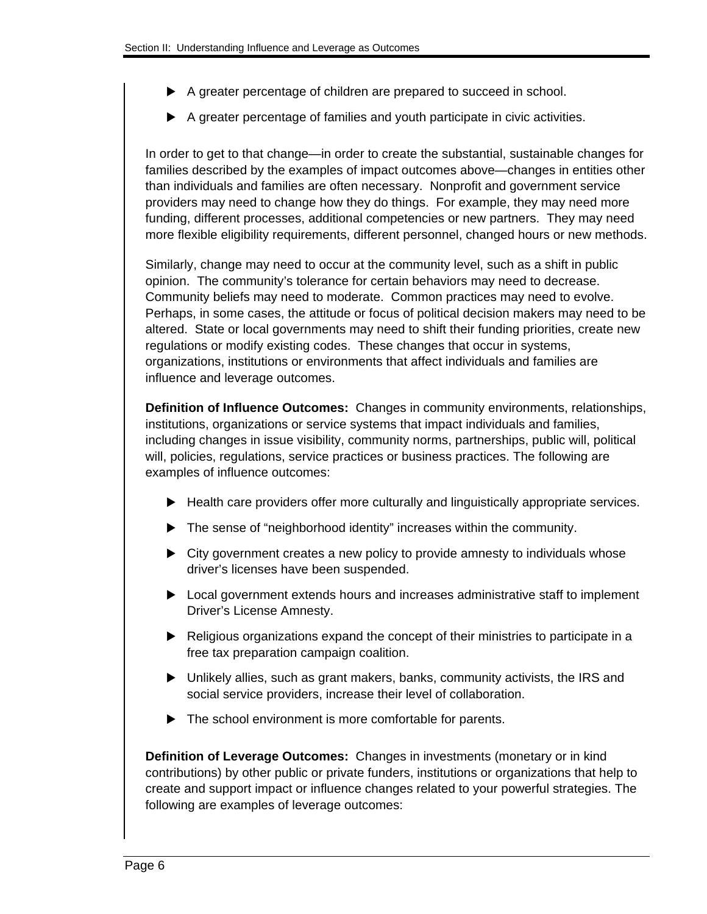- A greater percentage of children are prepared to succeed in school.
- A greater percentage of families and youth participate in civic activities.

In order to get to that change—in order to create the substantial, sustainable changes for families described by the examples of impact outcomes above—changes in entities other than individuals and families are often necessary. Nonprofit and government service providers may need to change how they do things. For example, they may need more funding, different processes, additional competencies or new partners. They may need more flexible eligibility requirements, different personnel, changed hours or new methods.

Similarly, change may need to occur at the community level, such as a shift in public opinion. The community's tolerance for certain behaviors may need to decrease. Community beliefs may need to moderate. Common practices may need to evolve. Perhaps, in some cases, the attitude or focus of political decision makers may need to be altered. State or local governments may need to shift their funding priorities, create new regulations or modify existing codes. These changes that occur in systems, organizations, institutions or environments that affect individuals and families are influence and leverage outcomes.

**Definition of Influence Outcomes:** Changes in community environments, relationships, institutions, organizations or service systems that impact individuals and families, including changes in issue visibility, community norms, partnerships, public will, political will, policies, regulations, service practices or business practices. The following are examples of influence outcomes:

- Health care providers offer more culturally and linguistically appropriate services.
- The sense of "neighborhood identity" increases within the community.
- City government creates a new policy to provide amnesty to individuals whose driver's licenses have been suspended.
- Local government extends hours and increases administrative staff to implement Driver's License Amnesty.
- Religious organizations expand the concept of their ministries to participate in a free tax preparation campaign coalition.
- Unlikely allies, such as grant makers, banks, community activists, the IRS and social service providers, increase their level of collaboration.
- The school environment is more comfortable for parents.

**Definition of Leverage Outcomes:** Changes in investments (monetary or in kind contributions) by other public or private funders, institutions or organizations that help to create and support impact or influence changes related to your powerful strategies. The following are examples of leverage outcomes: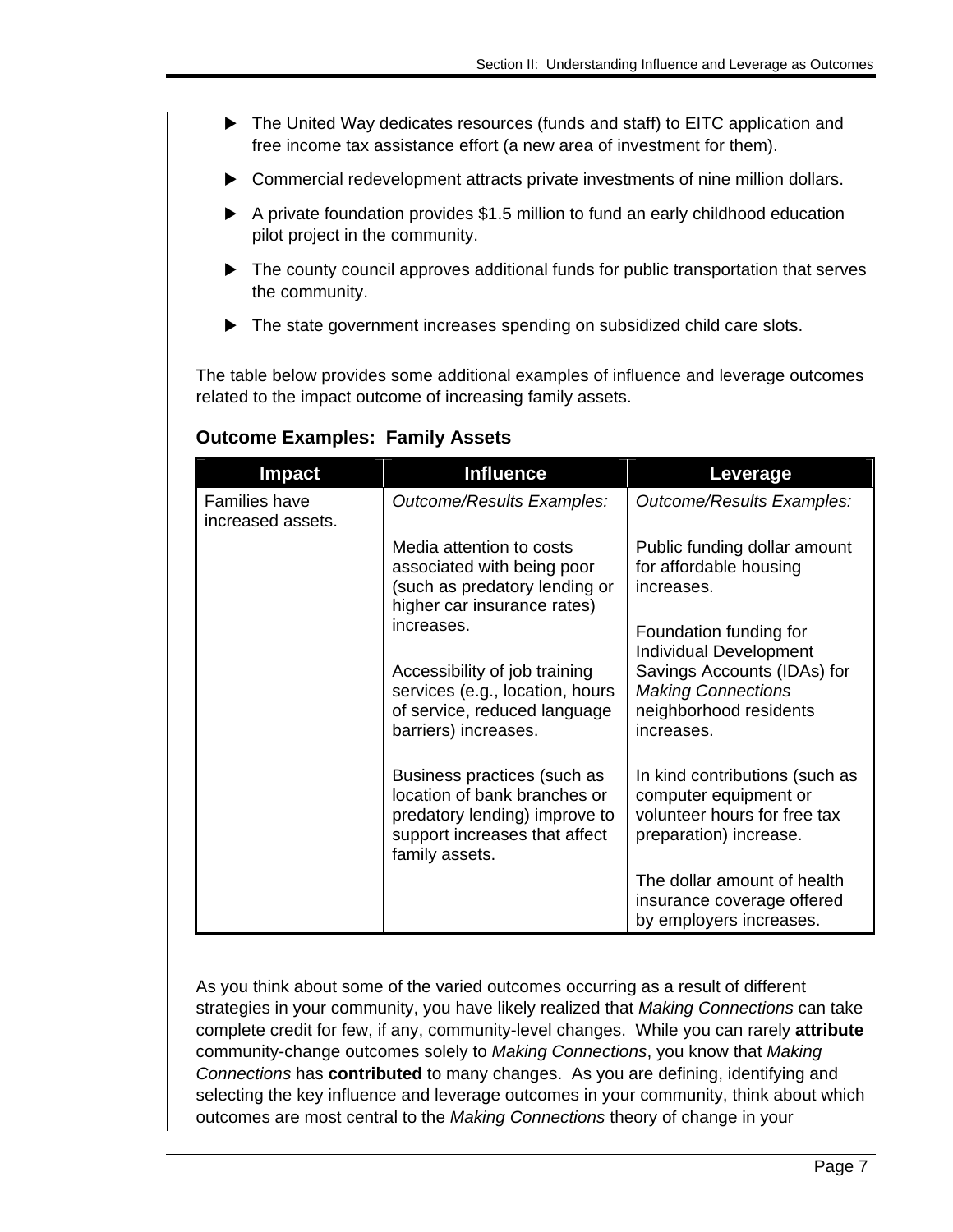- The United Way dedicates resources (funds and staff) to EITC application and free income tax assistance effort (a new area of investment for them).
- Commercial redevelopment attracts private investments of nine million dollars.
- A private foundation provides $1.5 million to fund an early childhood education pilot project in the community.
- The county council approves additional funds for public transportation that serves the community.
- The state government increases spending on subsidized child care slots.

The table below provides some additional examples of influence and leverage outcomes related to the impact outcome of increasing family assets.

### Outcome Examples: Family Assets

| Impact | Influence | Leverage |
|---|---|---|
| Families have increased assets. | *Outcome/Results Examples:*<br><br>Media attention to costs associated with being poor (such as predatory lending or higher car insurance rates) increases.<br><br>Accessibility of job training services (e.g., location, hours of service, reduced language barriers) increases.<br><br>Business practices (such as location of bank branches or predatory lending) improve to support increases that affect family assets. | *Outcome/Results Examples:*<br><br>Public funding dollar amount for affordable housing increases.<br><br>Foundation funding for Individual Development Savings Accounts (IDAs) for *Making Connections* neighborhood residents increases.<br><br>In kind contributions (such as computer equipment or volunteer hours for free tax preparation) increase.<br><br>The dollar amount of health insurance coverage offered by employers increases. |

As you think about some of the varied outcomes occurring as a result of different strategies in your community, you have likely realized that *Making Connections* can take complete credit for few, if any, community-level changes. While you can rarely **attribute** community-change outcomes solely to *Making Connections*, you know that *Making Connections* has **contributed** to many changes. As you are defining, identifying and selecting the key influence and leverage outcomes in your community, think about which outcomes are most central to the *Making Connections* theory of change in your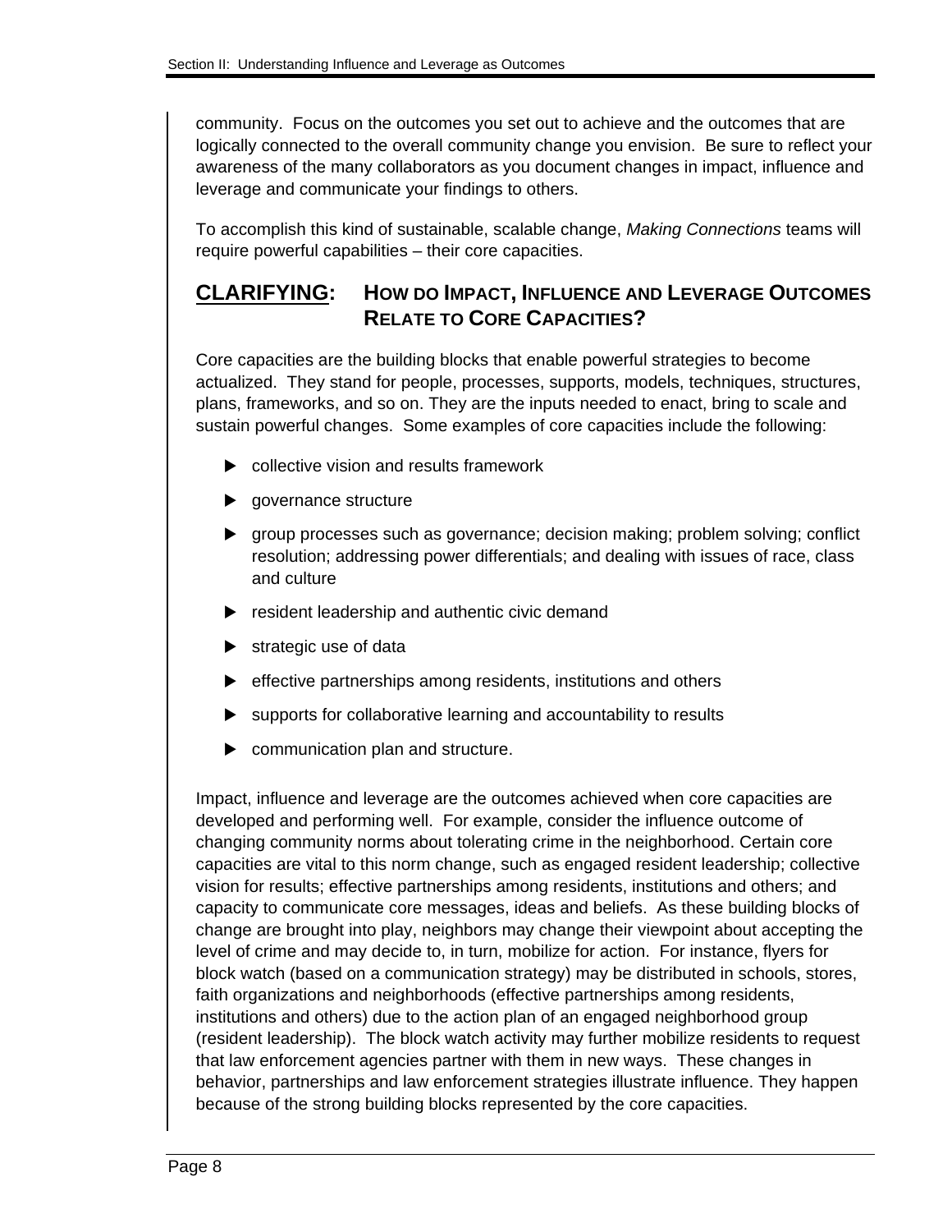community. Focus on the outcomes you set out to achieve and the outcomes that are logically connected to the overall community change you envision. Be sure to reflect your awareness of the many collaborators as you document changes in impact, influence and leverage and communicate your findings to others.

To accomplish this kind of sustainable, scalable change, *Making Connections* teams will require powerful capabilities – their core capacities.

## CLARIFYING: How do Impact, Influence and Leverage Outcomes Relate to Core Capacities?

Core capacities are the building blocks that enable powerful strategies to become actualized. They stand for people, processes, supports, models, techniques, structures, plans, frameworks, and so on. They are the inputs needed to enact, bring to scale and sustain powerful changes. Some examples of core capacities include the following:

- collective vision and results framework
- governance structure
- group processes such as governance; decision making; problem solving; conflict resolution; addressing power differentials; and dealing with issues of race, class and culture
- resident leadership and authentic civic demand
- strategic use of data
- effective partnerships among residents, institutions and others
- supports for collaborative learning and accountability to results
- communication plan and structure.

Impact, influence and leverage are the outcomes achieved when core capacities are developed and performing well. For example, consider the influence outcome of changing community norms about tolerating crime in the neighborhood. Certain core capacities are vital to this norm change, such as engaged resident leadership; collective vision for results; effective partnerships among residents, institutions and others; and capacity to communicate core messages, ideas and beliefs. As these building blocks of change are brought into play, neighbors may change their viewpoint about accepting the level of crime and may decide to, in turn, mobilize for action. For instance, flyers for block watch (based on a communication strategy) may be distributed in schools, stores, faith organizations and neighborhoods (effective partnerships among residents, institutions and others) due to the action plan of an engaged neighborhood group (resident leadership). The block watch activity may further mobilize residents to request that law enforcement agencies partner with them in new ways. These changes in behavior, partnerships and law enforcement strategies illustrate influence. They happen because of the strong building blocks represented by the core capacities.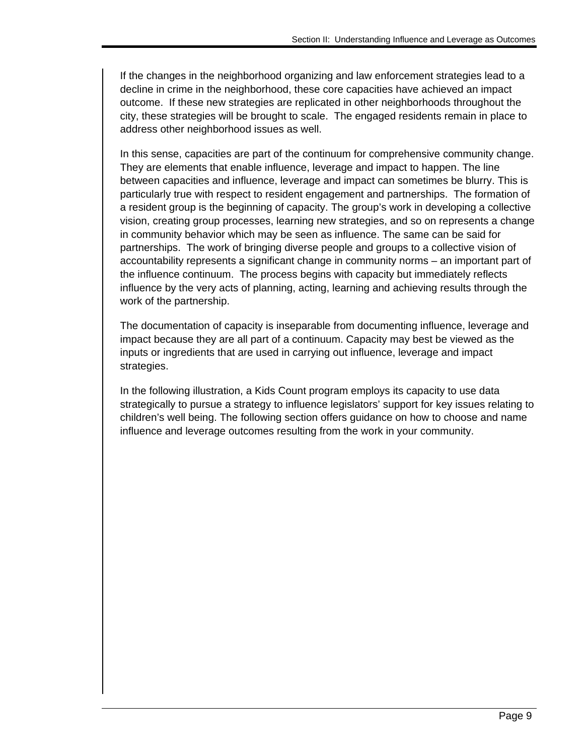If the changes in the neighborhood organizing and law enforcement strategies lead to a decline in crime in the neighborhood, these core capacities have achieved an impact outcome. If these new strategies are replicated in other neighborhoods throughout the city, these strategies will be brought to scale. The engaged residents remain in place to address other neighborhood issues as well.

In this sense, capacities are part of the continuum for comprehensive community change. They are elements that enable influence, leverage and impact to happen. The line between capacities and influence, leverage and impact can sometimes be blurry. This is particularly true with respect to resident engagement and partnerships. The formation of a resident group is the beginning of capacity. The group's work in developing a collective vision, creating group processes, learning new strategies, and so on represents a change in community behavior which may be seen as influence. The same can be said for partnerships. The work of bringing diverse people and groups to a collective vision of accountability represents a significant change in community norms – an important part of the influence continuum. The process begins with capacity but immediately reflects influence by the very acts of planning, acting, learning and achieving results through the work of the partnership.

The documentation of capacity is inseparable from documenting influence, leverage and impact because they are all part of a continuum. Capacity may best be viewed as the inputs or ingredients that are used in carrying out influence, leverage and impact strategies.

In the following illustration, a Kids Count program employs its capacity to use data strategically to pursue a strategy to influence legislators' support for key issues relating to children's well being. The following section offers guidance on how to choose and name influence and leverage outcomes resulting from the work in your community.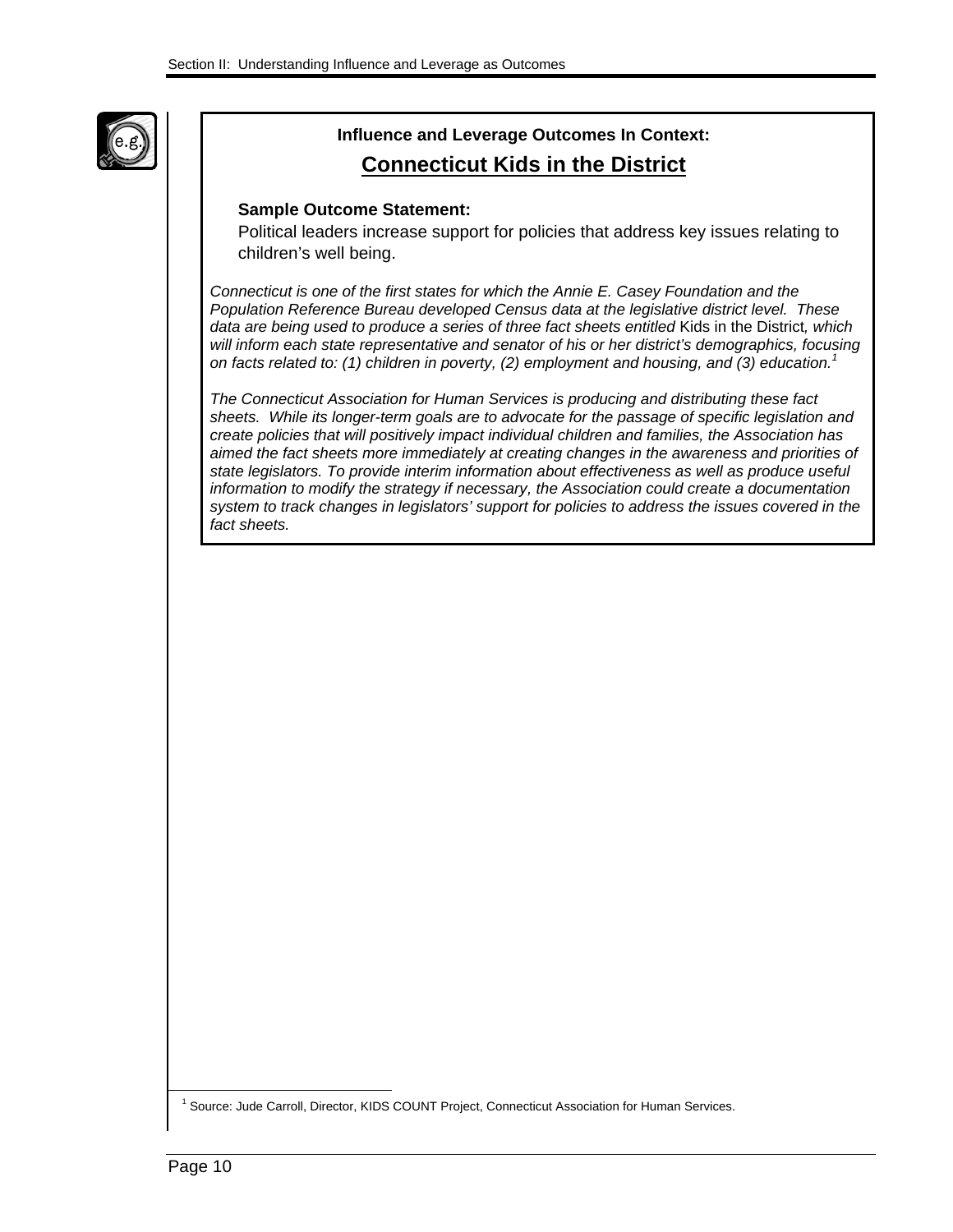### Influence and Leverage Outcomes In Context:

## Connecticut Kids in the District

**Sample Outcome Statement:**

Political leaders increase support for policies that address key issues relating to children's well being.

*Connecticut is one of the first states for which the Annie E. Casey Foundation and the Population Reference Bureau developed Census data at the legislative district level. These data are being used to produce a series of three fact sheets entitled* Kids in the District*, which will inform each state representative and senator of his or her district's demographics, focusing on facts related to: (1) children in poverty, (2) employment and housing, and (3) education.*[1]

*The Connecticut Association for Human Services is producing and distributing these fact sheets. While its longer-term goals are to advocate for the passage of specific legislation and create policies that will positively impact individual children and families, the Association has aimed the fact sheets more immediately at creating changes in the awareness and priorities of state legislators. To provide interim information about effectiveness as well as produce useful information to modify the strategy if necessary, the Association could create a documentation system to track changes in legislators' support for policies to address the issues covered in the fact sheets.*

[1] Source: Jude Carroll, Director, KIDS COUNT Project, Connecticut Association for Human Services.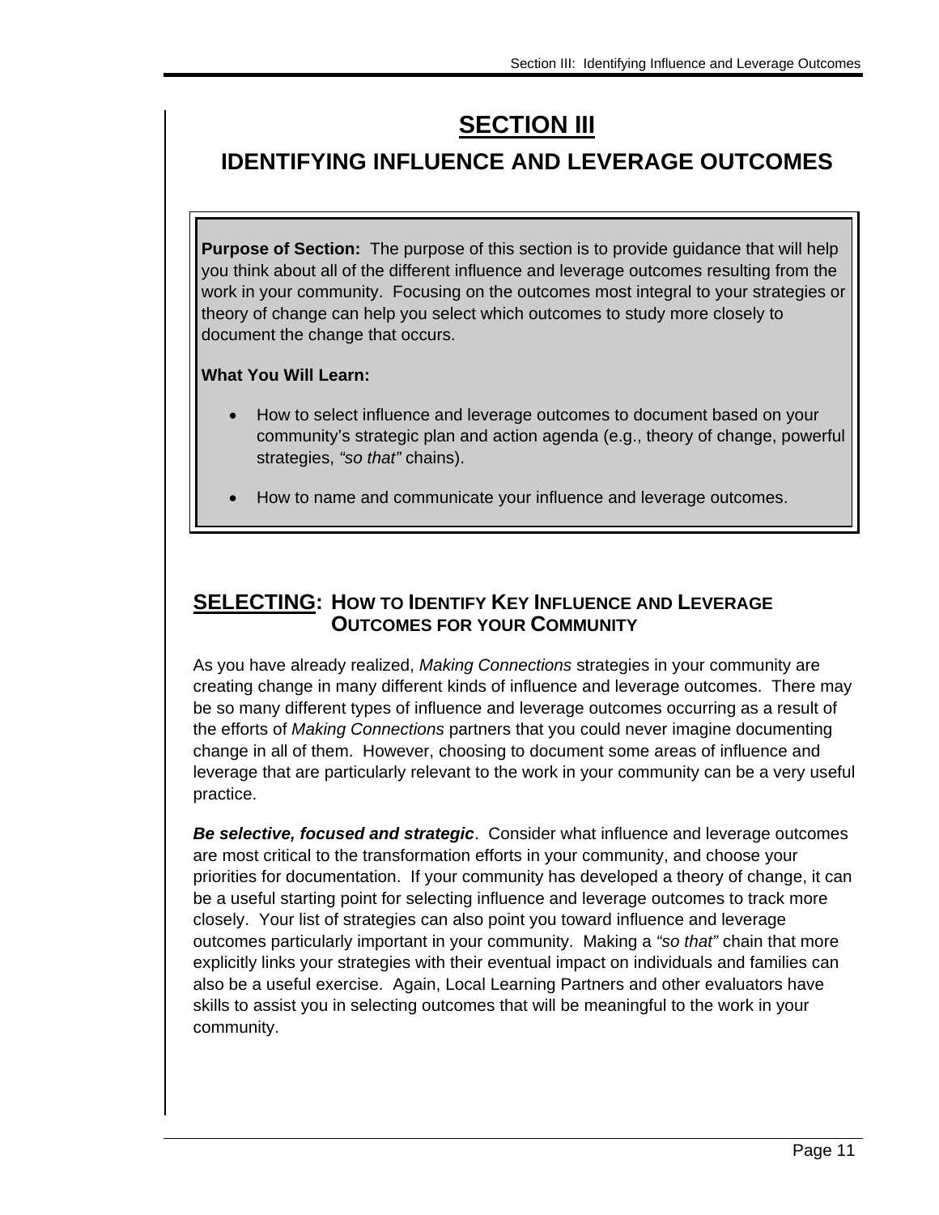# SECTION III

## IDENTIFYING INFLUENCE AND LEVERAGE OUTCOMES

**Purpose of Section:** The purpose of this section is to provide guidance that will help you think about all of the different influence and leverage outcomes resulting from the work in your community. Focusing on the outcomes most integral to your strategies or theory of change can help you select which outcomes to study more closely to document the change that occurs.

**What You Will Learn:**

- How to select influence and leverage outcomes to document based on your community's strategic plan and action agenda (e.g., theory of change, powerful strategies, *"so that"* chains).
- How to name and communicate your influence and leverage outcomes.

### SELECTING: HOW TO IDENTIFY KEY INFLUENCE AND LEVERAGE OUTCOMES FOR YOUR COMMUNITY

As you have already realized, *Making Connections* strategies in your community are creating change in many different kinds of influence and leverage outcomes. There may be so many different types of influence and leverage outcomes occurring as a result of the efforts of *Making Connections* partners that you could never imagine documenting change in all of them. However, choosing to document some areas of influence and leverage that are particularly relevant to the work in your community can be a very useful practice.

***Be selective, focused and strategic***. Consider what influence and leverage outcomes are most critical to the transformation efforts in your community, and choose your priorities for documentation. If your community has developed a theory of change, it can be a useful starting point for selecting influence and leverage outcomes to track more closely. Your list of strategies can also point you toward influence and leverage outcomes particularly important in your community. Making a *"so that"* chain that more explicitly links your strategies with their eventual impact on individuals and families can also be a useful exercise. Again, Local Learning Partners and other evaluators have skills to assist you in selecting outcomes that will be meaningful to the work in your community.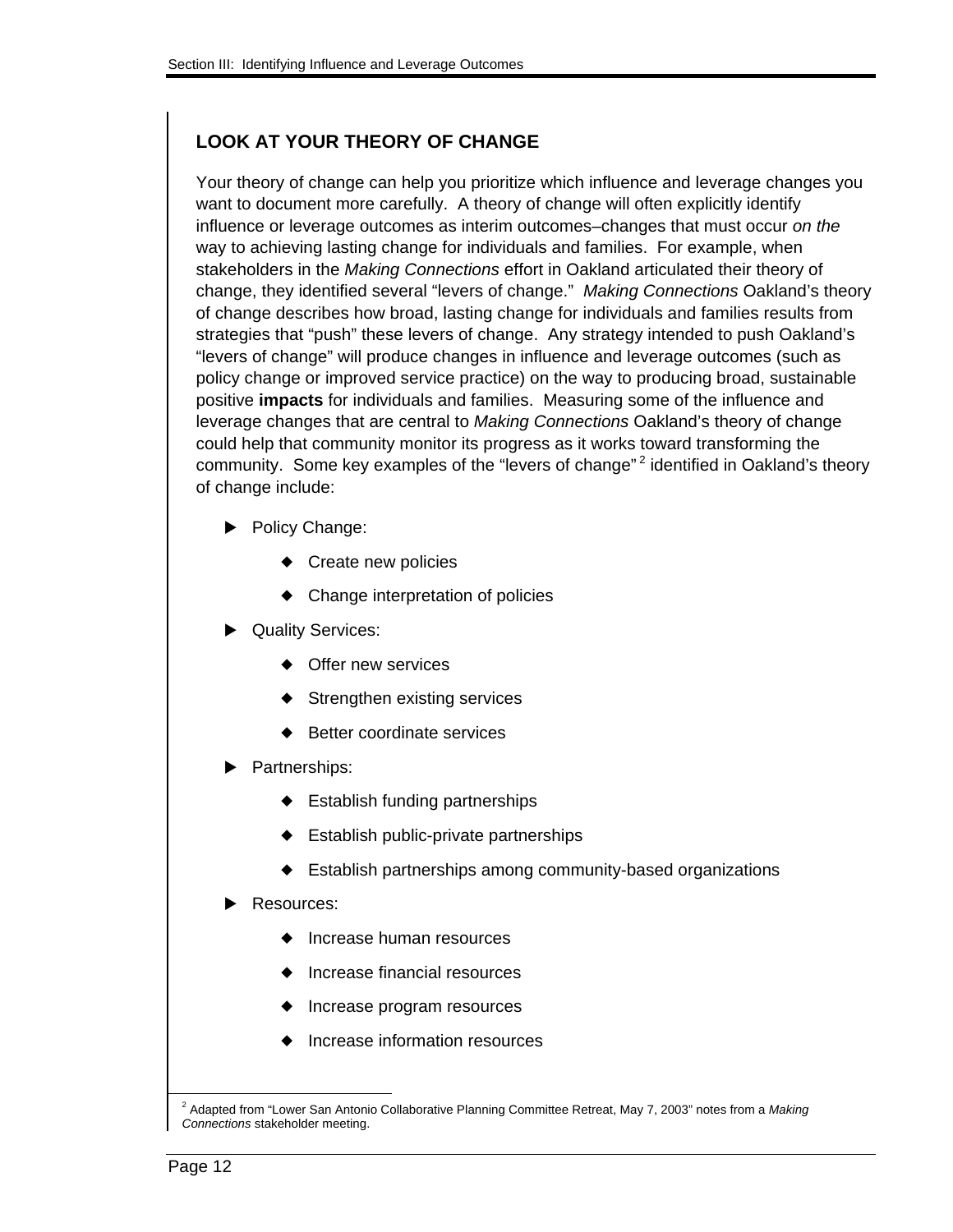## LOOK AT YOUR THEORY OF CHANGE

Your theory of change can help you prioritize which influence and leverage changes you want to document more carefully. A theory of change will often explicitly identify influence or leverage outcomes as interim outcomes–changes that must occur *on the* way to achieving lasting change for individuals and families. For example, when stakeholders in the *Making Connections* effort in Oakland articulated their theory of change, they identified several "levers of change." *Making Connections* Oakland's theory of change describes how broad, lasting change for individuals and families results from strategies that "push" these levers of change. Any strategy intended to push Oakland's "levers of change" will produce changes in influence and leverage outcomes (such as policy change or improved service practice) on the way to producing broad, sustainable positive **impacts** for individuals and families. Measuring some of the influence and leverage changes that are central to *Making Connections* Oakland's theory of change could help that community monitor its progress as it works toward transforming the community. Some key examples of the "levers of change"[2] identified in Oakland's theory of change include:

- Policy Change:
  - Create new policies
  - Change interpretation of policies
- Quality Services:
  - Offer new services
  - Strengthen existing services
  - Better coordinate services
- Partnerships:
  - Establish funding partnerships
  - Establish public-private partnerships
  - Establish partnerships among community-based organizations
- Resources:
  - Increase human resources
  - Increase financial resources
  - Increase program resources
  - Increase information resources

[2] Adapted from "Lower San Antonio Collaborative Planning Committee Retreat, May 7, 2003" notes from a *Making Connections* stakeholder meeting.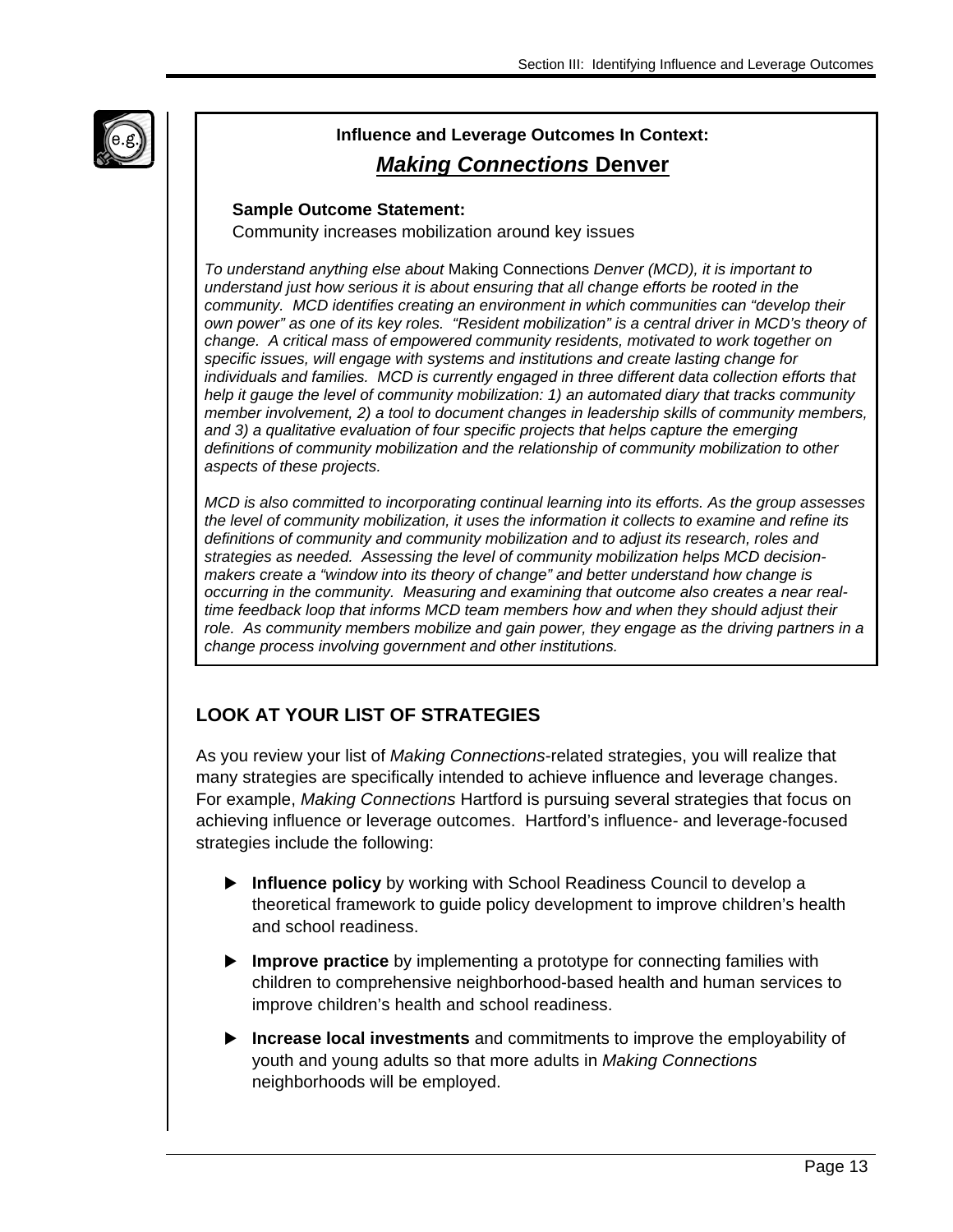**Influence and Leverage Outcomes In Context:**

***Making Connections* Denver**

**Sample Outcome Statement:**
Community increases mobilization around key issues

*To understand anything else about* Making Connections *Denver (MCD), it is important to understand just how serious it is about ensuring that all change efforts be rooted in the community. MCD identifies creating an environment in which communities can "develop their own power" as one of its key roles. "Resident mobilization" is a central driver in MCD's theory of change. A critical mass of empowered community residents, motivated to work together on specific issues, will engage with systems and institutions and create lasting change for individuals and families. MCD is currently engaged in three different data collection efforts that help it gauge the level of community mobilization: 1) an automated diary that tracks community member involvement, 2) a tool to document changes in leadership skills of community members, and 3) a qualitative evaluation of four specific projects that helps capture the emerging definitions of community mobilization and the relationship of community mobilization to other aspects of these projects.*

*MCD is also committed to incorporating continual learning into its efforts. As the group assesses the level of community mobilization, it uses the information it collects to examine and refine its definitions of community and community mobilization and to adjust its research, roles and strategies as needed. Assessing the level of community mobilization helps MCD decision-makers create a "window into its theory of change" and better understand how change is occurring in the community. Measuring and examining that outcome also creates a near real-time feedback loop that informs MCD team members how and when they should adjust their role. As community members mobilize and gain power, they engage as the driving partners in a change process involving government and other institutions.*

## LOOK AT YOUR LIST OF STRATEGIES

As you review your list of *Making Connections*-related strategies, you will realize that many strategies are specifically intended to achieve influence and leverage changes. For example, *Making Connections* Hartford is pursuing several strategies that focus on achieving influence or leverage outcomes. Hartford's influence- and leverage-focused strategies include the following:

- **Influence policy** by working with School Readiness Council to develop a theoretical framework to guide policy development to improve children's health and school readiness.
- **Improve practice** by implementing a prototype for connecting families with children to comprehensive neighborhood-based health and human services to improve children's health and school readiness.
- **Increase local investments** and commitments to improve the employability of youth and young adults so that more adults in *Making Connections* neighborhoods will be employed.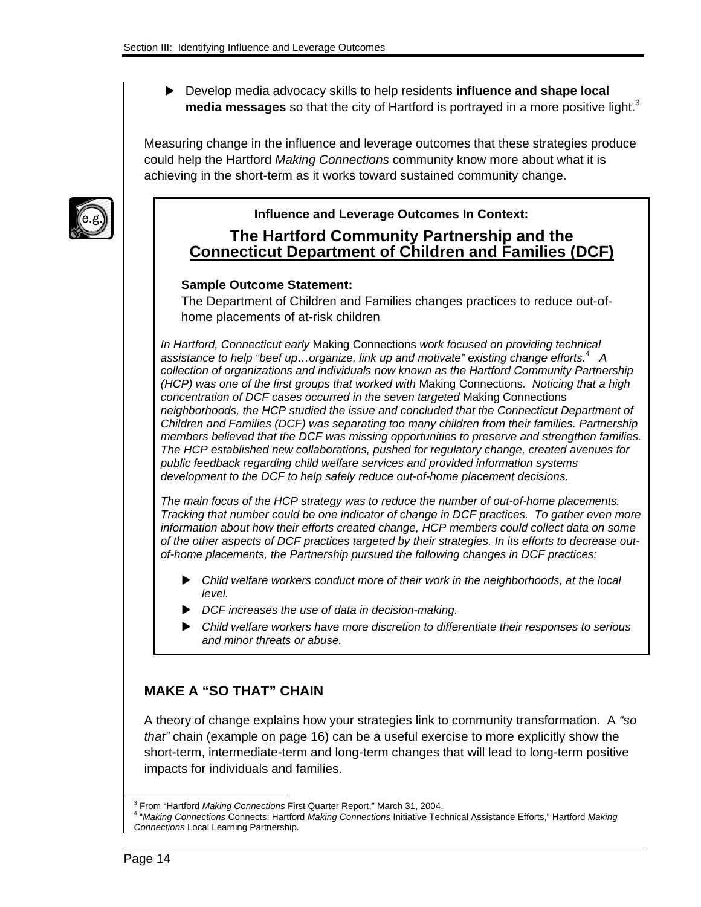- Develop media advocacy skills to help residents **influence and shape local media messages** so that the city of Hartford is portrayed in a more positive light.[3]

Measuring change in the influence and leverage outcomes that these strategies produce could help the Hartford *Making Connections* community know more about what it is achieving in the short-term as it works toward sustained community change.

**Influence and Leverage Outcomes In Context:**

## The Hartford Community Partnership and the Connecticut Department of Children and Families (DCF)

**Sample Outcome Statement:**

The Department of Children and Families changes practices to reduce out-of-home placements of at-risk children

*In Hartford, Connecticut early* Making Connections *work focused on providing technical assistance to help "beef up…organize, link up and motivate" existing change efforts.*[4] *A collection of organizations and individuals now known as the Hartford Community Partnership (HCP) was one of the first groups that worked with* Making Connections*. Noticing that a high concentration of DCF cases occurred in the seven targeted* Making Connections *neighborhoods, the HCP studied the issue and concluded that the Connecticut Department of Children and Families (DCF) was separating too many children from their families. Partnership members believed that the DCF was missing opportunities to preserve and strengthen families. The HCP established new collaborations, pushed for regulatory change, created avenues for public feedback regarding child welfare services and provided information systems development to the DCF to help safely reduce out-of-home placement decisions.*

*The main focus of the HCP strategy was to reduce the number of out-of-home placements. Tracking that number could be one indicator of change in DCF practices. To gather even more information about how their efforts created change, HCP members could collect data on some of the other aspects of DCF practices targeted by their strategies. In its efforts to decrease out-of-home placements, the Partnership pursued the following changes in DCF practices:*

- *Child welfare workers conduct more of their work in the neighborhoods, at the local level.*
- *DCF increases the use of data in decision-making.*
- *Child welfare workers have more discretion to differentiate their responses to serious and minor threats or abuse.*

## MAKE A "SO THAT" CHAIN

A theory of change explains how your strategies link to community transformation. A *"so that"* chain (example on page 16) can be a useful exercise to more explicitly show the short-term, intermediate-term and long-term changes that will lead to long-term positive impacts for individuals and families.

---

[3] From "Hartford *Making Connections* First Quarter Report," March 31, 2004.

[4] "*Making Connections* Connects: Hartford *Making Connections* Initiative Technical Assistance Efforts," Hartford *Making Connections* Local Learning Partnership.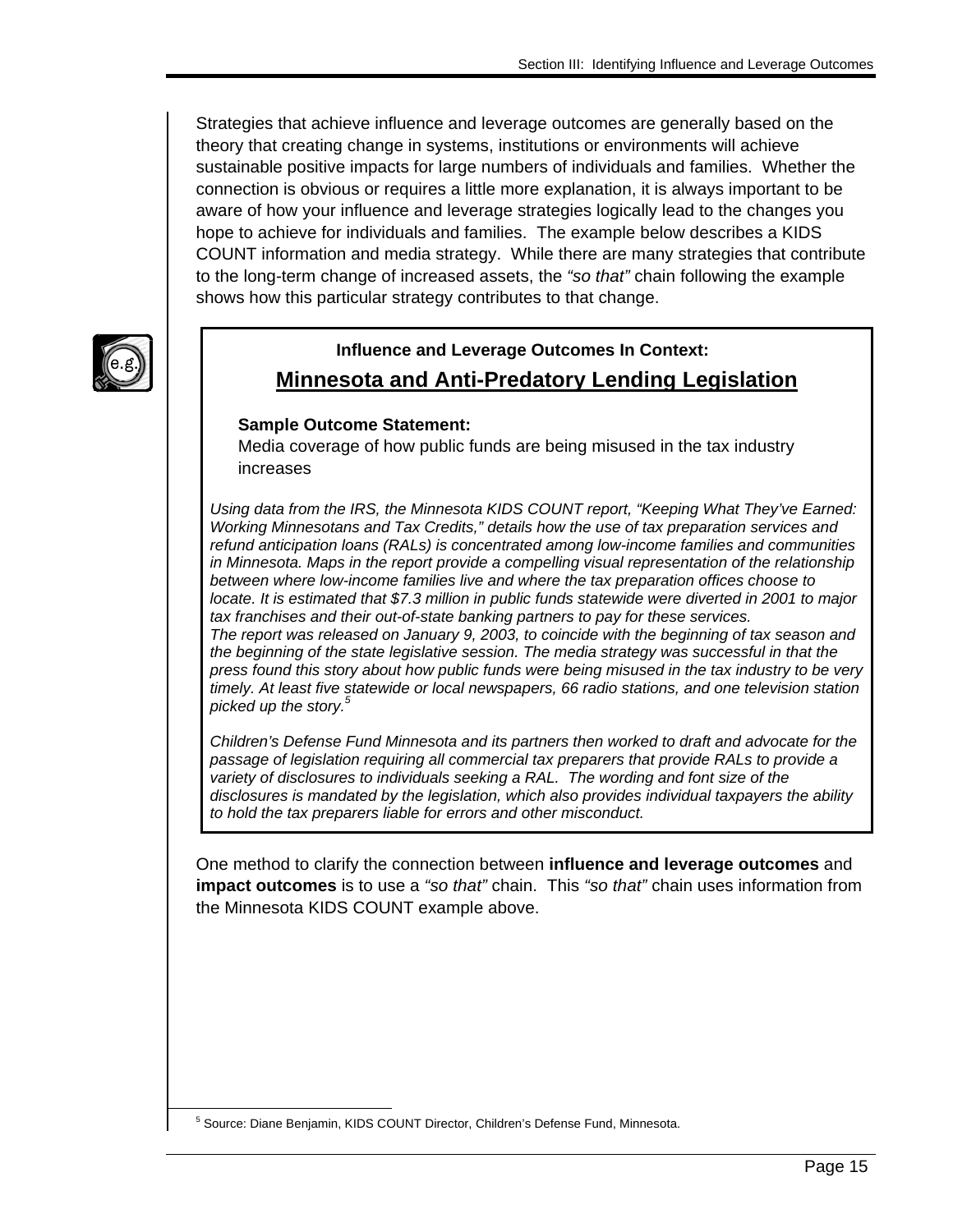Strategies that achieve influence and leverage outcomes are generally based on the theory that creating change in systems, institutions or environments will achieve sustainable positive impacts for large numbers of individuals and families. Whether the connection is obvious or requires a little more explanation, it is always important to be aware of how your influence and leverage strategies logically lead to the changes you hope to achieve for individuals and families. The example below describes a KIDS COUNT information and media strategy. While there are many strategies that contribute to the long-term change of increased assets, the *"so that"* chain following the example shows how this particular strategy contributes to that change.

**Influence and Leverage Outcomes In Context:**

## Minnesota and Anti-Predatory Lending Legislation

**Sample Outcome Statement:**
Media coverage of how public funds are being misused in the tax industry increases

*Using data from the IRS, the Minnesota KIDS COUNT report, "Keeping What They've Earned: Working Minnesotans and Tax Credits," details how the use of tax preparation services and refund anticipation loans (RALs) is concentrated among low-income families and communities in Minnesota. Maps in the report provide a compelling visual representation of the relationship between where low-income families live and where the tax preparation offices choose to locate. It is estimated that $7.3 million in public funds statewide were diverted in 2001 to major tax franchises and their out-of-state banking partners to pay for these services.*
*The report was released on January 9, 2003, to coincide with the beginning of tax season and the beginning of the state legislative session. The media strategy was successful in that the press found this story about how public funds were being misused in the tax industry to be very timely. At least five statewide or local newspapers, 66 radio stations, and one television station picked up the story.*[5]

*Children's Defense Fund Minnesota and its partners then worked to draft and advocate for the passage of legislation requiring all commercial tax preparers that provide RALs to provide a variety of disclosures to individuals seeking a RAL. The wording and font size of the disclosures is mandated by the legislation, which also provides individual taxpayers the ability to hold the tax preparers liable for errors and other misconduct.*

One method to clarify the connection between **influence and leverage outcomes** and **impact outcomes** is to use a *"so that"* chain. This *"so that"* chain uses information from the Minnesota KIDS COUNT example above.

[5] Source: Diane Benjamin, KIDS COUNT Director, Children's Defense Fund, Minnesota.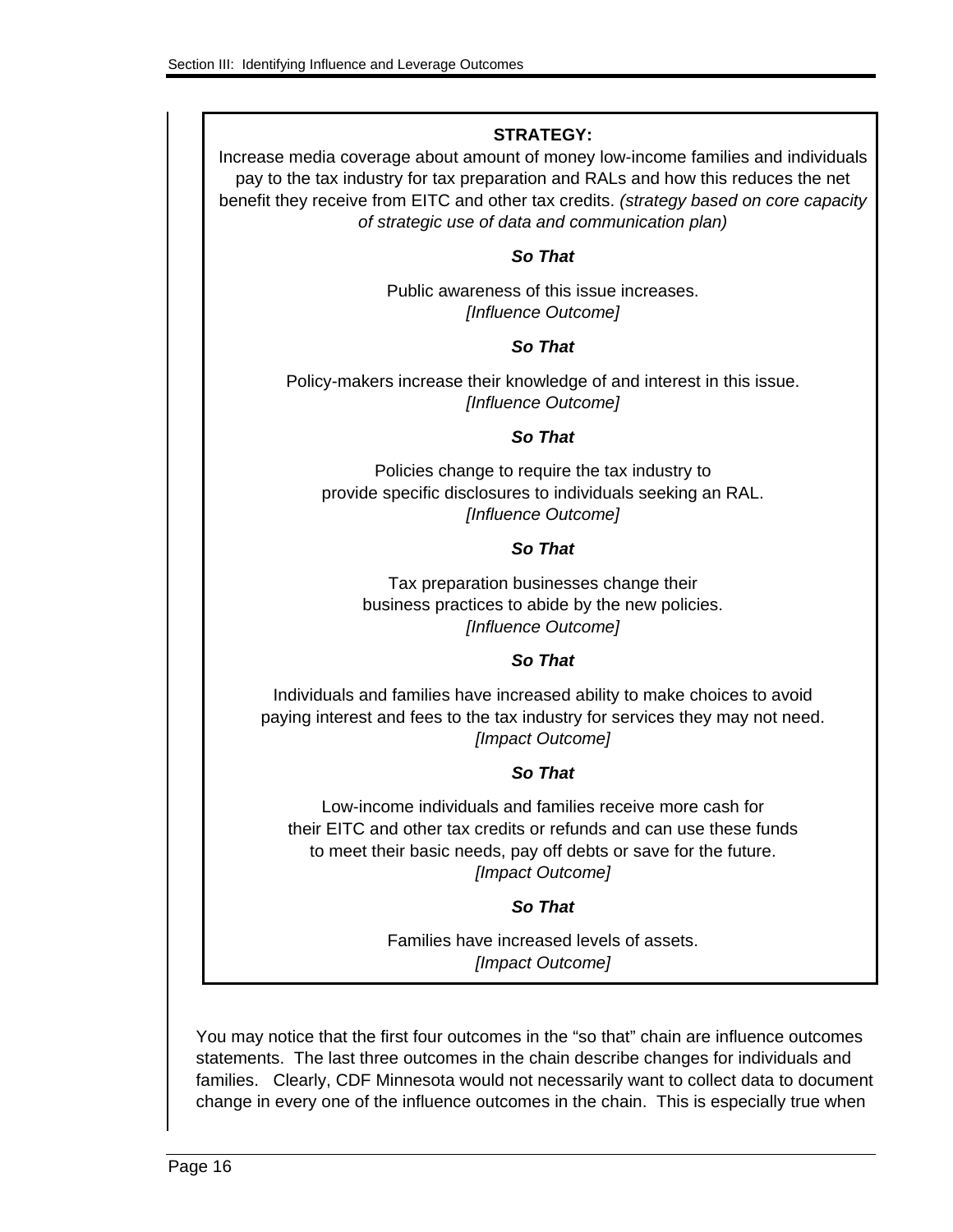**STRATEGY:**

Increase media coverage about amount of money low-income families and individuals pay to the tax industry for tax preparation and RALs and how this reduces the net benefit they receive from EITC and other tax credits. *(strategy based on core capacity of strategic use of data and communication plan)*

***So That***

Public awareness of this issue increases.
*[Influence Outcome]*

***So That***

Policy-makers increase their knowledge of and interest in this issue.
*[Influence Outcome]*

***So That***

Policies change to require the tax industry to provide specific disclosures to individuals seeking an RAL.
*[Influence Outcome]*

***So That***

Tax preparation businesses change their business practices to abide by the new policies.
*[Influence Outcome]*

***So That***

Individuals and families have increased ability to make choices to avoid paying interest and fees to the tax industry for services they may not need.
*[Impact Outcome]*

***So That***

Low-income individuals and families receive more cash for their EITC and other tax credits or refunds and can use these funds to meet their basic needs, pay off debts or save for the future.
*[Impact Outcome]*

***So That***

Families have increased levels of assets.
*[Impact Outcome]*

You may notice that the first four outcomes in the "so that" chain are influence outcomes statements. The last three outcomes in the chain describe changes for individuals and families. Clearly, CDF Minnesota would not necessarily want to collect data to document change in every one of the influence outcomes in the chain. This is especially true when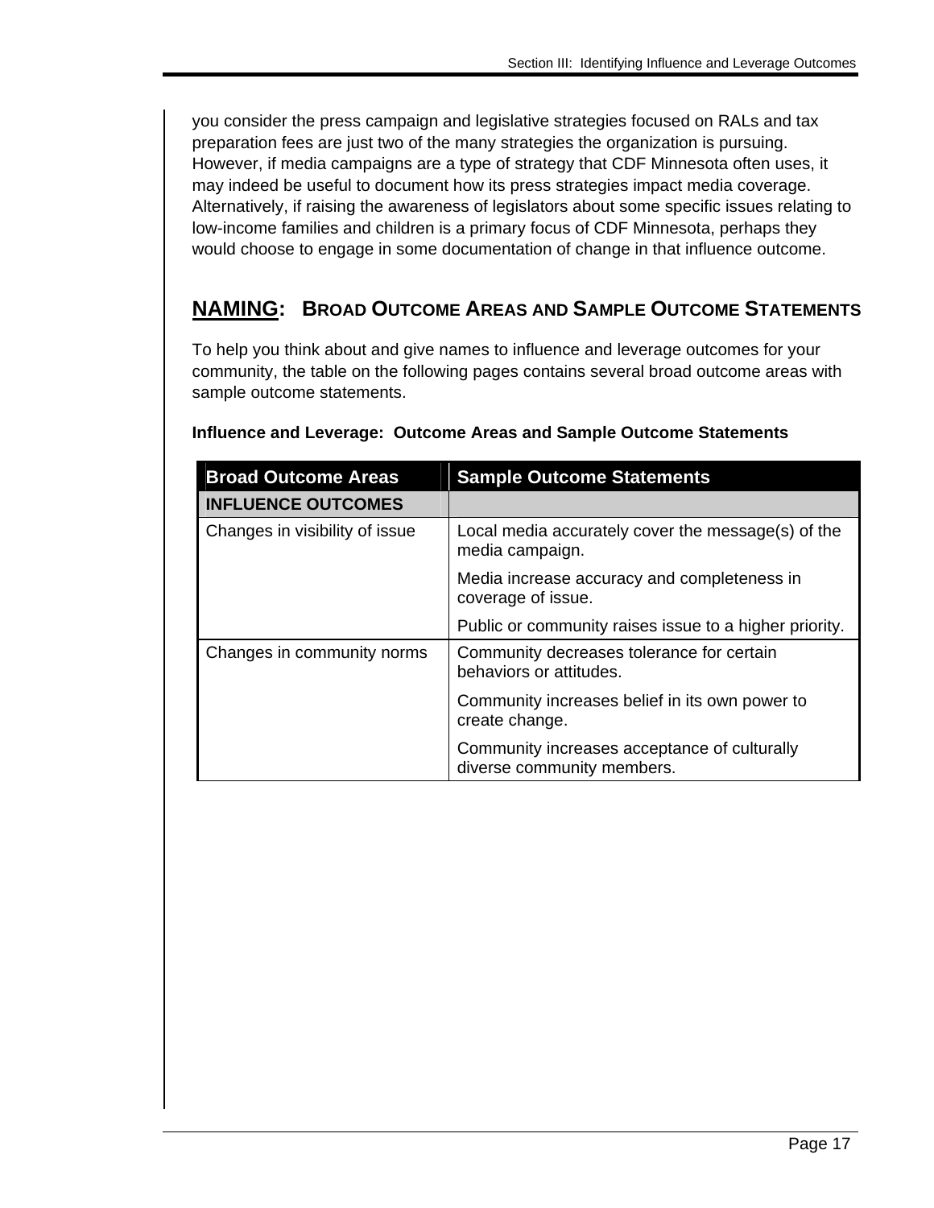you consider the press campaign and legislative strategies focused on RALs and tax preparation fees are just two of the many strategies the organization is pursuing. However, if media campaigns are a type of strategy that CDF Minnesota often uses, it may indeed be useful to document how its press strategies impact media coverage. Alternatively, if raising the awareness of legislators about some specific issues relating to low-income families and children is a primary focus of CDF Minnesota, perhaps they would choose to engage in some documentation of change in that influence outcome.

## NAMING: BROAD OUTCOME AREAS AND SAMPLE OUTCOME STATEMENTS

To help you think about and give names to influence and leverage outcomes for your community, the table on the following pages contains several broad outcome areas with sample outcome statements.

**Influence and Leverage: Outcome Areas and Sample Outcome Statements**

| Broad Outcome Areas | Sample Outcome Statements |
|---|---|
| **INFLUENCE OUTCOMES** | |
| Changes in visibility of issue | Local media accurately cover the message(s) of the media campaign. |
| | Media increase accuracy and completeness in coverage of issue. |
| | Public or community raises issue to a higher priority. |
| Changes in community norms | Community decreases tolerance for certain behaviors or attitudes. |
| | Community increases belief in its own power to create change. |
| | Community increases acceptance of culturally diverse community members. |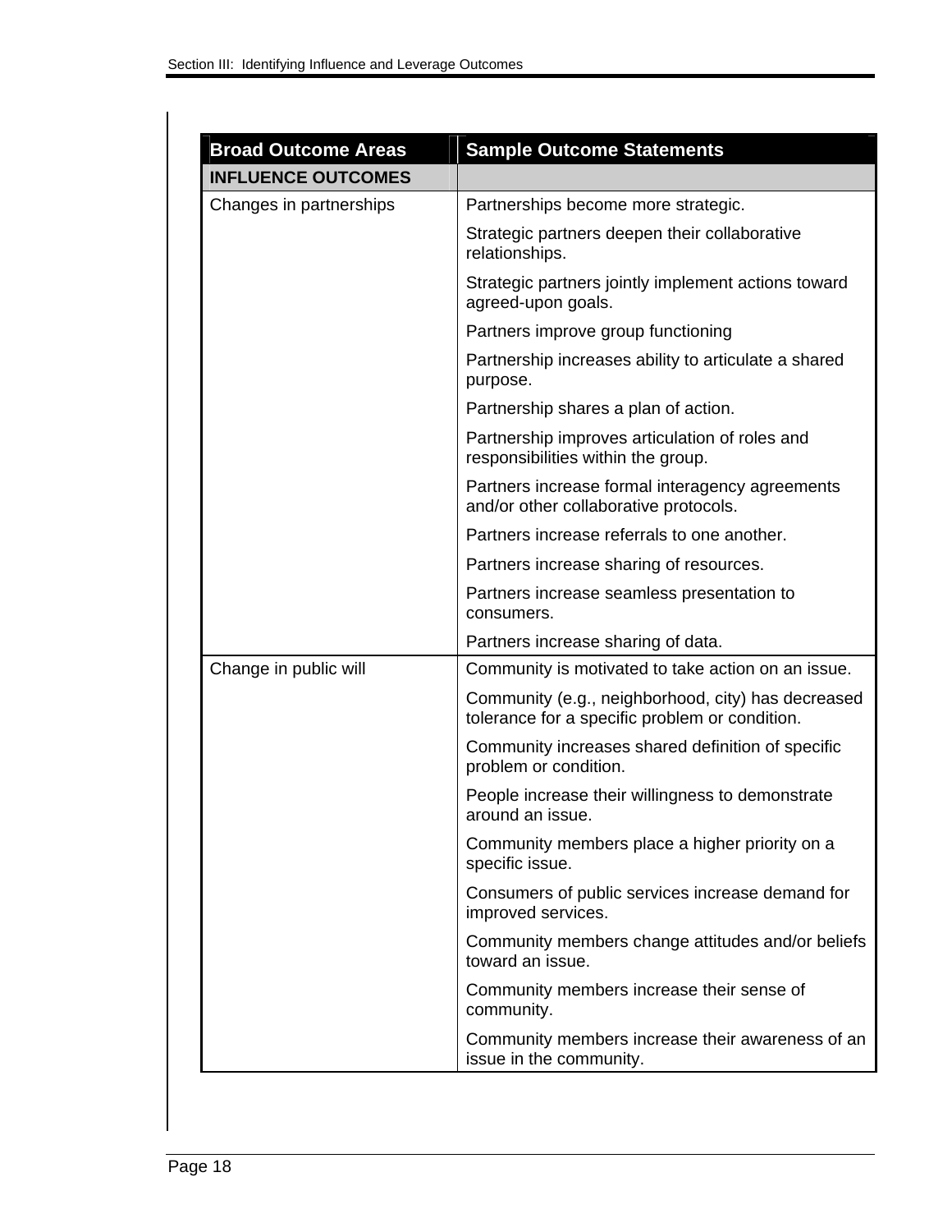| Broad Outcome Areas | Sample Outcome Statements |
|---|---|
| **INFLUENCE OUTCOMES** | |
| Changes in partnerships | Partnerships become more strategic. |
| | Strategic partners deepen their collaborative relationships. |
| | Strategic partners jointly implement actions toward agreed-upon goals. |
| | Partners improve group functioning |
| | Partnership increases ability to articulate a shared purpose. |
| | Partnership shares a plan of action. |
| | Partnership improves articulation of roles and responsibilities within the group. |
| | Partners increase formal interagency agreements and/or other collaborative protocols. |
| | Partners increase referrals to one another. |
| | Partners increase sharing of resources. |
| | Partners increase seamless presentation to consumers. |
| | Partners increase sharing of data. |
| Change in public will | Community is motivated to take action on an issue. |
| | Community (e.g., neighborhood, city) has decreased tolerance for a specific problem or condition. |
| | Community increases shared definition of specific problem or condition. |
| | People increase their willingness to demonstrate around an issue. |
| | Community members place a higher priority on a specific issue. |
| | Consumers of public services increase demand for improved services. |
| | Community members change attitudes and/or beliefs toward an issue. |
| | Community members increase their sense of community. |
| | Community members increase their awareness of an issue in the community. |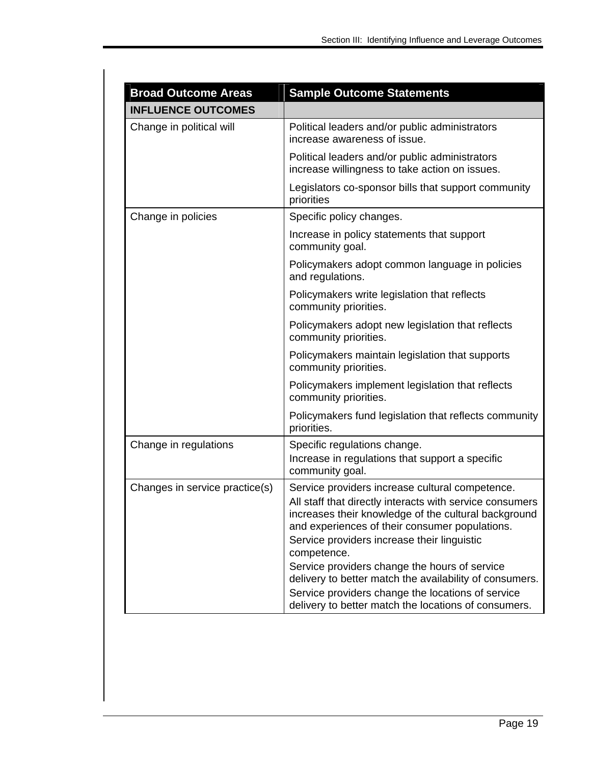| Broad Outcome Areas | Sample Outcome Statements |
|---|---|
| **INFLUENCE OUTCOMES** | |
| Change in political will | Political leaders and/or public administrators increase awareness of issue.<br><br>Political leaders and/or public administrators increase willingness to take action on issues.<br><br>Legislators co-sponsor bills that support community priorities |
| Change in policies | Specific policy changes.<br><br>Increase in policy statements that support community goal.<br><br>Policymakers adopt common language in policies and regulations.<br><br>Policymakers write legislation that reflects community priorities.<br><br>Policymakers adopt new legislation that reflects community priorities.<br><br>Policymakers maintain legislation that supports community priorities.<br><br>Policymakers implement legislation that reflects community priorities.<br><br>Policymakers fund legislation that reflects community priorities. |
| Change in regulations | Specific regulations change.<br>Increase in regulations that support a specific community goal. |
| Changes in service practice(s) | Service providers increase cultural competence.<br>All staff that directly interacts with service consumers increases their knowledge of the cultural background and experiences of their consumer populations.<br>Service providers increase their linguistic competence.<br>Service providers change the hours of service delivery to better match the availability of consumers.<br>Service providers change the locations of service delivery to better match the locations of consumers. |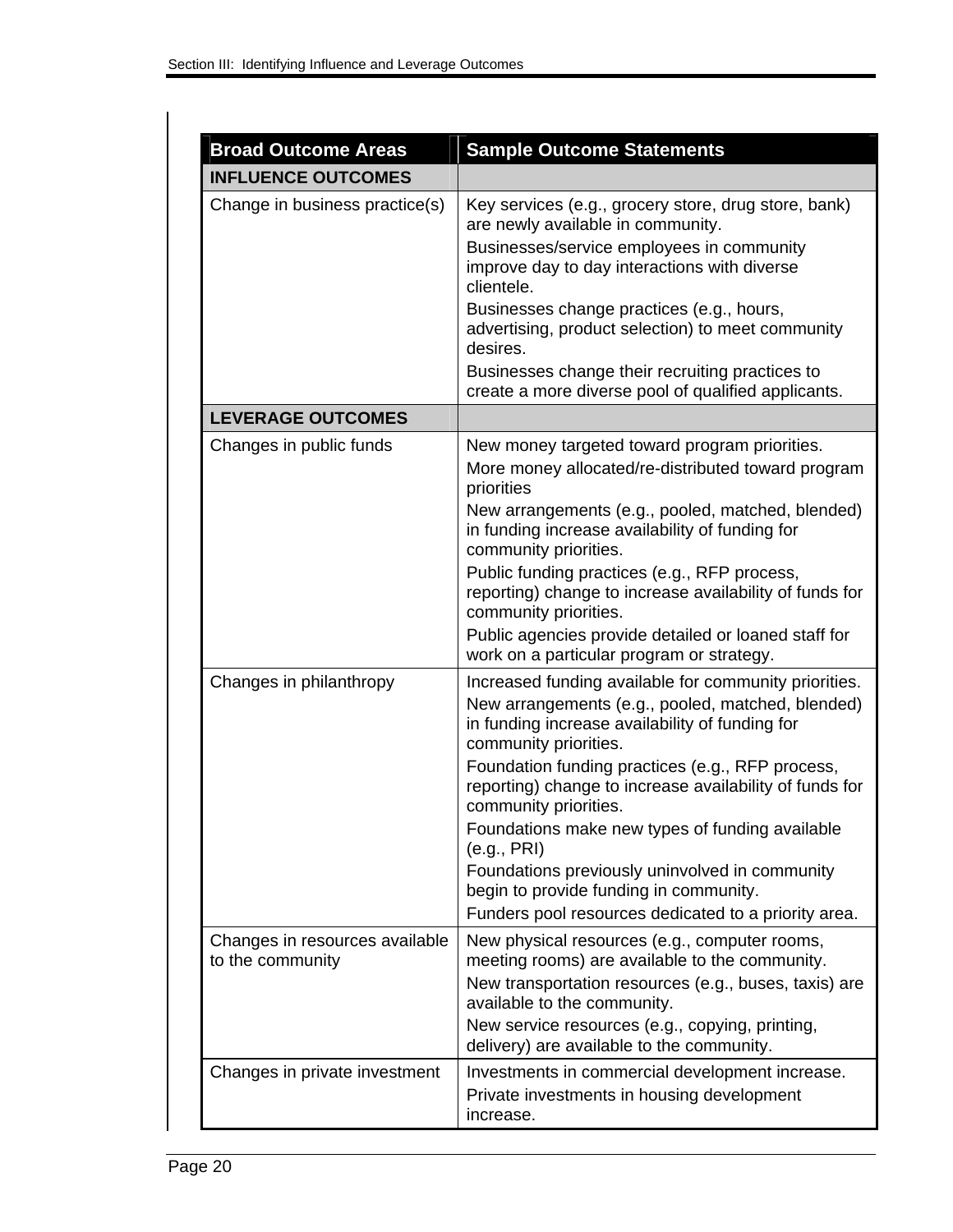| Broad Outcome Areas | Sample Outcome Statements |
|---|---|
| **INFLUENCE OUTCOMES** | |
| Change in business practice(s) | Key services (e.g., grocery store, drug store, bank) are newly available in community.<br>Businesses/service employees in community improve day to day interactions with diverse clientele.<br>Businesses change practices (e.g., hours, advertising, product selection) to meet community desires.<br>Businesses change their recruiting practices to create a more diverse pool of qualified applicants. |
| **LEVERAGE OUTCOMES** | |
| Changes in public funds | New money targeted toward program priorities.<br>More money allocated/re-distributed toward program priorities<br>New arrangements (e.g., pooled, matched, blended) in funding increase availability of funding for community priorities.<br>Public funding practices (e.g., RFP process, reporting) change to increase availability of funds for community priorities.<br>Public agencies provide detailed or loaned staff for work on a particular program or strategy. |
| Changes in philanthropy | Increased funding available for community priorities.<br>New arrangements (e.g., pooled, matched, blended) in funding increase availability of funding for community priorities.<br>Foundation funding practices (e.g., RFP process, reporting) change to increase availability of funds for community priorities.<br>Foundations make new types of funding available (e.g., PRI)<br>Foundations previously uninvolved in community begin to provide funding in community.<br>Funders pool resources dedicated to a priority area. |
| Changes in resources available to the community | New physical resources (e.g., computer rooms, meeting rooms) are available to the community.<br>New transportation resources (e.g., buses, taxis) are available to the community.<br>New service resources (e.g., copying, printing, delivery) are available to the community. |
| Changes in private investment | Investments in commercial development increase.<br>Private investments in housing development increase. |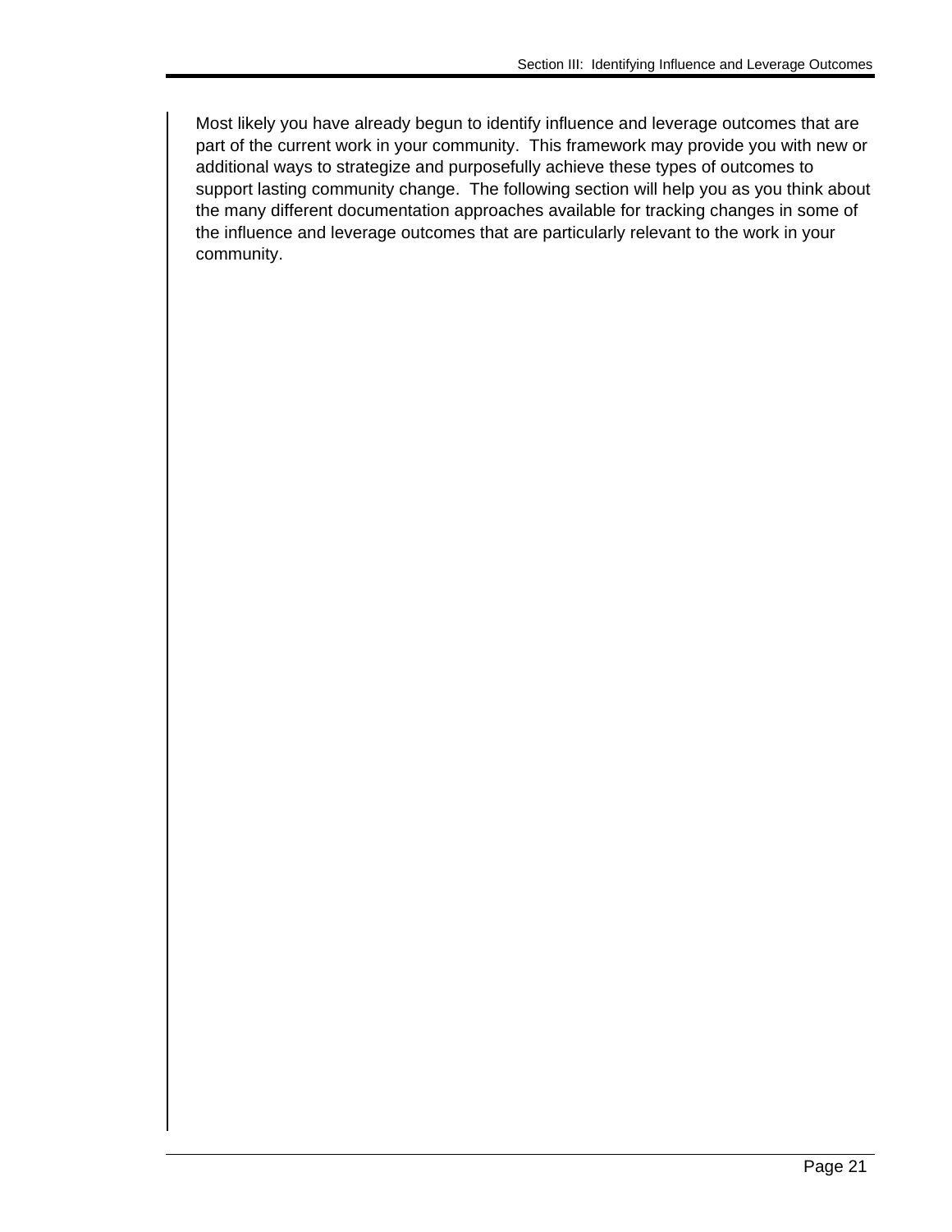Most likely you have already begun to identify influence and leverage outcomes that are part of the current work in your community. This framework may provide you with new or additional ways to strategize and purposefully achieve these types of outcomes to support lasting community change. The following section will help you as you think about the many different documentation approaches available for tracking changes in some of the influence and leverage outcomes that are particularly relevant to the work in your community.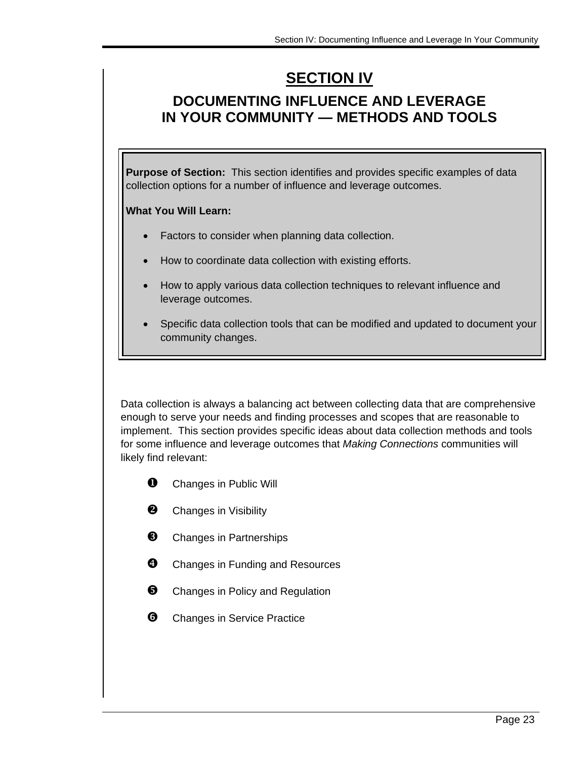# SECTION IV

## DOCUMENTING INFLUENCE AND LEVERAGE IN YOUR COMMUNITY — METHODS AND TOOLS

**Purpose of Section:** This section identifies and provides specific examples of data collection options for a number of influence and leverage outcomes.

**What You Will Learn:**

- Factors to consider when planning data collection.
- How to coordinate data collection with existing efforts.
- How to apply various data collection techniques to relevant influence and leverage outcomes.
- Specific data collection tools that can be modified and updated to document your community changes.

Data collection is always a balancing act between collecting data that are comprehensive enough to serve your needs and finding processes and scopes that are reasonable to implement. This section provides specific ideas about data collection methods and tools for some influence and leverage outcomes that *Making Connections* communities will likely find relevant:

❶ Changes in Public Will

❷ Changes in Visibility

❸ Changes in Partnerships

❹ Changes in Funding and Resources

❺ Changes in Policy and Regulation

❻ Changes in Service Practice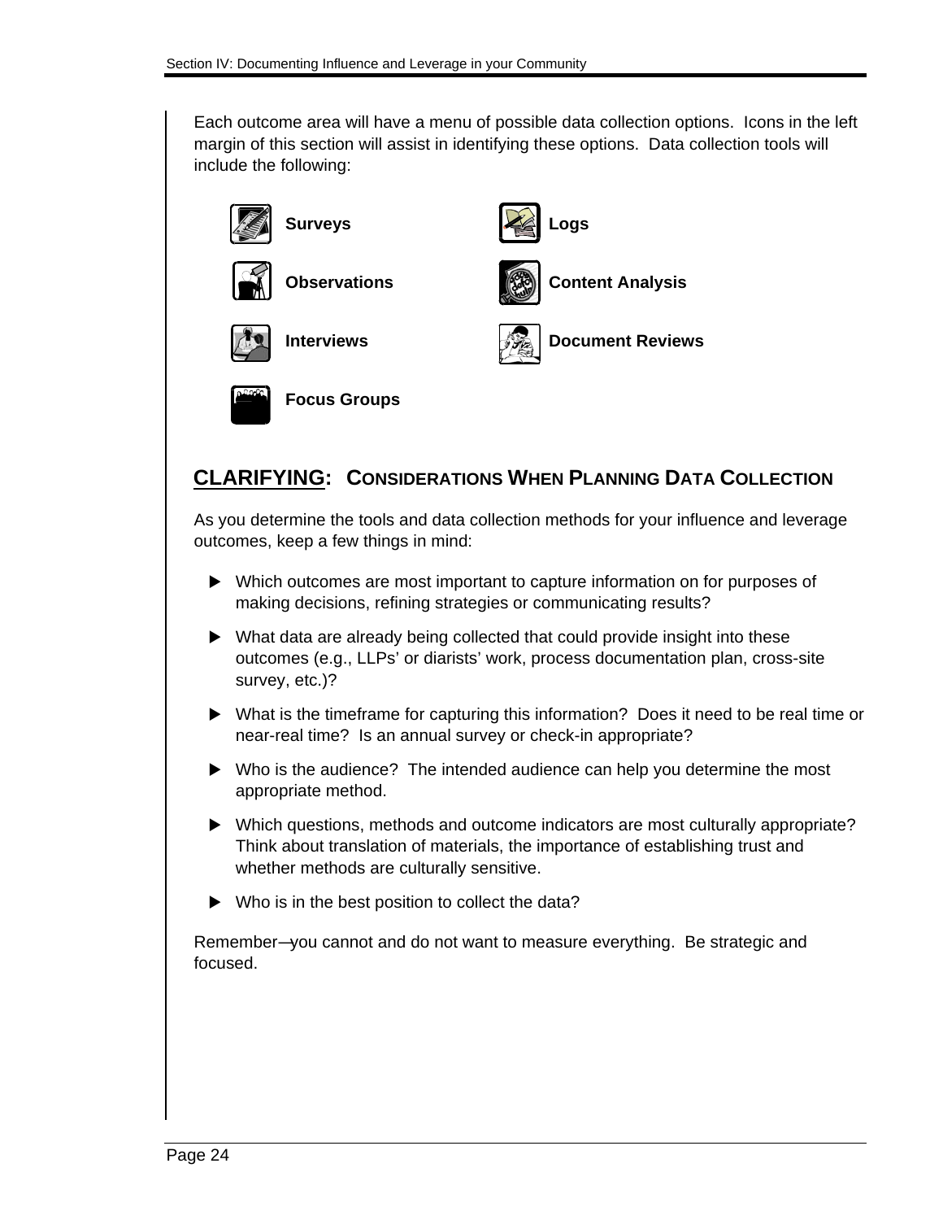Each outcome area will have a menu of possible data collection options. Icons in the left margin of this section will assist in identifying these options. Data collection tools will include the following:

- **Surveys**
- **Logs**
- **Observations**
- **Content Analysis**
- **Interviews**
- **Document Reviews**
- **Focus Groups**

## CLARIFYING: CONSIDERATIONS WHEN PLANNING DATA COLLECTION

As you determine the tools and data collection methods for your influence and leverage outcomes, keep a few things in mind:

- Which outcomes are most important to capture information on for purposes of making decisions, refining strategies or communicating results?
- What data are already being collected that could provide insight into these outcomes (e.g., LLPs' or diarists' work, process documentation plan, cross-site survey, etc.)?
- What is the timeframe for capturing this information? Does it need to be real time or near-real time? Is an annual survey or check-in appropriate?
- Who is the audience? The intended audience can help you determine the most appropriate method.
- Which questions, methods and outcome indicators are most culturally appropriate? Think about translation of materials, the importance of establishing trust and whether methods are culturally sensitive.
- Who is in the best position to collect the data?

Remember—you cannot and do not want to measure everything. Be strategic and focused.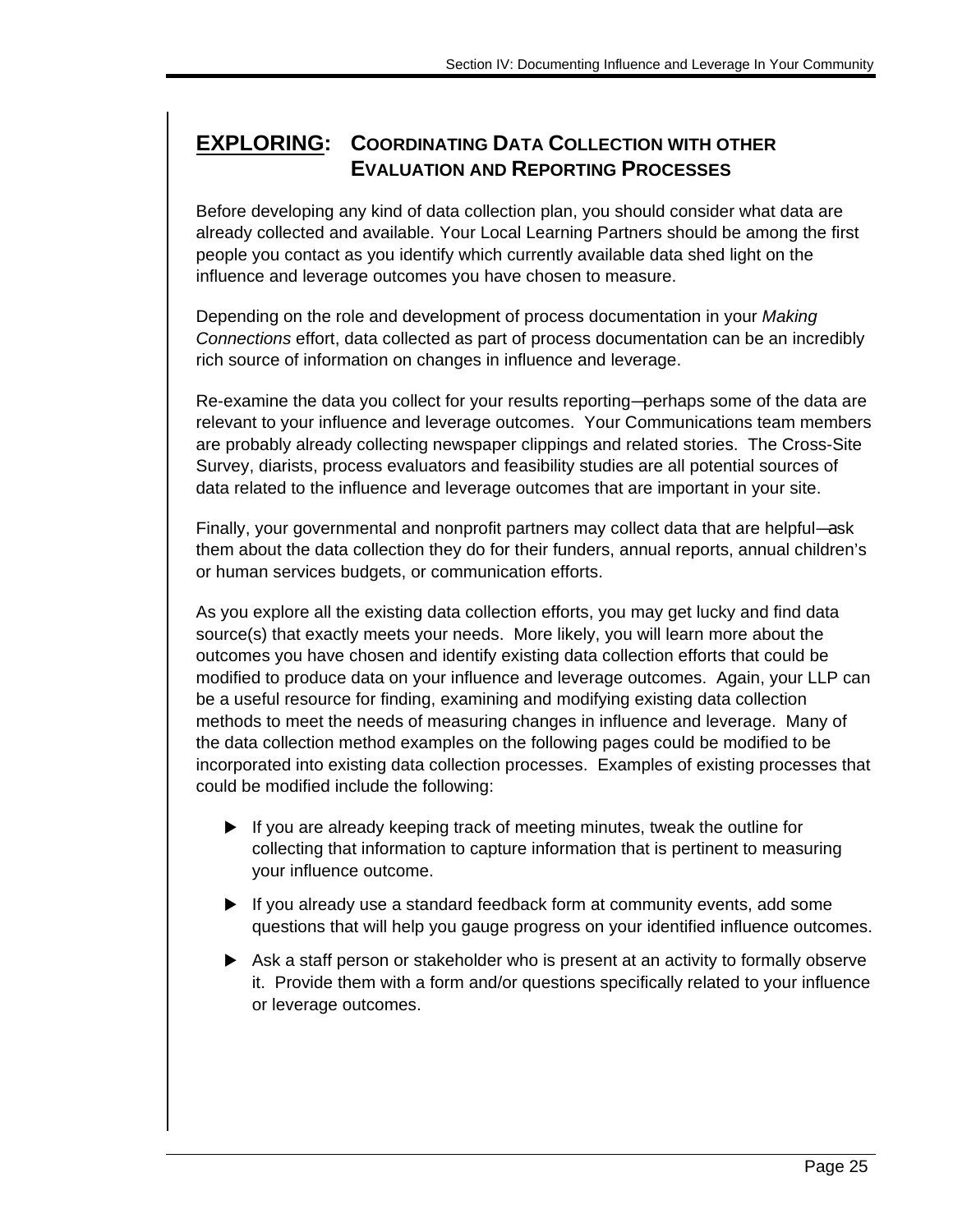## **EXPLORING**: COORDINATING DATA COLLECTION WITH OTHER EVALUATION AND REPORTING PROCESSES

Before developing any kind of data collection plan, you should consider what data are already collected and available. Your Local Learning Partners should be among the first people you contact as you identify which currently available data shed light on the influence and leverage outcomes you have chosen to measure.

Depending on the role and development of process documentation in your *Making Connections* effort, data collected as part of process documentation can be an incredibly rich source of information on changes in influence and leverage.

Re-examine the data you collect for your results reporting—perhaps some of the data are relevant to your influence and leverage outcomes. Your Communications team members are probably already collecting newspaper clippings and related stories. The Cross-Site Survey, diarists, process evaluators and feasibility studies are all potential sources of data related to the influence and leverage outcomes that are important in your site.

Finally, your governmental and nonprofit partners may collect data that are helpful—ask them about the data collection they do for their funders, annual reports, annual children's or human services budgets, or communication efforts.

As you explore all the existing data collection efforts, you may get lucky and find data source(s) that exactly meets your needs. More likely, you will learn more about the outcomes you have chosen and identify existing data collection efforts that could be modified to produce data on your influence and leverage outcomes. Again, your LLP can be a useful resource for finding, examining and modifying existing data collection methods to meet the needs of measuring changes in influence and leverage. Many of the data collection method examples on the following pages could be modified to be incorporated into existing data collection processes. Examples of existing processes that could be modified include the following:

- If you are already keeping track of meeting minutes, tweak the outline for collecting that information to capture information that is pertinent to measuring your influence outcome.
- If you already use a standard feedback form at community events, add some questions that will help you gauge progress on your identified influence outcomes.
- Ask a staff person or stakeholder who is present at an activity to formally observe it. Provide them with a form and/or questions specifically related to your influence or leverage outcomes.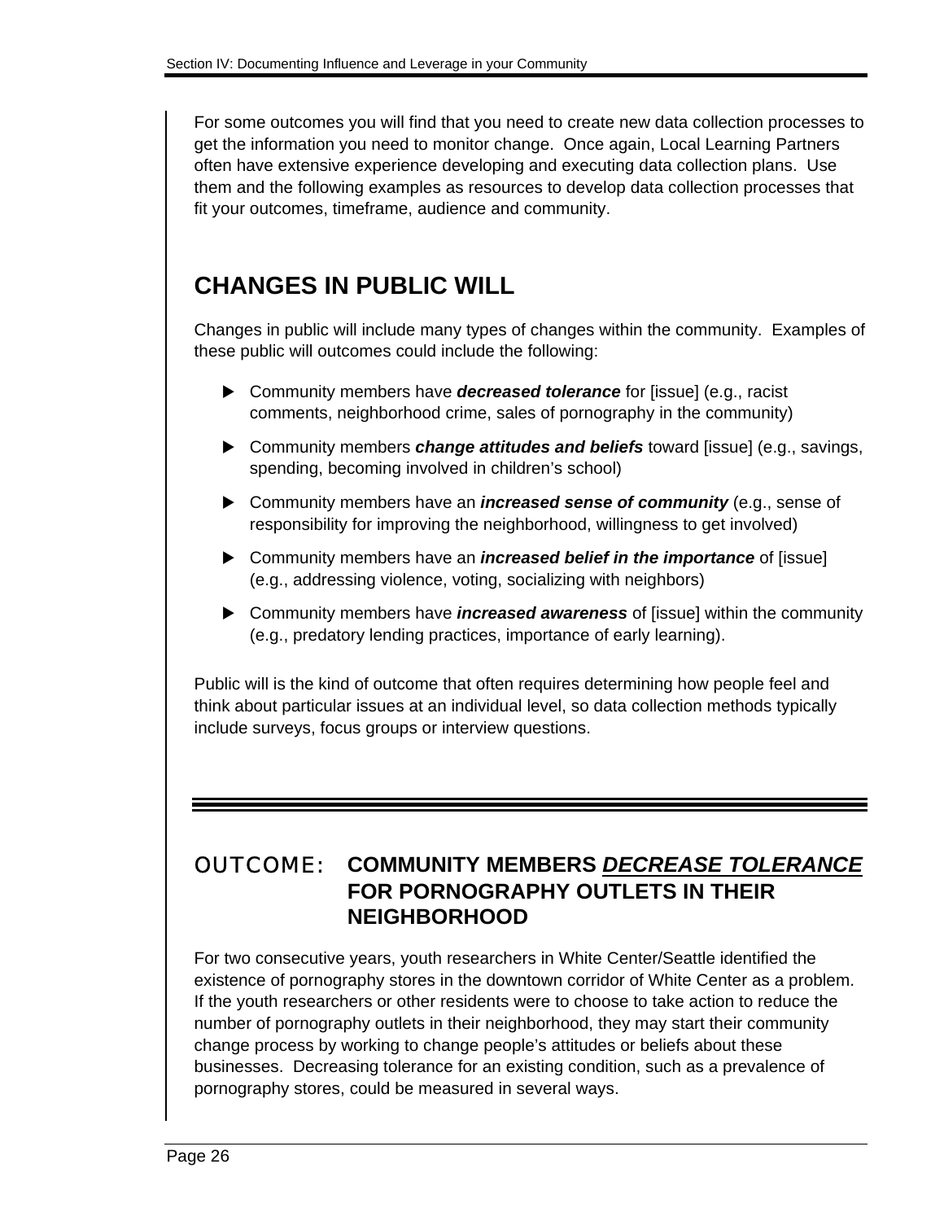For some outcomes you will find that you need to create new data collection processes to get the information you need to monitor change. Once again, Local Learning Partners often have extensive experience developing and executing data collection plans. Use them and the following examples as resources to develop data collection processes that fit your outcomes, timeframe, audience and community.

## CHANGES IN PUBLIC WILL

Changes in public will include many types of changes within the community. Examples of these public will outcomes could include the following:

- Community members have ***decreased tolerance*** for [issue] (e.g., racist comments, neighborhood crime, sales of pornography in the community)
- Community members ***change attitudes and beliefs*** toward [issue] (e.g., savings, spending, becoming involved in children's school)
- Community members have an ***increased sense of community*** (e.g., sense of responsibility for improving the neighborhood, willingness to get involved)
- Community members have an ***increased belief in the importance*** of [issue] (e.g., addressing violence, voting, socializing with neighbors)
- Community members have ***increased awareness*** of [issue] within the community (e.g., predatory lending practices, importance of early learning).

Public will is the kind of outcome that often requires determining how people feel and think about particular issues at an individual level, so data collection methods typically include surveys, focus groups or interview questions.

---

### OUTCOME: COMMUNITY MEMBERS ***DECREASE TOLERANCE*** FOR PORNOGRAPHY OUTLETS IN THEIR NEIGHBORHOOD

For two consecutive years, youth researchers in White Center/Seattle identified the existence of pornography stores in the downtown corridor of White Center as a problem. If the youth researchers or other residents were to choose to take action to reduce the number of pornography outlets in their neighborhood, they may start their community change process by working to change people's attitudes or beliefs about these businesses. Decreasing tolerance for an existing condition, such as a prevalence of pornography stores, could be measured in several ways.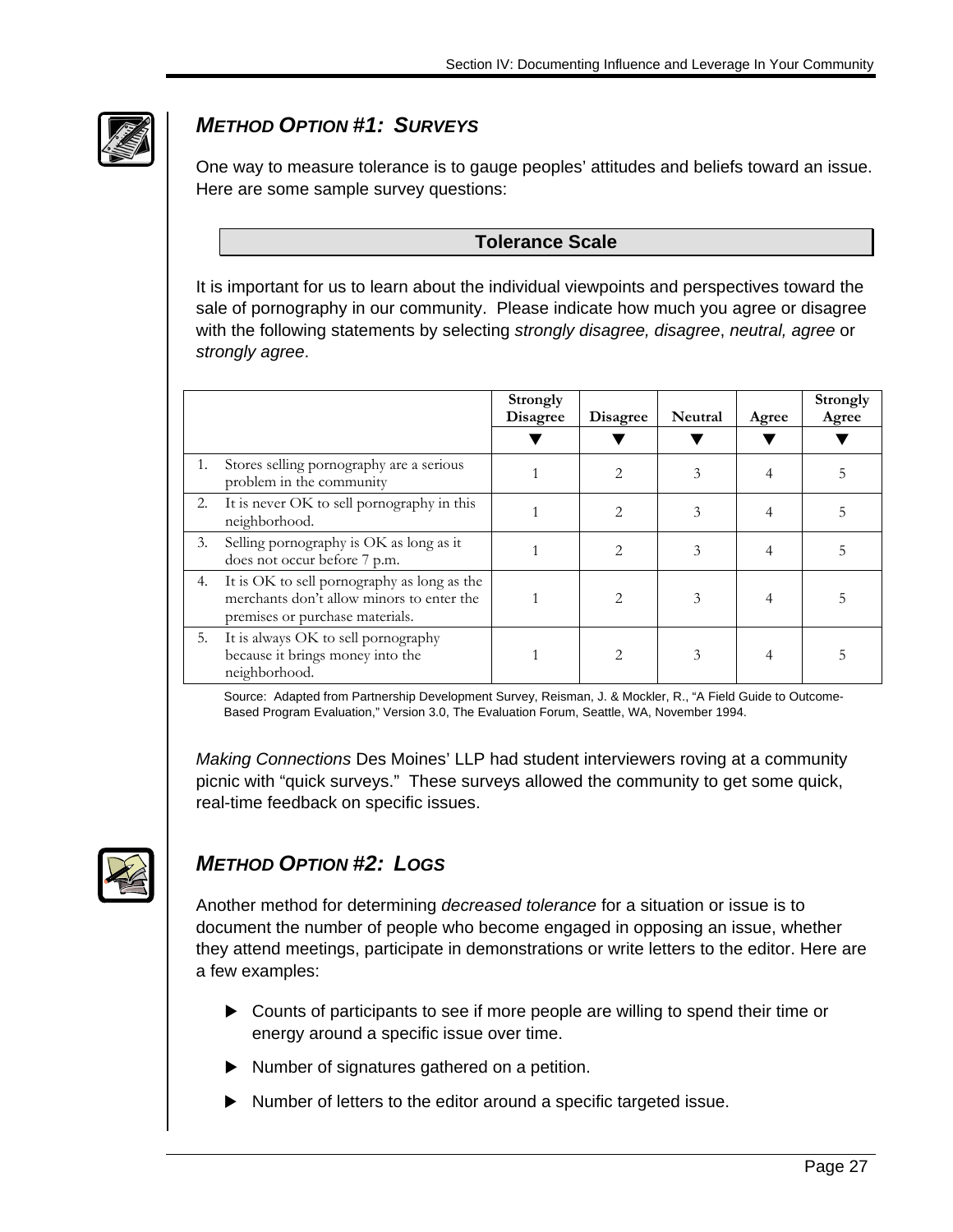## *METHOD OPTION #1: SURVEYS*

One way to measure tolerance is to gauge peoples' attitudes and beliefs toward an issue. Here are some sample survey questions:

### Tolerance Scale

It is important for us to learn about the individual viewpoints and perspectives toward the sale of pornography in our community. Please indicate how much you agree or disagree with the following statements by selecting *strongly disagree, disagree*, *neutral, agree* or *strongly agree*.

| | Strongly Disagree ▼ | Disagree ▼ | Neutral ▼ | Agree ▼ | Strongly Agree ▼ |
|---|---|---|---|---|---|
| 1. Stores selling pornography are a serious problem in the community | 1 | 2 | 3 | 4 | 5 |
| 2. It is never OK to sell pornography in this neighborhood. | 1 | 2 | 3 | 4 | 5 |
| 3. Selling pornography is OK as long as it does not occur before 7 p.m. | 1 | 2 | 3 | 4 | 5 |
| 4. It is OK to sell pornography as long as the merchants don't allow minors to enter the premises or purchase materials. | 1 | 2 | 3 | 4 | 5 |
| 5. It is always OK to sell pornography because it brings money into the neighborhood. | 1 | 2 | 3 | 4 | 5 |

Source: Adapted from Partnership Development Survey, Reisman, J. & Mockler, R., "A Field Guide to Outcome-Based Program Evaluation," Version 3.0, The Evaluation Forum, Seattle, WA, November 1994.

*Making Connections* Des Moines' LLP had student interviewers roving at a community picnic with "quick surveys." These surveys allowed the community to get some quick, real-time feedback on specific issues.

## *METHOD OPTION #2: LOGS*

Another method for determining *decreased tolerance* for a situation or issue is to document the number of people who become engaged in opposing an issue, whether they attend meetings, participate in demonstrations or write letters to the editor. Here are a few examples:

- Counts of participants to see if more people are willing to spend their time or energy around a specific issue over time.
- Number of signatures gathered on a petition.
- Number of letters to the editor around a specific targeted issue.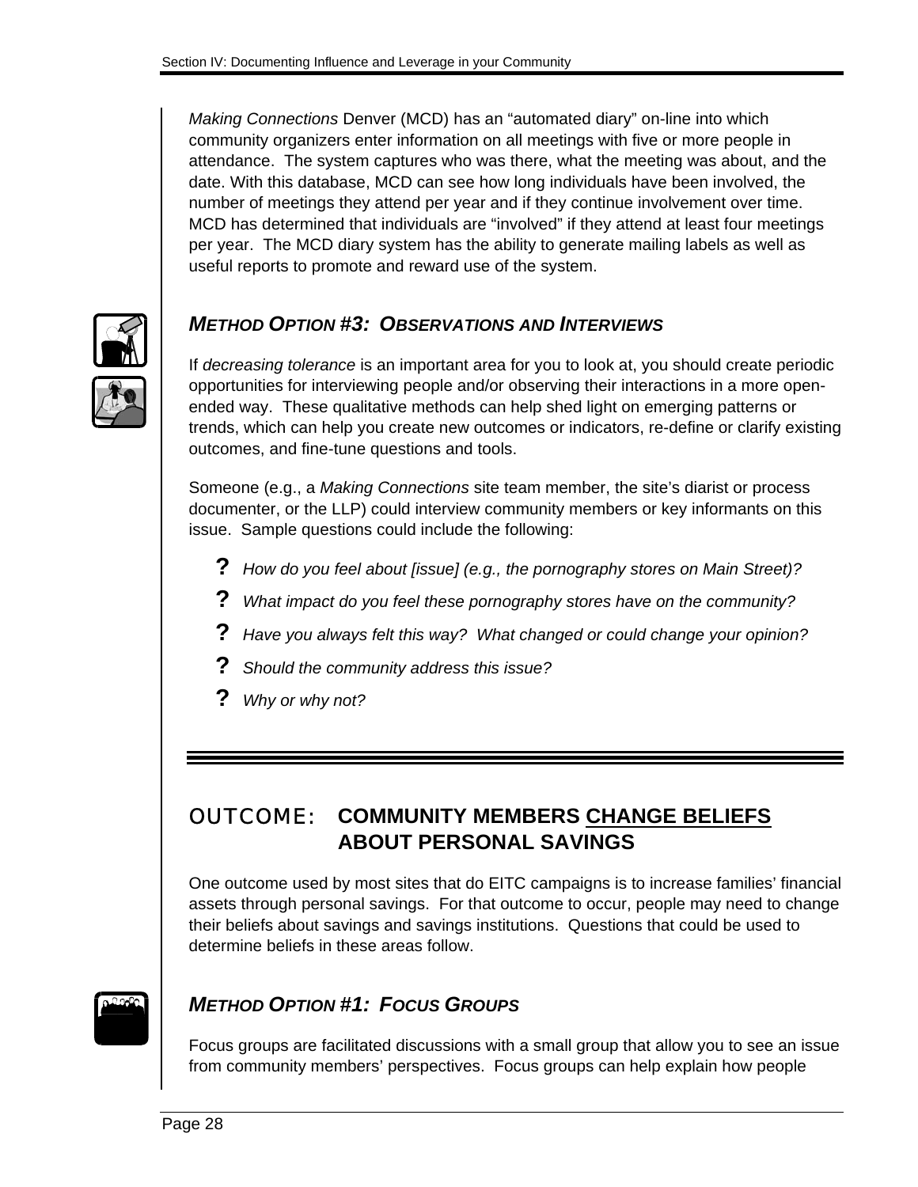*Making Connections* Denver (MCD) has an "automated diary" on-line into which community organizers enter information on all meetings with five or more people in attendance. The system captures who was there, what the meeting was about, and the date. With this database, MCD can see how long individuals have been involved, the number of meetings they attend per year and if they continue involvement over time. MCD has determined that individuals are "involved" if they attend at least four meetings per year. The MCD diary system has the ability to generate mailing labels as well as useful reports to promote and reward use of the system.

### *METHOD OPTION #3: OBSERVATIONS AND INTERVIEWS*

If *decreasing tolerance* is an important area for you to look at, you should create periodic opportunities for interviewing people and/or observing their interactions in a more open-ended way. These qualitative methods can help shed light on emerging patterns or trends, which can help you create new outcomes or indicators, re-define or clarify existing outcomes, and fine-tune questions and tools.

Someone (e.g., a *Making Connections* site team member, the site's diarist or process documenter, or the LLP) could interview community members or key informants on this issue. Sample questions could include the following:

- **?** *How do you feel about [issue] (e.g., the pornography stores on Main Street)?*
- **?** *What impact do you feel these pornography stores have on the community?*
- **?** *Have you always felt this way? What changed or could change your opinion?*
- **?** *Should the community address this issue?*
- **?** *Why or why not?*

---

## OUTCOME: COMMUNITY MEMBERS CHANGE BELIEFS ABOUT PERSONAL SAVINGS

One outcome used by most sites that do EITC campaigns is to increase families' financial assets through personal savings. For that outcome to occur, people may need to change their beliefs about savings and savings institutions. Questions that could be used to determine beliefs in these areas follow.

### *METHOD OPTION #1: FOCUS GROUPS*

Focus groups are facilitated discussions with a small group that allow you to see an issue from community members' perspectives. Focus groups can help explain how people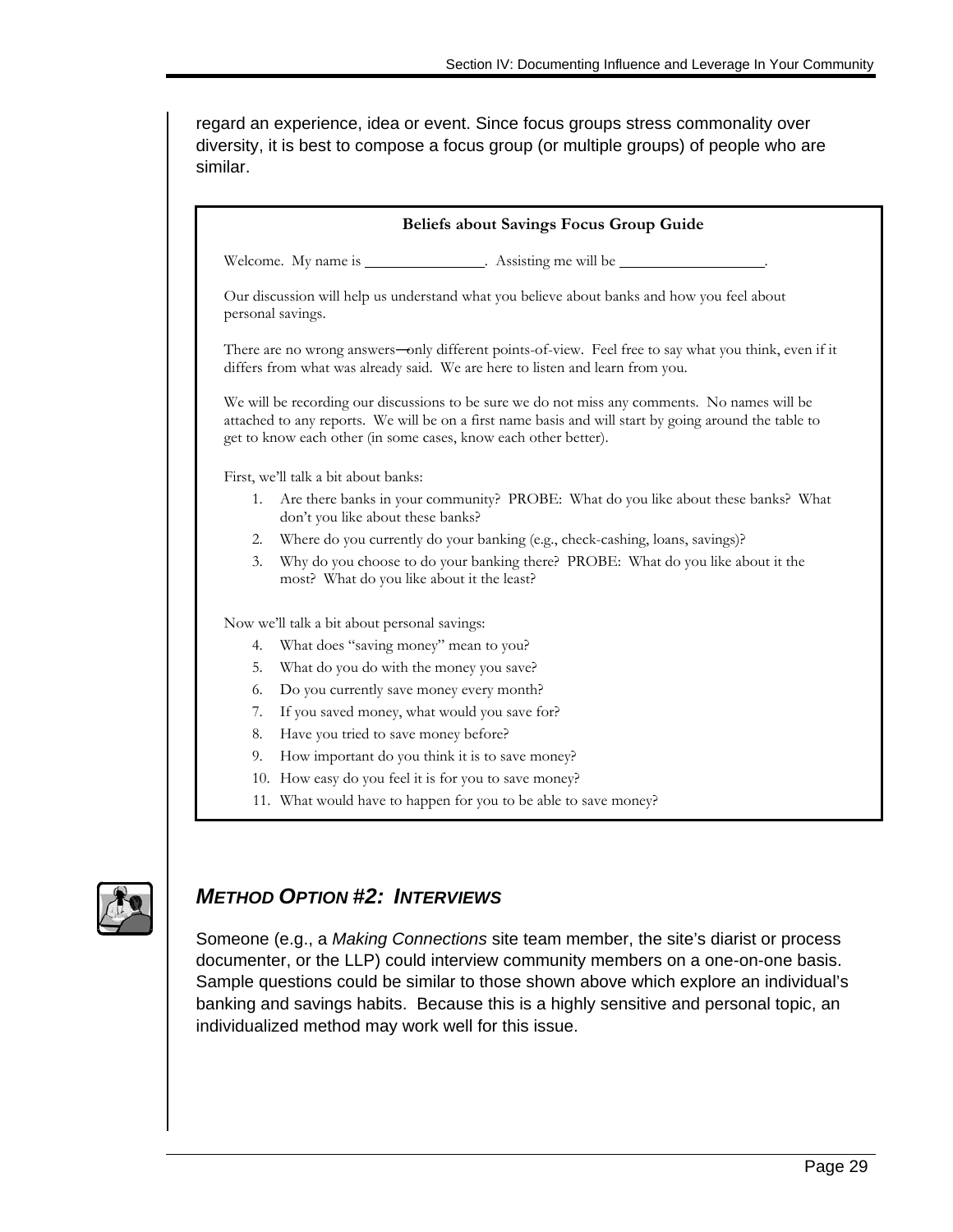regard an experience, idea or event. Since focus groups stress commonality over diversity, it is best to compose a focus group (or multiple groups) of people who are similar.

**Beliefs about Savings Focus Group Guide**

Welcome. My name is \_\_\_\_\_\_\_\_\_\_\_\_\_\_\_\_. Assisting me will be \_\_\_\_\_\_\_\_\_\_\_\_\_\_\_\_\_\_\_.

Our discussion will help us understand what you believe about banks and how you feel about personal savings.

There are no wrong answers—only different points-of-view. Feel free to say what you think, even if it differs from what was already said. We are here to listen and learn from you.

We will be recording our discussions to be sure we do not miss any comments. No names will be attached to any reports. We will be on a first name basis and will start by going around the table to get to know each other (in some cases, know each other better).

First, we'll talk a bit about banks:

1. Are there banks in your community? PROBE: What do you like about these banks? What don't you like about these banks?
2. Where do you currently do your banking (e.g., check-cashing, loans, savings)?
3. Why do you choose to do your banking there? PROBE: What do you like about it the most? What do you like about it the least?

Now we'll talk a bit about personal savings:

4. What does "saving money" mean to you?
5. What do you do with the money you save?
6. Do you currently save money every month?
7. If you saved money, what would you save for?
8. Have you tried to save money before?
9. How important do you think it is to save money?
10. How easy do you feel it is for you to save money?
11. What would have to happen for you to be able to save money?

## *METHOD OPTION #2: INTERVIEWS*

Someone (e.g., a *Making Connections* site team member, the site's diarist or process documenter, or the LLP) could interview community members on a one-on-one basis. Sample questions could be similar to those shown above which explore an individual's banking and savings habits. Because this is a highly sensitive and personal topic, an individualized method may work well for this issue.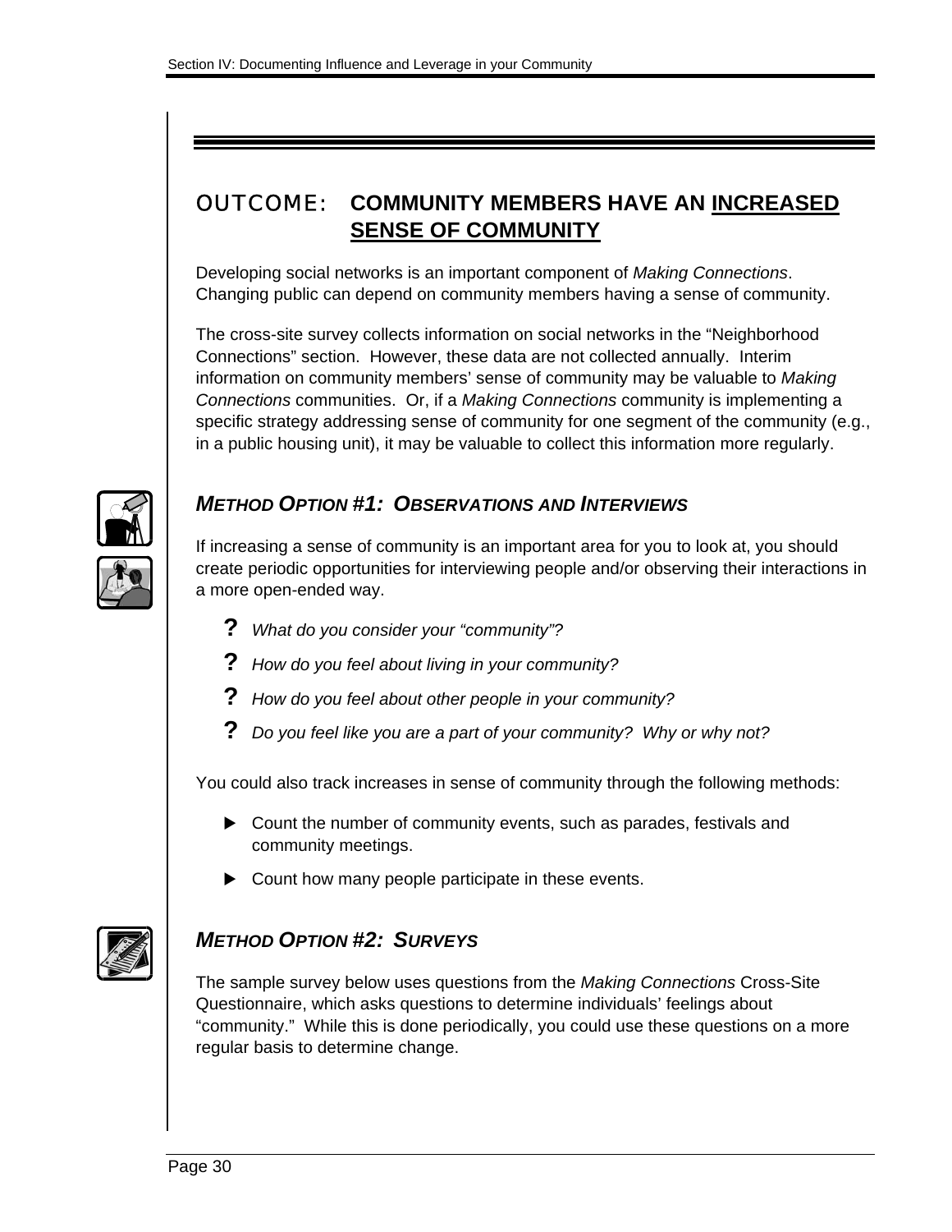## OUTCOME: COMMUNITY MEMBERS HAVE AN INCREASED SENSE OF COMMUNITY

Developing social networks is an important component of *Making Connections*. Changing public can depend on community members having a sense of community.

The cross-site survey collects information on social networks in the "Neighborhood Connections" section. However, these data are not collected annually. Interim information on community members' sense of community may be valuable to *Making Connections* communities. Or, if a *Making Connections* community is implementing a specific strategy addressing sense of community for one segment of the community (e.g., in a public housing unit), it may be valuable to collect this information more regularly.

### *METHOD OPTION #1: OBSERVATIONS AND INTERVIEWS*

If increasing a sense of community is an important area for you to look at, you should create periodic opportunities for interviewing people and/or observing their interactions in a more open-ended way.

- ? *What do you consider your "community"?*
- ? *How do you feel about living in your community?*
- ? *How do you feel about other people in your community?*
- ? *Do you feel like you are a part of your community? Why or why not?*

You could also track increases in sense of community through the following methods:

- Count the number of community events, such as parades, festivals and community meetings.
- Count how many people participate in these events.

### *METHOD OPTION #2: SURVEYS*

The sample survey below uses questions from the *Making Connections* Cross-Site Questionnaire, which asks questions to determine individuals' feelings about "community." While this is done periodically, you could use these questions on a more regular basis to determine change.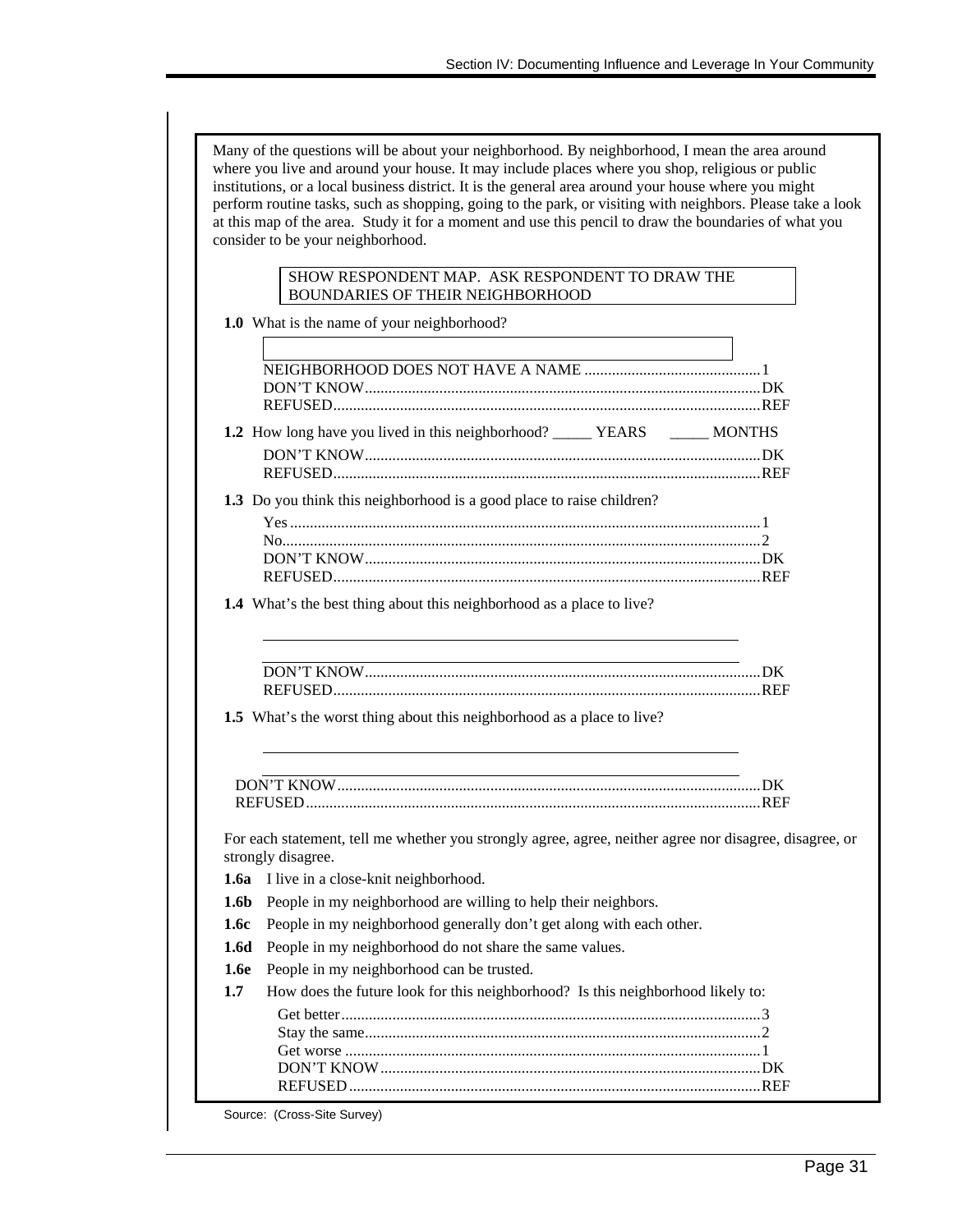Many of the questions will be about your neighborhood. By neighborhood, I mean the area around where you live and around your house. It may include places where you shop, religious or public institutions, or a local business district. It is the general area around your house where you might perform routine tasks, such as shopping, going to the park, or visiting with neighbors. Please take a look at this map of the area. Study it for a moment and use this pencil to draw the boundaries of what you consider to be your neighborhood.

SHOW RESPONDENT MAP. ASK RESPONDENT TO DRAW THE BOUNDARIES OF THEIR NEIGHBORHOOD

**1.0** What is the name of your neighborhood?

______________________________

NEIGHBORHOOD DOES NOT HAVE A NAME ............................................1
DON'T KNOW....................................................................................DK
REFUSED............................................................................................REF

**1.2** How long have you lived in this neighborhood? _____ YEARS _____ MONTHS

DON'T KNOW....................................................................................DK
REFUSED............................................................................................REF

**1.3** Do you think this neighborhood is a good place to raise children?

Yes.......................................................................................................1
No.........................................................................................................2
DON'T KNOW....................................................................................DK
REFUSED............................................................................................REF

**1.4** What's the best thing about this neighborhood as a place to live?

______________________________

______________________________

DON'T KNOW....................................................................................DK
REFUSED............................................................................................REF

**1.5** What's the worst thing about this neighborhood as a place to live?

______________________________

______________________________

DON'T KNOW....................................................................................DK
REFUSED............................................................................................REF

For each statement, tell me whether you strongly agree, agree, neither agree nor disagree, disagree, or strongly disagree.

**1.6a** I live in a close-knit neighborhood.

**1.6b** People in my neighborhood are willing to help their neighbors.

**1.6c** People in my neighborhood generally don't get along with each other.

**1.6d** People in my neighborhood do not share the same values.

**1.6e** People in my neighborhood can be trusted.

**1.7** How does the future look for this neighborhood? Is this neighborhood likely to:

Get better..........................................................................................3
Stay the same....................................................................................2
Get worse .........................................................................................1
DON'T KNOW...................................................................................DK
REFUSED...........................................................................................REF

Source: (Cross-Site Survey)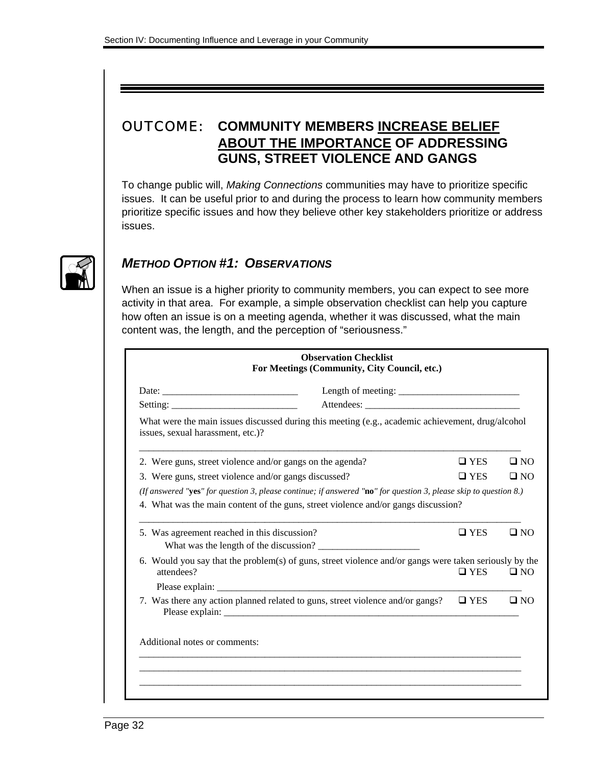## OUTCOME: **COMMUNITY MEMBERS INCREASE BELIEF ABOUT THE IMPORTANCE OF ADDRESSING GUNS, STREET VIOLENCE AND GANGS**

To change public will, *Making Connections* communities may have to prioritize specific issues. It can be useful prior to and during the process to learn how community members prioritize specific issues and how they believe other key stakeholders prioritize or address issues.

### *METHOD OPTION #1: OBSERVATIONS*

When an issue is a higher priority to community members, you can expect to see more activity in that area. For example, a simple observation checklist can help you capture how often an issue is on a meeting agenda, whether it was discussed, what the main content was, the length, and the perception of "seriousness."

**Observation Checklist**
**For Meetings (Community, City Council, etc.)**

Date: ____________________________ Length of meeting: ________________________

Setting: __________________________ Attendees: _______________________________

What were the main issues discussed during this meeting (e.g., academic achievement, drug/alcohol issues, sexual harassment, etc.)?

_______________________________________________________________________________

2. Were guns, street violence and/or gangs on the agenda? ❑ YES ❑ NO

3. Were guns, street violence and/or gangs discussed? ❑ YES ❑ NO

*(If answered "**yes**" for question 3, please continue; if answered "**no**" for question 3, please skip to question 8.)*

4. What was the main content of the guns, street violence and/or gangs discussion?

_______________________________________________________________________________

5. Was agreement reached in this discussion? ❑ YES ❑ NO

   What was the length of the discussion? _____________________

6. Would you say that the problem(s) of guns, street violence and/or gangs were taken seriously by the attendees? ❑ YES ❑ NO

   Please explain: _______________________________________________________________

7. Was there any action planned related to guns, street violence and/or gangs? ❑ YES ❑ NO

   Please explain: _______________________________________________________________

Additional notes or comments:

_______________________________________________________________________________

_______________________________________________________________________________

_______________________________________________________________________________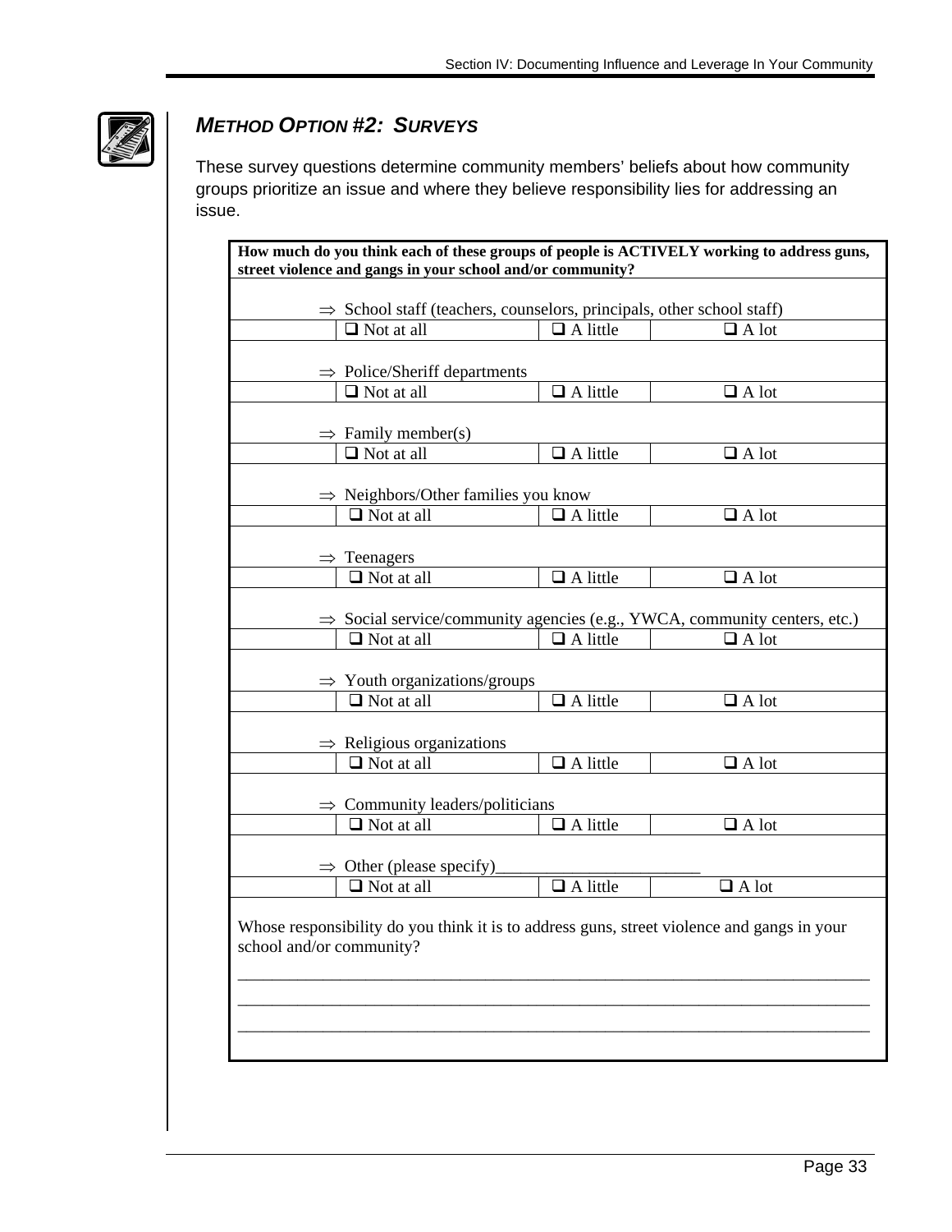## *METHOD OPTION #2: SURVEYS*

These survey questions determine community members' beliefs about how community groups prioritize an issue and where they believe responsibility lies for addressing an issue.

**How much do you think each of these groups of people is ACTIVELY working to address guns, street violence and gangs in your school and/or community?**

⇒ School staff (teachers, counselors, principals, other school staff)

| ❑ Not at all | ❑ A little | ❑ A lot |
|---|---|---|

⇒ Police/Sheriff departments

| ❑ Not at all | ❑ A little | ❑ A lot |
|---|---|---|

⇒ Family member(s)

| ❑ Not at all | ❑ A little | ❑ A lot |
|---|---|---|

⇒ Neighbors/Other families you know

| ❑ Not at all | ❑ A little | ❑ A lot |
|---|---|---|

⇒ Teenagers

| ❑ Not at all | ❑ A little | ❑ A lot |
|---|---|---|

⇒ Social service/community agencies (e.g., YWCA, community centers, etc.)

| ❑ Not at all | ❑ A little | ❑ A lot |
|---|---|---|

⇒ Youth organizations/groups

| ❑ Not at all | ❑ A little | ❑ A lot |
|---|---|---|

⇒ Religious organizations

| ❑ Not at all | ❑ A little | ❑ A lot |
|---|---|---|

⇒ Community leaders/politicians

| ❑ Not at all | ❑ A little | ❑ A lot |
|---|---|---|

⇒ Other (please specify)________________________

| ❑ Not at all | ❑ A little | ❑ A lot |
|---|---|---|

Whose responsibility do you think it is to address guns, street violence and gangs in your school and/or community?

______________________________________________________________________________

______________________________________________________________________________

______________________________________________________________________________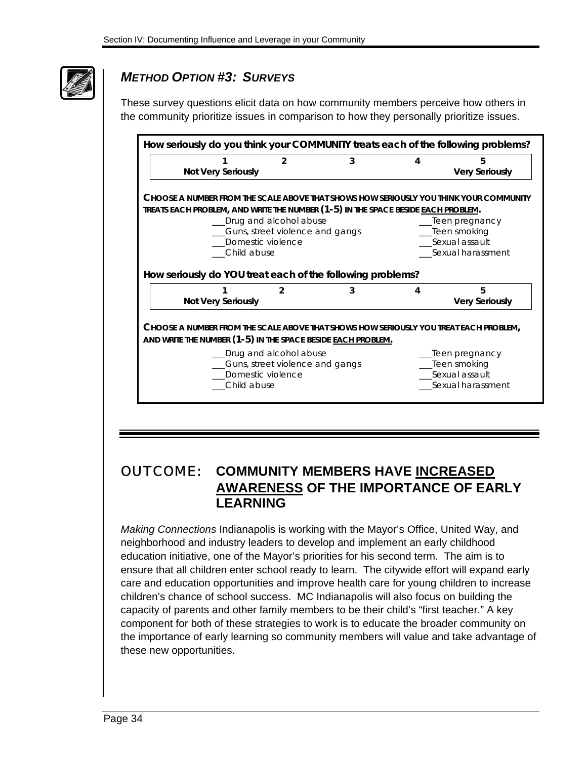### *METHOD OPTION #3: SURVEYS*

These survey questions elicit data on how community members perceive how others in the community prioritize issues in comparison to how they personally prioritize issues.

**How seriously do you think your COMMUNITY treats each of the following problems?**

| 1 | 2 | 3 | 4 | 5 |
|---|---|---|---|---|
| **Not Very Seriously** | | | | **Very Seriously** |

**CHOOSE A NUMBER FROM THE SCALE ABOVE THAT SHOWS HOW SERIOUSLY YOU THINK YOUR COMMUNITY TREATS EACH PROBLEM, AND WRITE THE NUMBER (1-5) IN THE SPACE BESIDE <u>EACH PROBLEM</u>.**

___Drug and alcohol abuse
___Guns, street violence and gangs
___Domestic violence
___Child abuse
___Teen pregnancy
___Teen smoking
___Sexual assault
___Sexual harassment

**How seriously do YOU treat each of the following problems?**

| 1 | 2 | 3 | 4 | 5 |
|---|---|---|---|---|
| **Not Very Seriously** | | | | **Very Seriously** |

**CHOOSE A NUMBER FROM THE SCALE ABOVE THAT SHOWS HOW SERIOUSLY YOU TREAT EACH PROBLEM, AND WRITE THE NUMBER (1-5) IN THE SPACE BESIDE <u>EACH PROBLEM</u>.**

___Drug and alcohol abuse
___Guns, street violence and gangs
___Domestic violence
___Child abuse
___Teen pregnancy
___Teen smoking
___Sexual assault
___Sexual harassment

---

## OUTCOME: COMMUNITY MEMBERS HAVE <u>INCREASED AWARENESS</u> OF THE IMPORTANCE OF EARLY LEARNING

*Making Connections* Indianapolis is working with the Mayor's Office, United Way, and neighborhood and industry leaders to develop and implement an early childhood education initiative, one of the Mayor's priorities for his second term. The aim is to ensure that all children enter school ready to learn. The citywide effort will expand early care and education opportunities and improve health care for young children to increase children's chance of school success. MC Indianapolis will also focus on building the capacity of parents and other family members to be their child's "first teacher." A key component for both of these strategies to work is to educate the broader community on the importance of early learning so community members will value and take advantage of these new opportunities.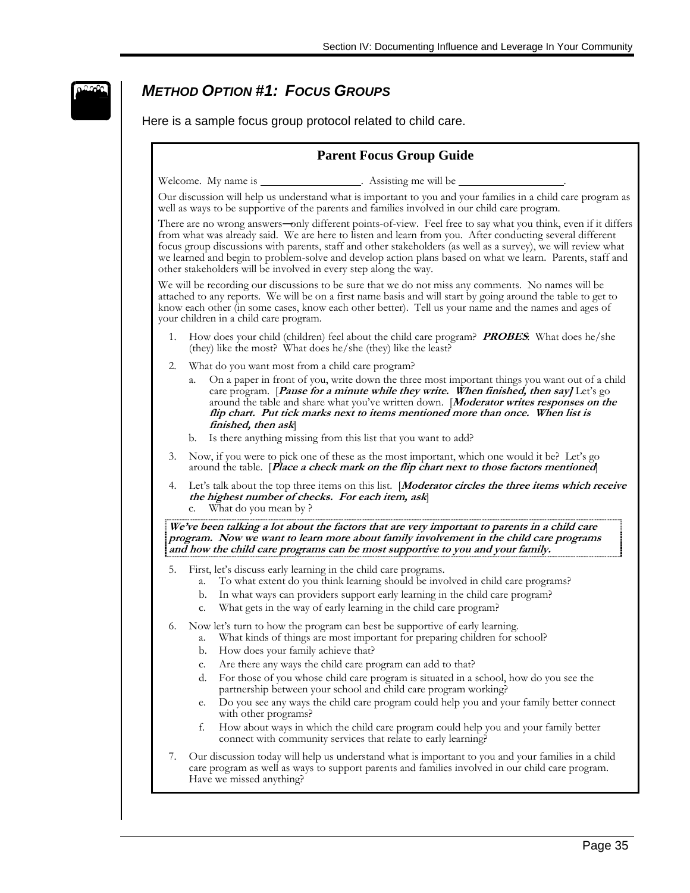## *METHOD OPTION #1: FOCUS GROUPS*

Here is a sample focus group protocol related to child care.

### Parent Focus Group Guide

Welcome. My name is ________________. Assisting me will be ________________.

Our discussion will help us understand what is important to you and your families in a child care program as well as ways to be supportive of the parents and families involved in our child care program.

There are no wrong answers—only different points-of-view. Feel free to say what you think, even if it differs from what was already said. We are here to listen and learn from you. After conducting several different focus group discussions with parents, staff and other stakeholders (as well as a survey), we will review what we learned and begin to problem-solve and develop action plans based on what we learn. Parents, staff and other stakeholders will be involved in every step along the way.

We will be recording our discussions to be sure that we do not miss any comments. No names will be attached to any reports. We will be on a first name basis and will start by going around the table to get to know each other (in some cases, know each other better). Tell us your name and the names and ages of your children in a child care program.

1. How does your child (children) feel about the child care program? ***PROBES***: What does he/she (they) like the most? What does he/she (they) like the least?
2. What do you want most from a child care program?
   a. On a paper in front of you, write down the three most important things you want out of a child care program. [***Pause for a minute while they write. When finished, then say]*** Let's go around the table and share what you've written down. [***Moderator writes responses on the flip chart. Put tick marks next to items mentioned more than once. When list is finished, then ask***]
   b. Is there anything missing from this list that you want to add?
3. Now, if you were to pick one of these as the most important, which one would it be? Let's go around the table. [***Place a check mark on the flip chart next to those factors mentioned***]
4. Let's talk about the top three items on this list. [***Moderator circles the three items which receive the highest number of checks. For each item, ask***]
   c. What do you mean by ?

***We've been talking a lot about the factors that are very important to parents in a child care program. Now we want to learn more about family involvement in the child care programs and how the child care programs can be most supportive to you and your family.***

5. First, let's discuss early learning in the child care programs.
   a. To what extent do you think learning should be involved in child care programs?
   b. In what ways can providers support early learning in the child care program?
   c. What gets in the way of early learning in the child care program?
6. Now let's turn to how the program can best be supportive of early learning.
   a. What kinds of things are most important for preparing children for school?
   b. How does your family achieve that?
   c. Are there any ways the child care program can add to that?
   d. For those of you whose child care program is situated in a school, how do you see the partnership between your school and child care program working?
   e. Do you see any ways the child care program could help you and your family better connect with other programs?
   f. How about ways in which the child care program could help you and your family better connect with community services that relate to early learning?
7. Our discussion today will help us understand what is important to you and your families in a child care program as well as ways to support parents and families involved in our child care program. Have we missed anything?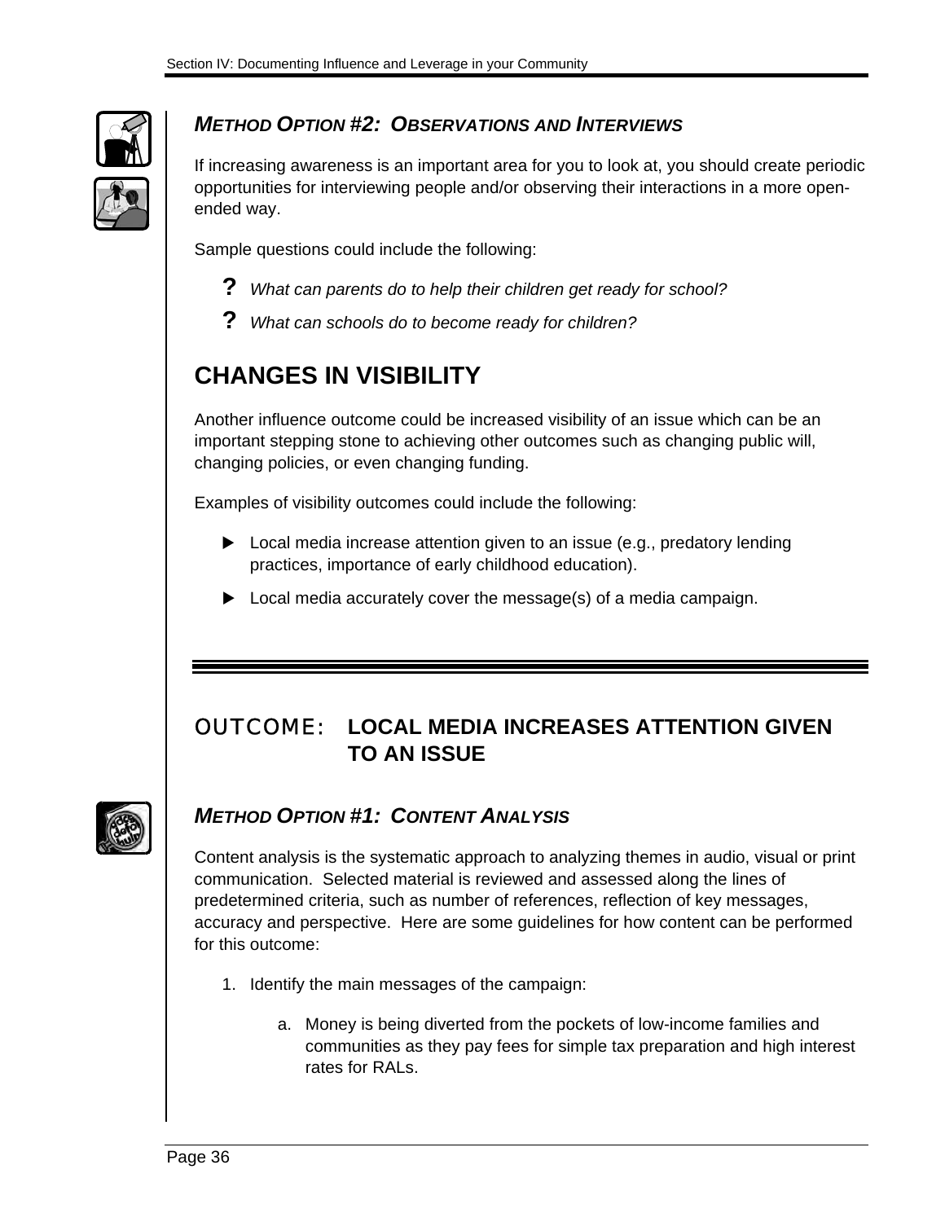### *METHOD OPTION #2: OBSERVATIONS AND INTERVIEWS*

If increasing awareness is an important area for you to look at, you should create periodic opportunities for interviewing people and/or observing their interactions in a more open-ended way.

Sample questions could include the following:

- ? *What can parents do to help their children get ready for school?*
- ? *What can schools do to become ready for children?*

## CHANGES IN VISIBILITY

Another influence outcome could be increased visibility of an issue which can be an important stepping stone to achieving other outcomes such as changing public will, changing policies, or even changing funding.

Examples of visibility outcomes could include the following:

- Local media increase attention given to an issue (e.g., predatory lending practices, importance of early childhood education).
- Local media accurately cover the message(s) of a media campaign.

---

## OUTCOME: LOCAL MEDIA INCREASES ATTENTION GIVEN TO AN ISSUE

### *METHOD OPTION #1: CONTENT ANALYSIS*

Content analysis is the systematic approach to analyzing themes in audio, visual or print communication. Selected material is reviewed and assessed along the lines of predetermined criteria, such as number of references, reflection of key messages, accuracy and perspective. Here are some guidelines for how content can be performed for this outcome:

1. Identify the main messages of the campaign:

    a. Money is being diverted from the pockets of low-income families and communities as they pay fees for simple tax preparation and high interest rates for RALs.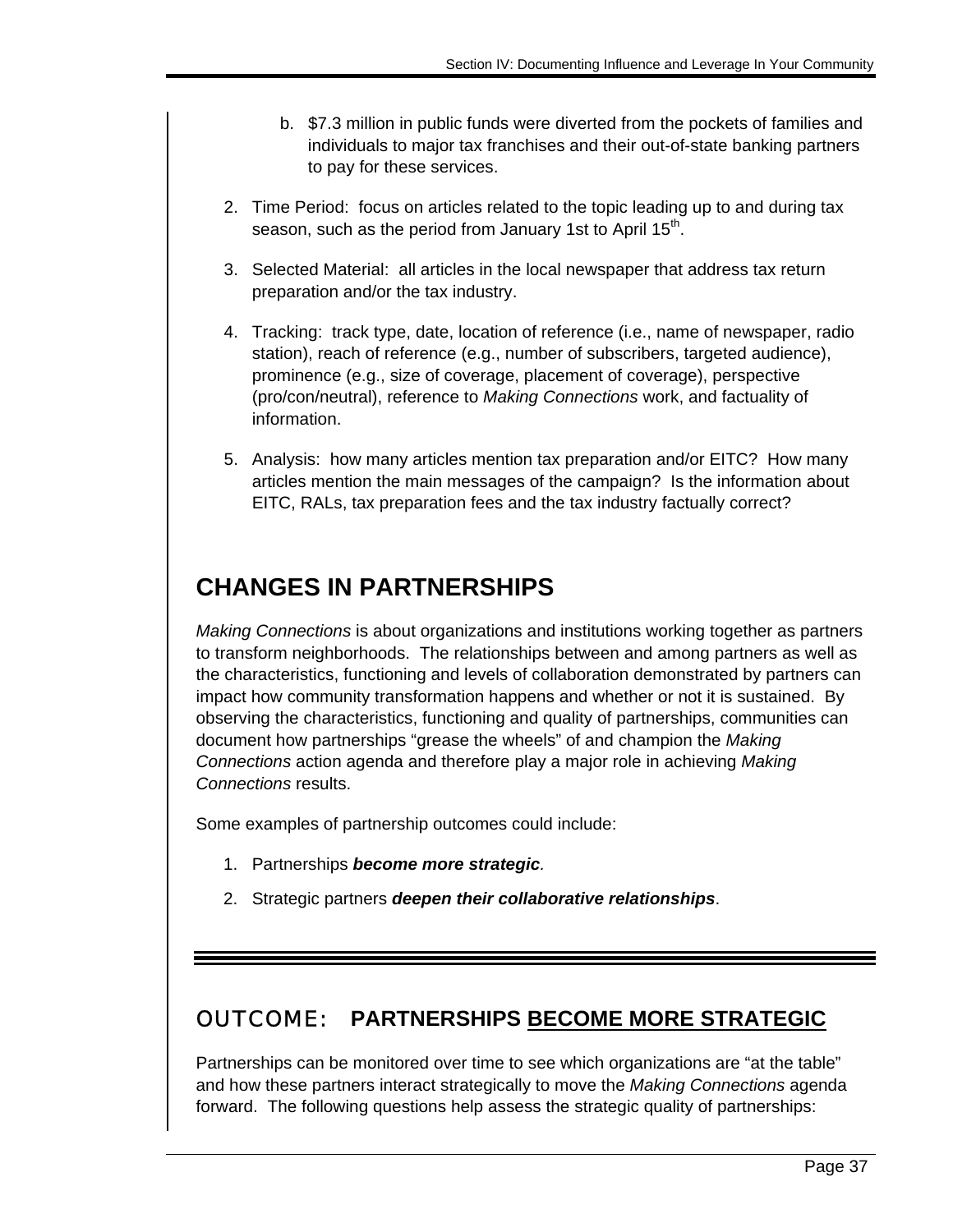b. $7.3 million in public funds were diverted from the pockets of families and individuals to major tax franchises and their out-of-state banking partners to pay for these services.

2. Time Period: focus on articles related to the topic leading up to and during tax season, such as the period from January 1st to April 15th.

3. Selected Material: all articles in the local newspaper that address tax return preparation and/or the tax industry.

4. Tracking: track type, date, location of reference (i.e., name of newspaper, radio station), reach of reference (e.g., number of subscribers, targeted audience), prominence (e.g., size of coverage, placement of coverage), perspective (pro/con/neutral), reference to *Making Connections* work, and factuality of information.

5. Analysis: how many articles mention tax preparation and/or EITC? How many articles mention the main messages of the campaign? Is the information about EITC, RALs, tax preparation fees and the tax industry factually correct?

## CHANGES IN PARTNERSHIPS

*Making Connections* is about organizations and institutions working together as partners to transform neighborhoods. The relationships between and among partners as well as the characteristics, functioning and levels of collaboration demonstrated by partners can impact how community transformation happens and whether or not it is sustained. By observing the characteristics, functioning and quality of partnerships, communities can document how partnerships "grease the wheels" of and champion the *Making Connections* action agenda and therefore play a major role in achieving *Making Connections* results.

Some examples of partnership outcomes could include:

1. Partnerships ***become more strategic****.*
2. Strategic partners ***deepen their collaborative relationships***.

---

### OUTCOME: PARTNERSHIPS BECOME MORE STRATEGIC

Partnerships can be monitored over time to see which organizations are "at the table" and how these partners interact strategically to move the *Making Connections* agenda forward. The following questions help assess the strategic quality of partnerships: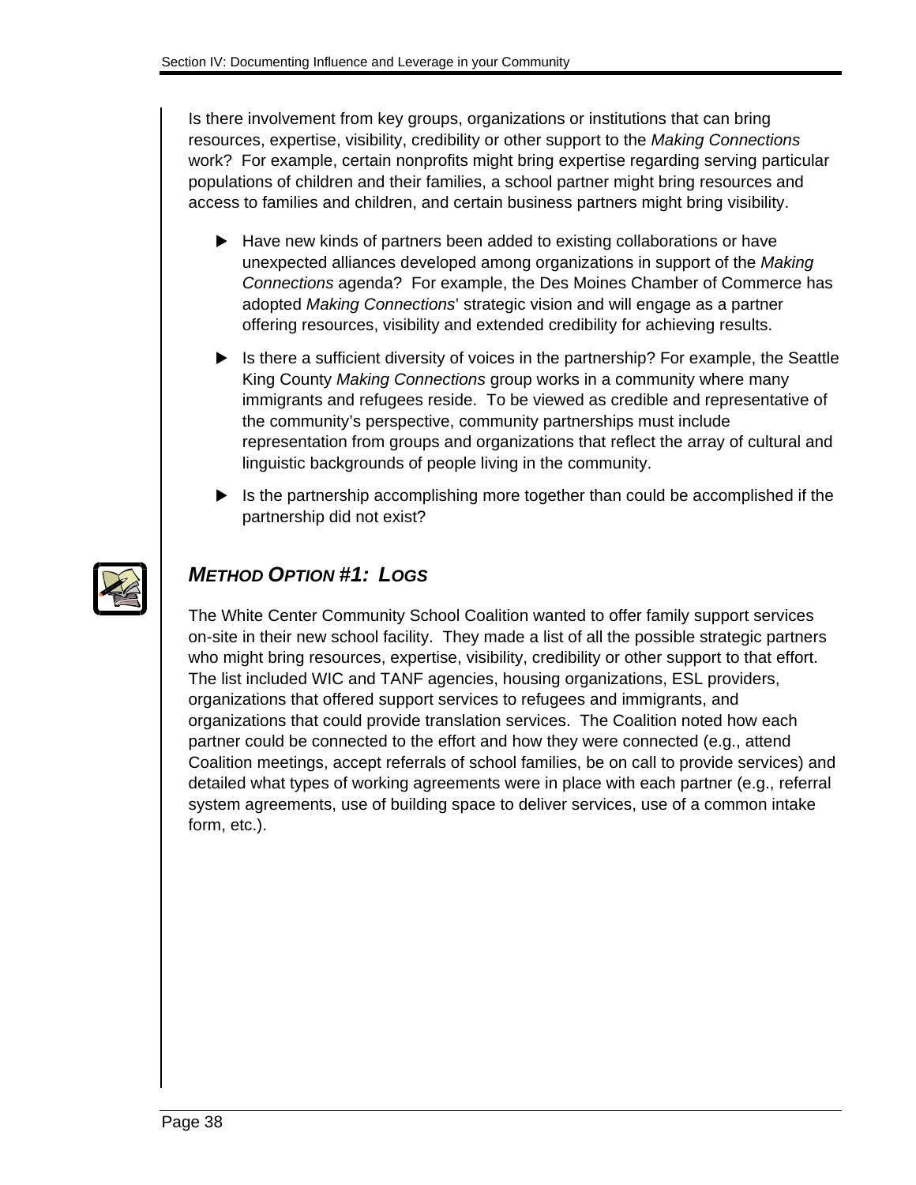Is there involvement from key groups, organizations or institutions that can bring resources, expertise, visibility, credibility or other support to the *Making Connections* work? For example, certain nonprofits might bring expertise regarding serving particular populations of children and their families, a school partner might bring resources and access to families and children, and certain business partners might bring visibility.

- Have new kinds of partners been added to existing collaborations or have unexpected alliances developed among organizations in support of the *Making Connections* agenda? For example, the Des Moines Chamber of Commerce has adopted *Making Connections*' strategic vision and will engage as a partner offering resources, visibility and extended credibility for achieving results.
- Is there a sufficient diversity of voices in the partnership? For example, the Seattle King County *Making Connections* group works in a community where many immigrants and refugees reside. To be viewed as credible and representative of the community's perspective, community partnerships must include representation from groups and organizations that reflect the array of cultural and linguistic backgrounds of people living in the community.
- Is the partnership accomplishing more together than could be accomplished if the partnership did not exist?

## *METHOD OPTION #1: LOGS*

The White Center Community School Coalition wanted to offer family support services on-site in their new school facility. They made a list of all the possible strategic partners who might bring resources, expertise, visibility, credibility or other support to that effort. The list included WIC and TANF agencies, housing organizations, ESL providers, organizations that offered support services to refugees and immigrants, and organizations that could provide translation services. The Coalition noted how each partner could be connected to the effort and how they were connected (e.g., attend Coalition meetings, accept referrals of school families, be on call to provide services) and detailed what types of working agreements were in place with each partner (e.g., referral system agreements, use of building space to deliver services, use of a common intake form, etc.).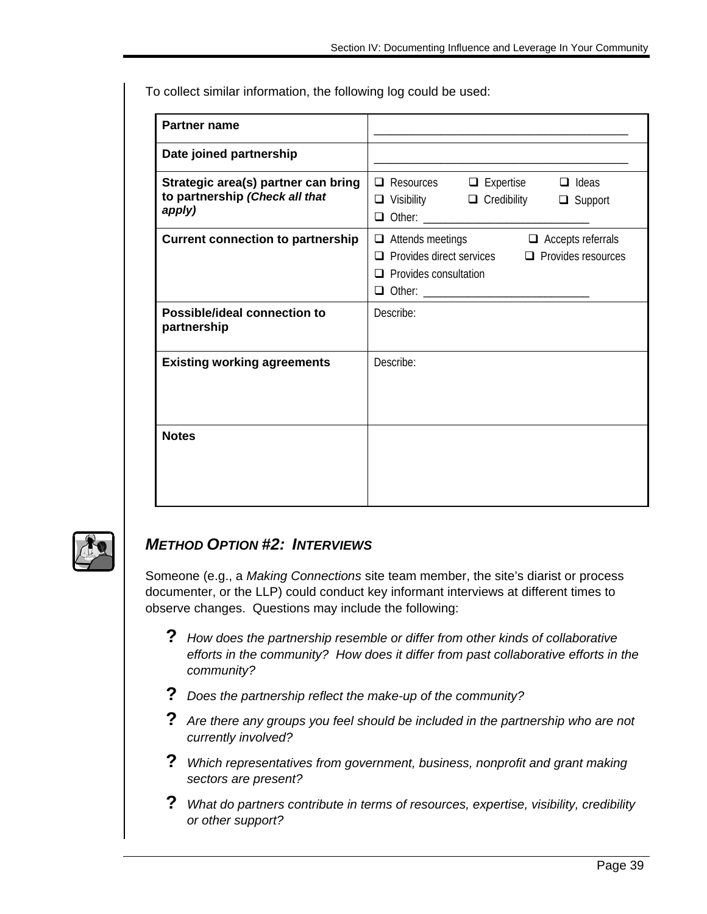To collect similar information, the following log could be used:

| **Partner name** | \_\_\_\_\_\_\_\_\_\_\_\_\_\_\_\_\_\_\_\_\_\_\_\_\_\_\_\_\_\_\_\_\_\_\_\_\_\_\_\_ |
|---|---|
| **Date joined partnership** | \_\_\_\_\_\_\_\_\_\_\_\_\_\_\_\_\_\_\_\_\_\_\_\_\_\_\_\_\_\_\_\_\_\_\_\_\_\_\_\_ |
| **Strategic area(s) partner can bring to partnership *(Check all that apply)*** | ❑ Resources ❑ Expertise ❑ Ideas<br>❑ Visibility ❑ Credibility ❑ Support<br>❑ Other: \_\_\_\_\_\_\_\_\_\_\_\_\_\_\_\_\_\_\_\_\_\_\_\_\_\_\_\_ |
| **Current connection to partnership** | ❑ Attends meetings ❑ Accepts referrals<br>❑ Provides direct services ❑ Provides resources<br>❑ Provides consultation<br>❑ Other: \_\_\_\_\_\_\_\_\_\_\_\_\_\_\_\_\_\_\_\_\_\_\_\_\_\_\_\_ |
| **Possible/ideal connection to partnership** | Describe: |
| **Existing working agreements** | Describe: |
| **Notes** | |

### *METHOD OPTION #2: INTERVIEWS*

Someone (e.g., a *Making Connections* site team member, the site's diarist or process documenter, or the LLP) could conduct key informant interviews at different times to observe changes. Questions may include the following:

- **?** *How does the partnership resemble or differ from other kinds of collaborative efforts in the community? How does it differ from past collaborative efforts in the community?*
- **?** *Does the partnership reflect the make-up of the community?*
- **?** *Are there any groups you feel should be included in the partnership who are not currently involved?*
- **?** *Which representatives from government, business, nonprofit and grant making sectors are present?*
- **?** *What do partners contribute in terms of resources, expertise, visibility, credibility or other support?*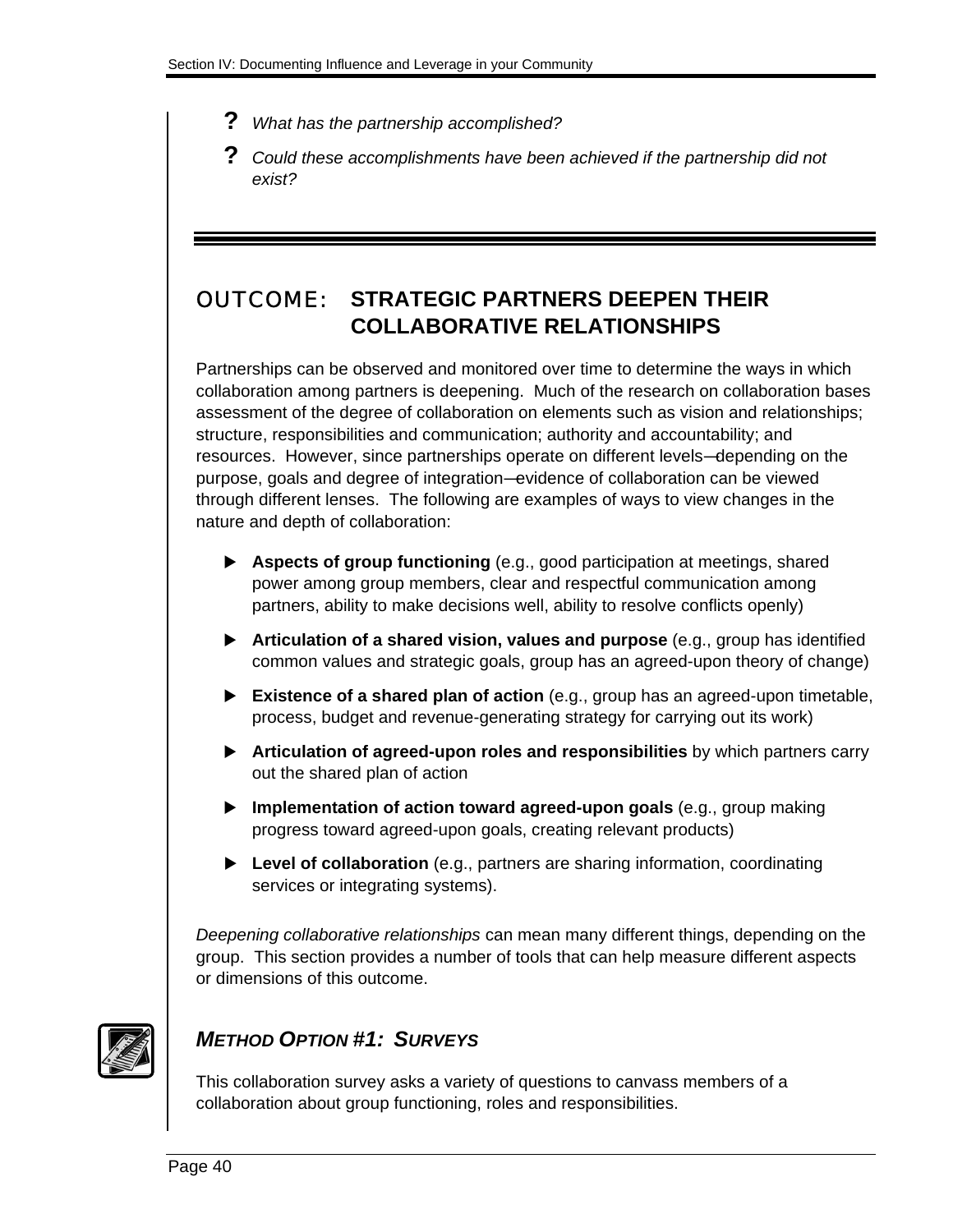- ? *What has the partnership accomplished?*
- ? *Could these accomplishments have been achieved if the partnership did not exist?*

## OUTCOME: STRATEGIC PARTNERS DEEPEN THEIR COLLABORATIVE RELATIONSHIPS

Partnerships can be observed and monitored over time to determine the ways in which collaboration among partners is deepening. Much of the research on collaboration bases assessment of the degree of collaboration on elements such as vision and relationships; structure, responsibilities and communication; authority and accountability; and resources. However, since partnerships operate on different levels—depending on the purpose, goals and degree of integration—evidence of collaboration can be viewed through different lenses. The following are examples of ways to view changes in the nature and depth of collaboration:

- **Aspects of group functioning** (e.g., good participation at meetings, shared power among group members, clear and respectful communication among partners, ability to make decisions well, ability to resolve conflicts openly)
- **Articulation of a shared vision, values and purpose** (e.g., group has identified common values and strategic goals, group has an agreed-upon theory of change)
- **Existence of a shared plan of action** (e.g., group has an agreed-upon timetable, process, budget and revenue-generating strategy for carrying out its work)
- **Articulation of agreed-upon roles and responsibilities** by which partners carry out the shared plan of action
- **Implementation of action toward agreed-upon goals** (e.g., group making progress toward agreed-upon goals, creating relevant products)
- **Level of collaboration** (e.g., partners are sharing information, coordinating services or integrating systems).

*Deepening collaborative relationships* can mean many different things, depending on the group. This section provides a number of tools that can help measure different aspects or dimensions of this outcome.

### *METHOD OPTION #1: SURVEYS*

This collaboration survey asks a variety of questions to canvass members of a collaboration about group functioning, roles and responsibilities.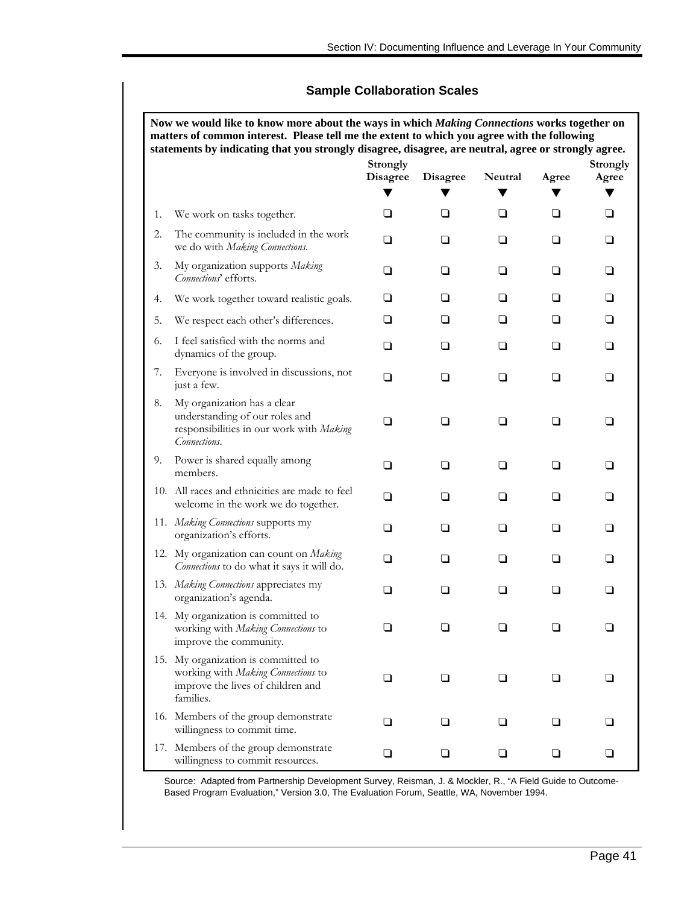## Sample Collaboration Scales

**Now we would like to know more about the ways in which *Making Connections* works together on matters of common interest. Please tell me the extent to which you agree with the following statements by indicating that you strongly disagree, disagree, are neutral, agree or strongly agree.**

| | | Strongly Disagree | Disagree | Neutral | Agree | Strongly Agree |
|---|---|---|---|---|---|---|
| 1. | We work on tasks together. | ❑ | ❑ | ❑ | ❑ | ❑ |
| 2. | The community is included in the work we do with *Making Connections*. | ❑ | ❑ | ❑ | ❑ | ❑ |
| 3. | My organization supports *Making Connections*' efforts. | ❑ | ❑ | ❑ | ❑ | ❑ |
| 4. | We work together toward realistic goals. | ❑ | ❑ | ❑ | ❑ | ❑ |
| 5. | We respect each other's differences. | ❑ | ❑ | ❑ | ❑ | ❑ |
| 6. | I feel satisfied with the norms and dynamics of the group. | ❑ | ❑ | ❑ | ❑ | ❑ |
| 7. | Everyone is involved in discussions, not just a few. | ❑ | ❑ | ❑ | ❑ | ❑ |
| 8. | My organization has a clear understanding of our roles and responsibilities in our work with *Making Connections*. | ❑ | ❑ | ❑ | ❑ | ❑ |
| 9. | Power is shared equally among members. | ❑ | ❑ | ❑ | ❑ | ❑ |
| 10. | All races and ethnicities are made to feel welcome in the work we do together. | ❑ | ❑ | ❑ | ❑ | ❑ |
| 11. | *Making Connections* supports my organization's efforts. | ❑ | ❑ | ❑ | ❑ | ❑ |
| 12. | My organization can count on *Making Connections* to do what it says it will do. | ❑ | ❑ | ❑ | ❑ | ❑ |
| 13. | *Making Connections* appreciates my organization's agenda. | ❑ | ❑ | ❑ | ❑ | ❑ |
| 14. | My organization is committed to working with *Making Connections* to improve the community. | ❑ | ❑ | ❑ | ❑ | ❑ |
| 15. | My organization is committed to working with *Making Connections* to improve the lives of children and families. | ❑ | ❑ | ❑ | ❑ | ❑ |
| 16. | Members of the group demonstrate willingness to commit time. | ❑ | ❑ | ❑ | ❑ | ❑ |
| 17. | Members of the group demonstrate willingness to commit resources. | ❑ | ❑ | ❑ | ❑ | ❑ |

Source: Adapted from Partnership Development Survey, Reisman, J. & Mockler, R., "A Field Guide to Outcome-Based Program Evaluation," Version 3.0, The Evaluation Forum, Seattle, WA, November 1994.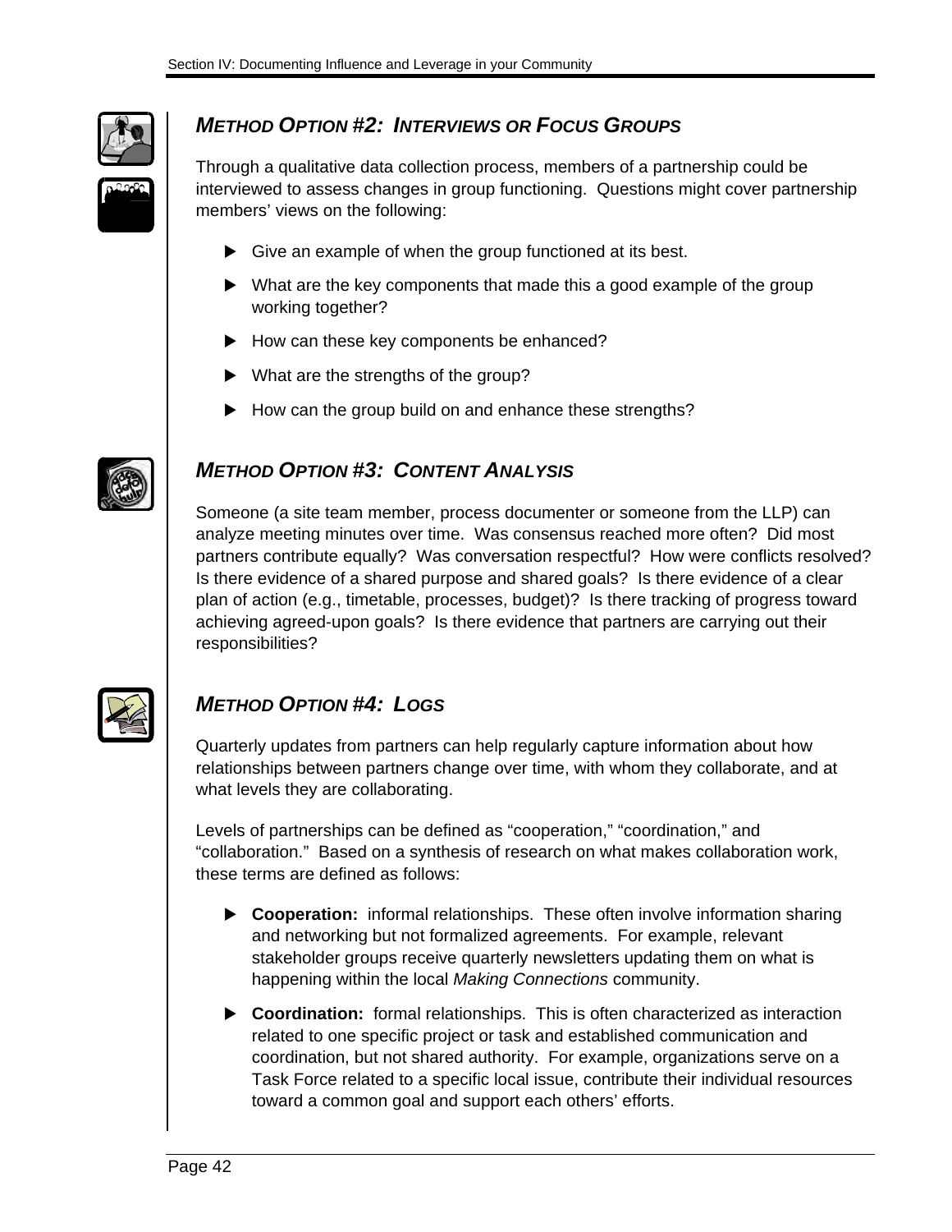## *METHOD OPTION #2: INTERVIEWS OR FOCUS GROUPS*

Through a qualitative data collection process, members of a partnership could be interviewed to assess changes in group functioning. Questions might cover partnership members' views on the following:

- Give an example of when the group functioned at its best.
- What are the key components that made this a good example of the group working together?
- How can these key components be enhanced?
- What are the strengths of the group?
- How can the group build on and enhance these strengths?

## *METHOD OPTION #3: CONTENT ANALYSIS*

Someone (a site team member, process documenter or someone from the LLP) can analyze meeting minutes over time. Was consensus reached more often? Did most partners contribute equally? Was conversation respectful? How were conflicts resolved? Is there evidence of a shared purpose and shared goals? Is there evidence of a clear plan of action (e.g., timetable, processes, budget)? Is there tracking of progress toward achieving agreed-upon goals? Is there evidence that partners are carrying out their responsibilities?

## *METHOD OPTION #4: LOGS*

Quarterly updates from partners can help regularly capture information about how relationships between partners change over time, with whom they collaborate, and at what levels they are collaborating.

Levels of partnerships can be defined as "cooperation," "coordination," and "collaboration." Based on a synthesis of research on what makes collaboration work, these terms are defined as follows:

- **Cooperation:** informal relationships. These often involve information sharing and networking but not formalized agreements. For example, relevant stakeholder groups receive quarterly newsletters updating them on what is happening within the local *Making Connections* community.
- **Coordination:** formal relationships. This is often characterized as interaction related to one specific project or task and established communication and coordination, but not shared authority. For example, organizations serve on a Task Force related to a specific local issue, contribute their individual resources toward a common goal and support each others' efforts.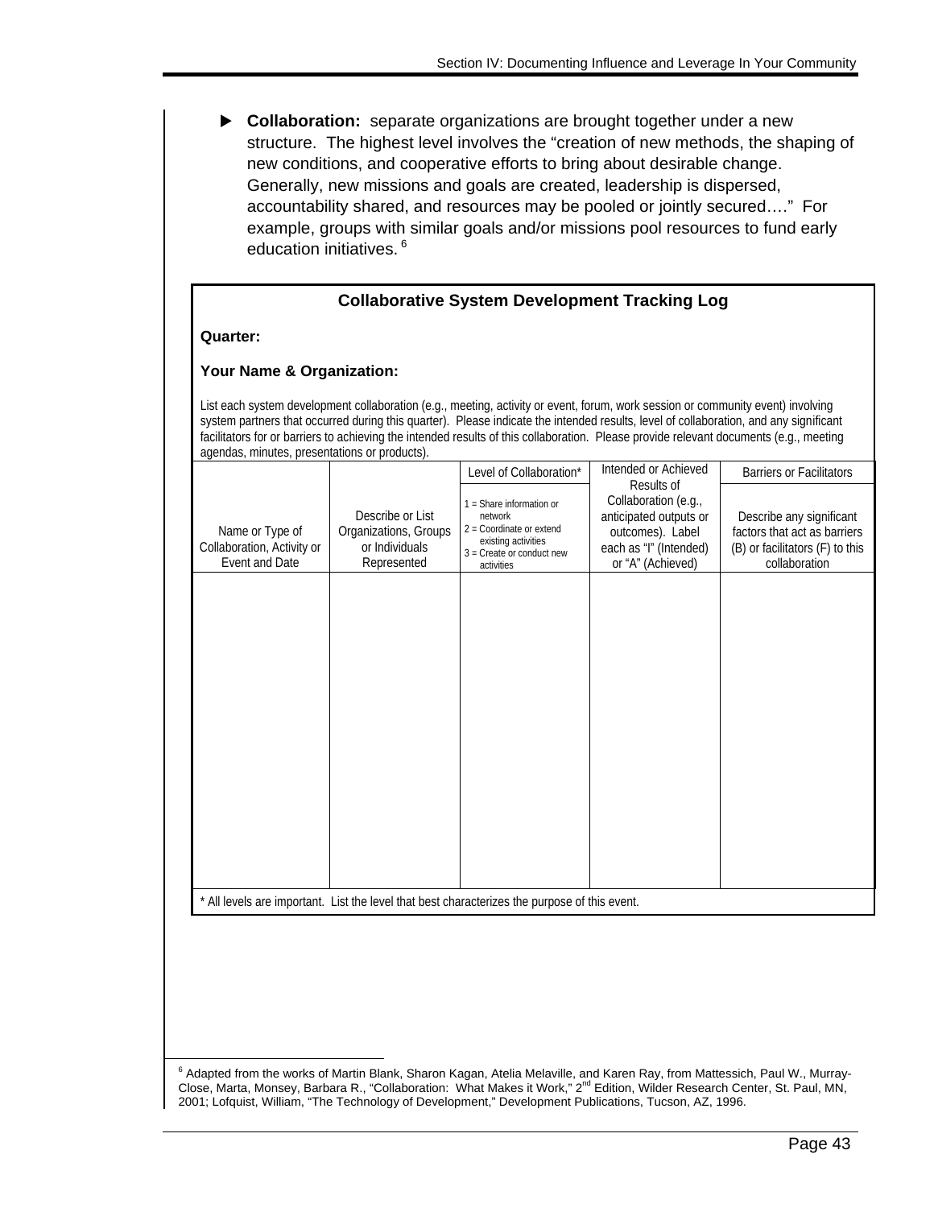- **Collaboration:** separate organizations are brought together under a new structure. The highest level involves the "creation of new methods, the shaping of new conditions, and cooperative efforts to bring about desirable change. Generally, new missions and goals are created, leadership is dispersed, accountability shared, and resources may be pooled or jointly secured…." For example, groups with similar goals and/or missions pool resources to fund early education initiatives.[6]

### Collaborative System Development Tracking Log

**Quarter:**

**Your Name & Organization:**

List each system development collaboration (e.g., meeting, activity or event, forum, work session or community event) involving system partners that occurred during this quarter). Please indicate the intended results, level of collaboration, and any significant facilitators for or barriers to achieving the intended results of this collaboration. Please provide relevant documents (e.g., meeting agendas, minutes, presentations or products).

| Name or Type of Collaboration, Activity or Event and Date | Describe or List Organizations, Groups or Individuals Represented | Level of Collaboration* 1 = Share information or network 2 = Coordinate or extend existing activities 3 = Create or conduct new activities | Intended or Achieved Results of Collaboration (e.g., anticipated outputs or outcomes). Label each as "I" (Intended) or "A" (Achieved) | Barriers or Facilitators: Describe any significant factors that act as barriers (B) or facilitators (F) to this collaboration |
|---|---|---|---|---|
| | | | | |

\* All levels are important. List the level that best characterizes the purpose of this event.

---

[6] Adapted from the works of Martin Blank, Sharon Kagan, Atelia Melaville, and Karen Ray, from Mattessich, Paul W., Murray-Close, Marta, Monsey, Barbara R., "Collaboration: What Makes it Work," 2nd Edition, Wilder Research Center, St. Paul, MN, 2001; Lofquist, William, "The Technology of Development," Development Publications, Tucson, AZ, 1996.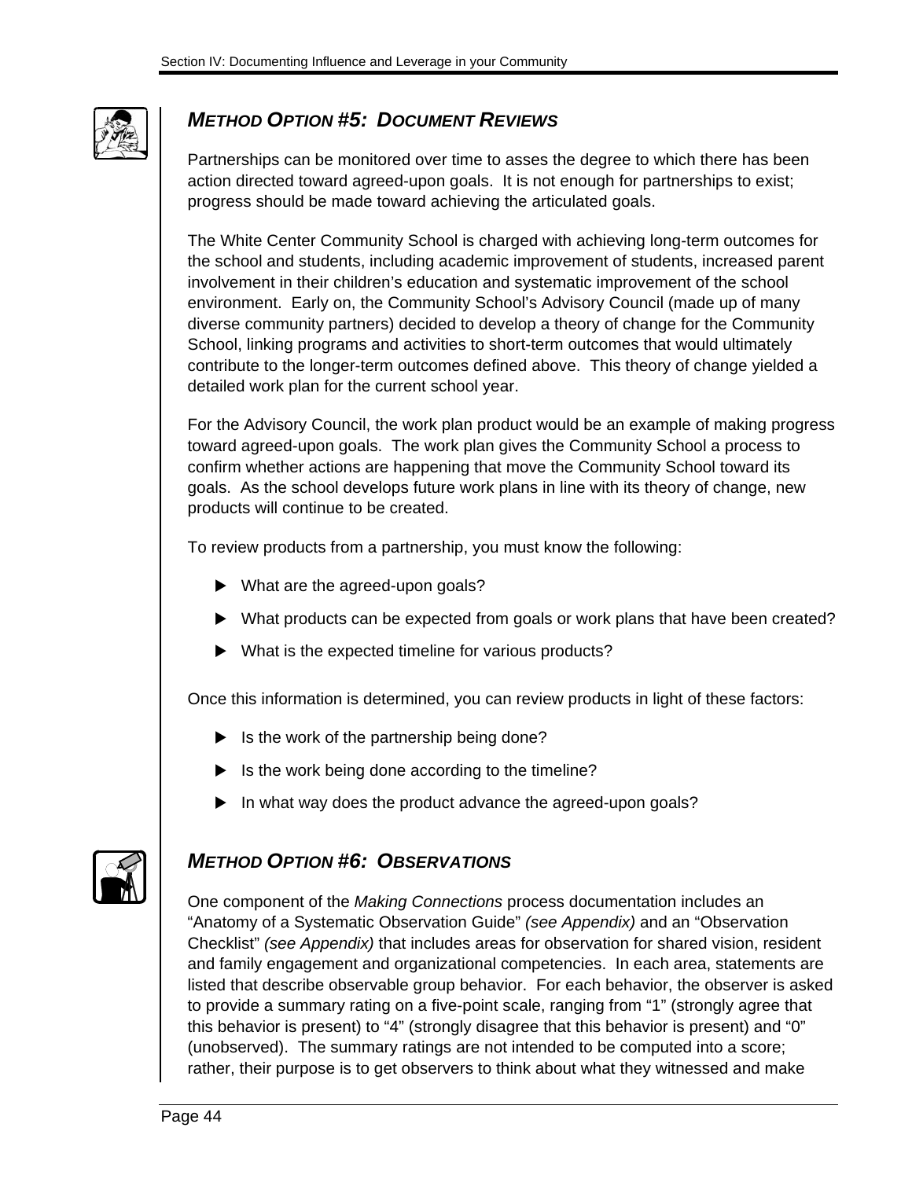## *METHOD OPTION #5: DOCUMENT REVIEWS*

Partnerships can be monitored over time to asses the degree to which there has been action directed toward agreed-upon goals. It is not enough for partnerships to exist; progress should be made toward achieving the articulated goals.

The White Center Community School is charged with achieving long-term outcomes for the school and students, including academic improvement of students, increased parent involvement in their children's education and systematic improvement of the school environment. Early on, the Community School's Advisory Council (made up of many diverse community partners) decided to develop a theory of change for the Community School, linking programs and activities to short-term outcomes that would ultimately contribute to the longer-term outcomes defined above. This theory of change yielded a detailed work plan for the current school year.

For the Advisory Council, the work plan product would be an example of making progress toward agreed-upon goals. The work plan gives the Community School a process to confirm whether actions are happening that move the Community School toward its goals. As the school develops future work plans in line with its theory of change, new products will continue to be created.

To review products from a partnership, you must know the following:

- What are the agreed-upon goals?
- What products can be expected from goals or work plans that have been created?
- What is the expected timeline for various products?

Once this information is determined, you can review products in light of these factors:

- Is the work of the partnership being done?
- Is the work being done according to the timeline?
- In what way does the product advance the agreed-upon goals?

## *METHOD OPTION #6: OBSERVATIONS*

One component of the *Making Connections* process documentation includes an "Anatomy of a Systematic Observation Guide" *(see Appendix)* and an "Observation Checklist" *(see Appendix)* that includes areas for observation for shared vision, resident and family engagement and organizational competencies. In each area, statements are listed that describe observable group behavior. For each behavior, the observer is asked to provide a summary rating on a five-point scale, ranging from "1" (strongly agree that this behavior is present) to "4" (strongly disagree that this behavior is present) and "0" (unobserved). The summary ratings are not intended to be computed into a score; rather, their purpose is to get observers to think about what they witnessed and make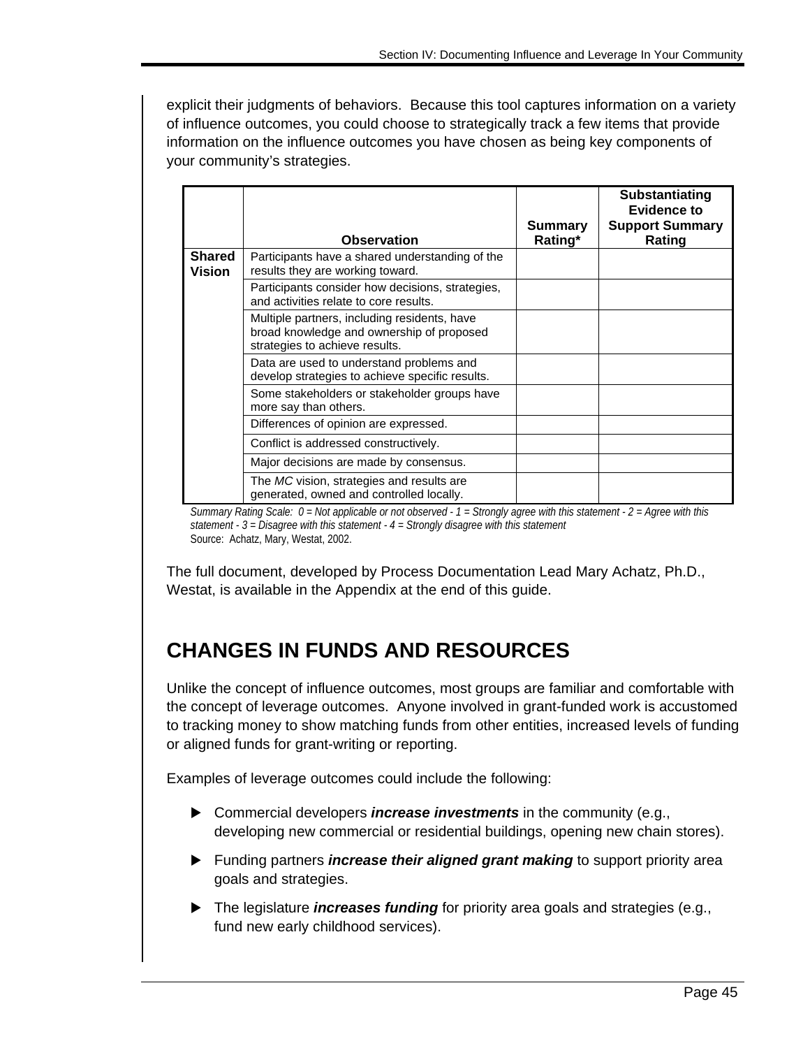explicit their judgments of behaviors. Because this tool captures information on a variety of influence outcomes, you could choose to strategically track a few items that provide information on the influence outcomes you have chosen as being key components of your community's strategies.

| | Observation | Summary Rating* | Substantiating Evidence to Support Summary Rating |
|---|---|---|---|
| **Shared Vision** | Participants have a shared understanding of the results they are working toward. | | |
| | Participants consider how decisions, strategies, and activities relate to core results. | | |
| | Multiple partners, including residents, have broad knowledge and ownership of proposed strategies to achieve results. | | |
| | Data are used to understand problems and develop strategies to achieve specific results. | | |
| | Some stakeholders or stakeholder groups have more say than others. | | |
| | Differences of opinion are expressed. | | |
| | Conflict is addressed constructively. | | |
| | Major decisions are made by consensus. | | |
| | The *MC* vision, strategies and results are generated, owned and controlled locally. | | |

*Summary Rating Scale: 0 = Not applicable or not observed - 1 = Strongly agree with this statement - 2 = Agree with this statement - 3 = Disagree with this statement - 4 = Strongly disagree with this statement*
Source: Achatz, Mary, Westat, 2002.

The full document, developed by Process Documentation Lead Mary Achatz, Ph.D., Westat, is available in the Appendix at the end of this guide.

## CHANGES IN FUNDS AND RESOURCES

Unlike the concept of influence outcomes, most groups are familiar and comfortable with the concept of leverage outcomes. Anyone involved in grant-funded work is accustomed to tracking money to show matching funds from other entities, increased levels of funding or aligned funds for grant-writing or reporting.

Examples of leverage outcomes could include the following:

- Commercial developers ***increase investments*** in the community (e.g., developing new commercial or residential buildings, opening new chain stores).
- Funding partners ***increase their aligned grant making*** to support priority area goals and strategies.
- The legislature ***increases funding*** for priority area goals and strategies (e.g., fund new early childhood services).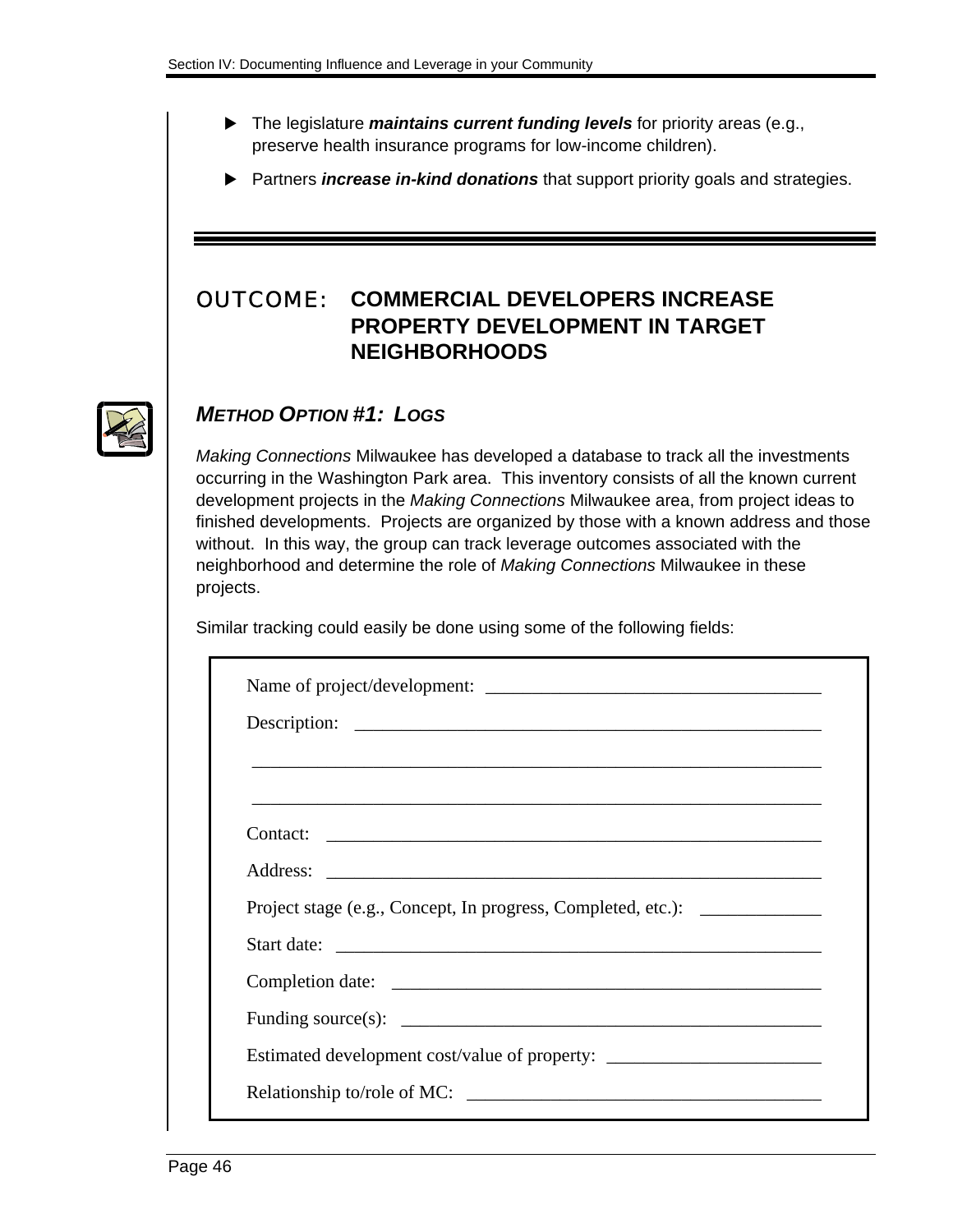- The legislature ***maintains current funding levels*** for priority areas (e.g., preserve health insurance programs for low-income children).
- Partners ***increase in-kind donations*** that support priority goals and strategies.

## OUTCOME: COMMERCIAL DEVELOPERS INCREASE PROPERTY DEVELOPMENT IN TARGET NEIGHBORHOODS

### *METHOD OPTION #1: LOGS*

*Making Connections* Milwaukee has developed a database to track all the investments occurring in the Washington Park area. This inventory consists of all the known current development projects in the *Making Connections* Milwaukee area, from project ideas to finished developments. Projects are organized by those with a known address and those without. In this way, the group can track leverage outcomes associated with the neighborhood and determine the role of *Making Connections* Milwaukee in these projects.

Similar tracking could easily be done using some of the following fields:

Name of project/development: ____________________________________

Description: ____________________________________________________

________________________________________________________________

________________________________________________________________

Contact: _______________________________________________________

Address: _______________________________________________________

Project stage (e.g., Concept, In progress, Completed, etc.): _____________

Start date: _____________________________________________________

Completion date: ________________________________________________

Funding source(s): _______________________________________________

Estimated development cost/value of property: _______________________

Relationship to/role of MC: ______________________________________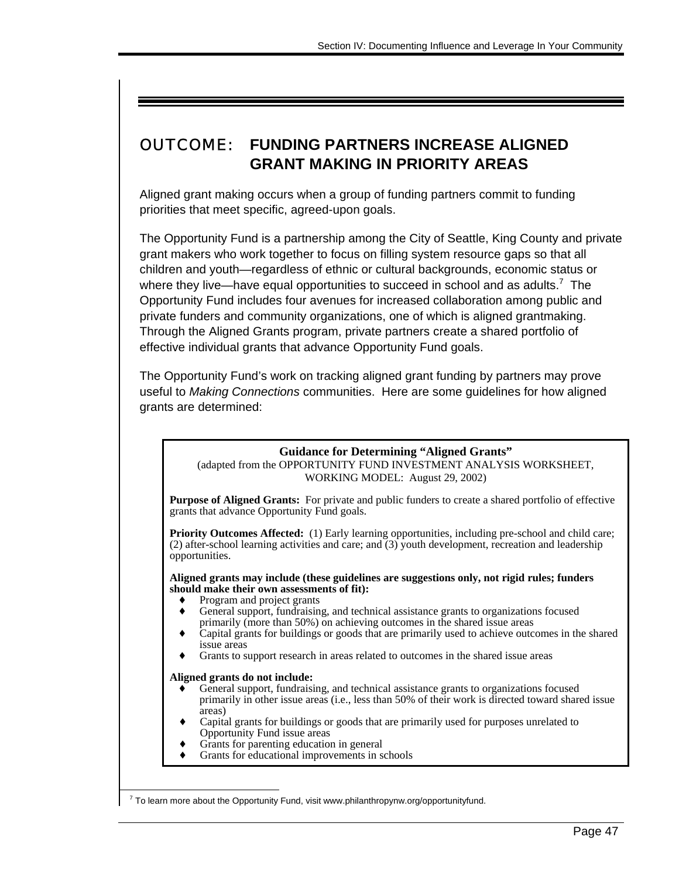## OUTCOME: FUNDING PARTNERS INCREASE ALIGNED GRANT MAKING IN PRIORITY AREAS

Aligned grant making occurs when a group of funding partners commit to funding priorities that meet specific, agreed-upon goals.

The Opportunity Fund is a partnership among the City of Seattle, King County and private grant makers who work together to focus on filling system resource gaps so that all children and youth—regardless of ethnic or cultural backgrounds, economic status or where they live—have equal opportunities to succeed in school and as adults.[7] The Opportunity Fund includes four avenues for increased collaboration among public and private funders and community organizations, one of which is aligned grantmaking. Through the Aligned Grants program, private partners create a shared portfolio of effective individual grants that advance Opportunity Fund goals.

The Opportunity Fund's work on tracking aligned grant funding by partners may prove useful to *Making Connections* communities. Here are some guidelines for how aligned grants are determined:

**Guidance for Determining "Aligned Grants"**

(adapted from the OPPORTUNITY FUND INVESTMENT ANALYSIS WORKSHEET, WORKING MODEL: August 29, 2002)

**Purpose of Aligned Grants:** For private and public funders to create a shared portfolio of effective grants that advance Opportunity Fund goals.

**Priority Outcomes Affected:** (1) Early learning opportunities, including pre-school and child care; (2) after-school learning activities and care; and (3) youth development, recreation and leadership opportunities.

**Aligned grants may include (these guidelines are suggestions only, not rigid rules; funders should make their own assessments of fit):**

- Program and project grants
- General support, fundraising, and technical assistance grants to organizations focused primarily (more than 50%) on achieving outcomes in the shared issue areas
- Capital grants for buildings or goods that are primarily used to achieve outcomes in the shared issue areas
- Grants to support research in areas related to outcomes in the shared issue areas

**Aligned grants do not include:**

- General support, fundraising, and technical assistance grants to organizations focused primarily in other issue areas (i.e., less than 50% of their work is directed toward shared issue areas)
- Capital grants for buildings or goods that are primarily used for purposes unrelated to Opportunity Fund issue areas
- Grants for parenting education in general
- Grants for educational improvements in schools

[7] To learn more about the Opportunity Fund, visit www.philanthropynw.org/opportunityfund.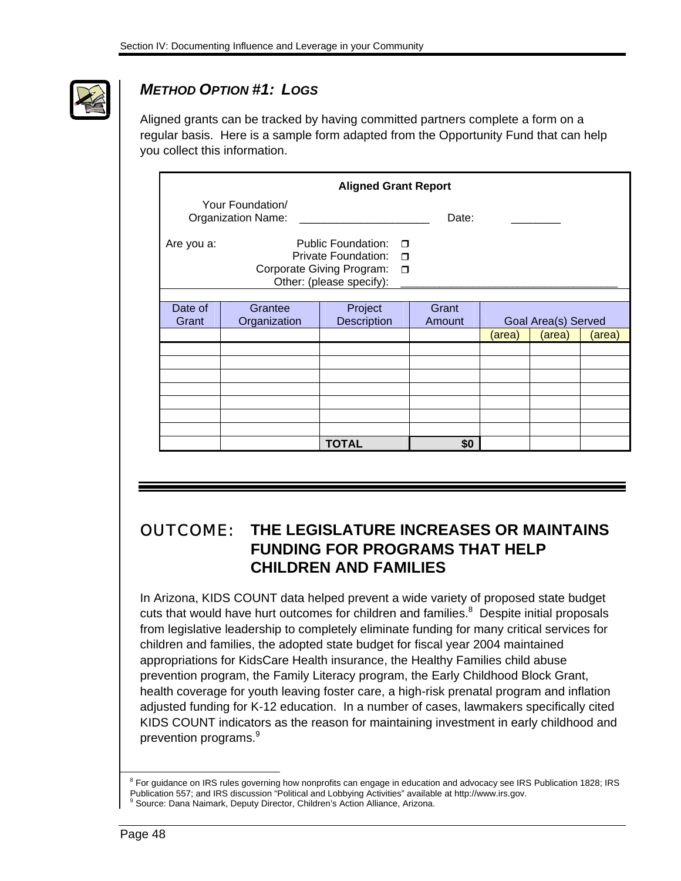## *METHOD OPTION #1: LOGS*

Aligned grants can be tracked by having committed partners complete a form on a regular basis. Here is a sample form adapted from the Opportunity Fund that can help you collect this information.

**Aligned Grant Report**

Your Foundation/ Organization Name: ____________________ Date: ________

Are you a:
- Public Foundation: ☐
- Private Foundation: ☐
- Corporate Giving Program: ☐
- Other: (please specify): ________________________________

| Date of Grant | Grantee Organization | Project Description | Grant Amount | Goal Area(s) Served | | |
|---|---|---|---|---|---|---|
| | | | | (area) | (area) | (area) |
| | | | | | | |
| | | | | | | |
| | | | | | | |
| | | | | | | |
| | | | | | | |
| | | | | | | |
| | | | | | | |
| | | **TOTAL** | **$0** | | | |

## OUTCOME: THE LEGISLATURE INCREASES OR MAINTAINS FUNDING FOR PROGRAMS THAT HELP CHILDREN AND FAMILIES

In Arizona, KIDS COUNT data helped prevent a wide variety of proposed state budget cuts that would have hurt outcomes for children and families.[8] Despite initial proposals from legislative leadership to completely eliminate funding for many critical services for children and families, the adopted state budget for fiscal year 2004 maintained appropriations for KidsCare Health insurance, the Healthy Families child abuse prevention program, the Family Literacy program, the Early Childhood Block Grant, health coverage for youth leaving foster care, a high-risk prenatal program and inflation adjusted funding for K-12 education. In a number of cases, lawmakers specifically cited KIDS COUNT indicators as the reason for maintaining investment in early childhood and prevention programs.[9]

---

[8] For guidance on IRS rules governing how nonprofits can engage in education and advocacy see IRS Publication 1828; IRS Publication 557; and IRS discussion "Political and Lobbying Activities" available at http://www.irs.gov.

[9] Source: Dana Naimark, Deputy Director, Children's Action Alliance, Arizona.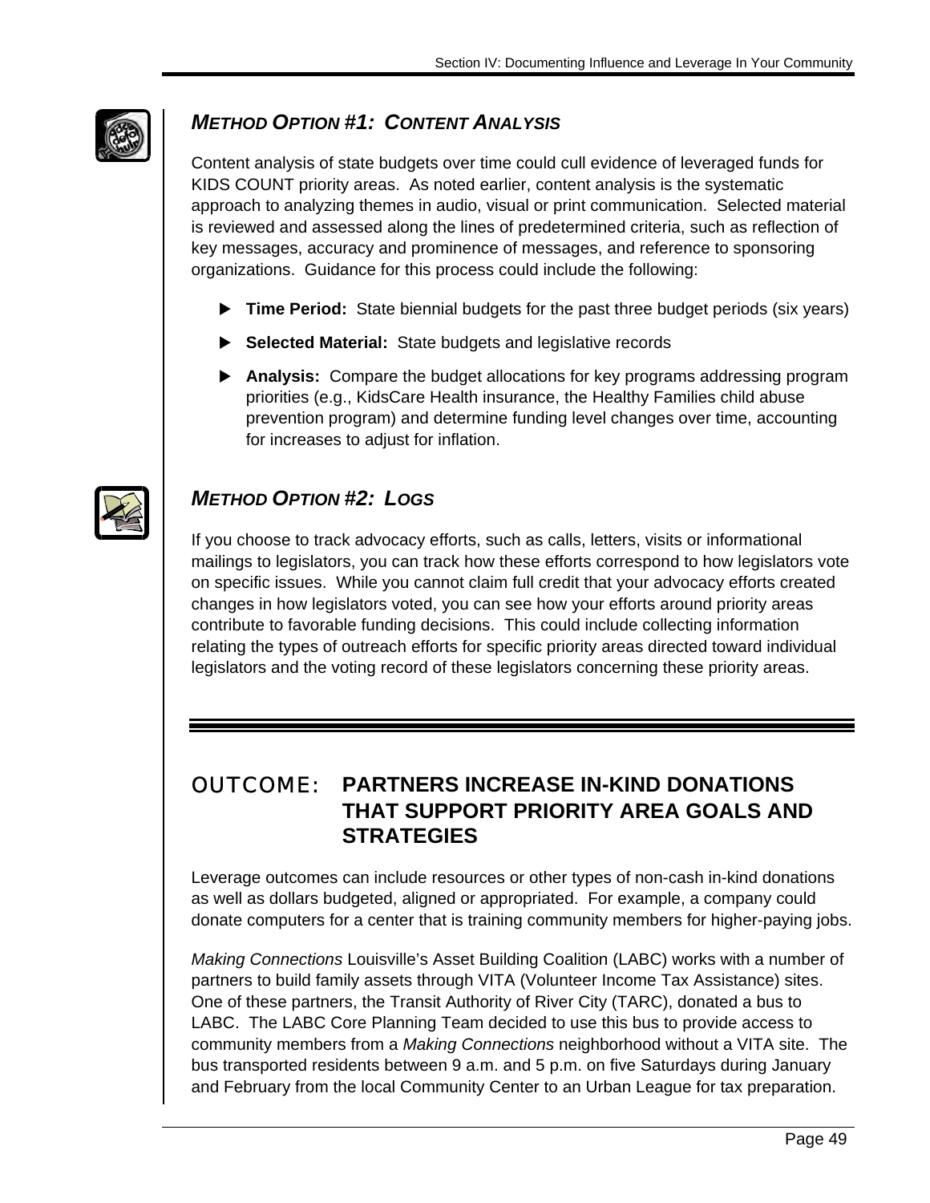## *METHOD OPTION #1: CONTENT ANALYSIS*

Content analysis of state budgets over time could cull evidence of leveraged funds for KIDS COUNT priority areas. As noted earlier, content analysis is the systematic approach to analyzing themes in audio, visual or print communication. Selected material is reviewed and assessed along the lines of predetermined criteria, such as reflection of key messages, accuracy and prominence of messages, and reference to sponsoring organizations. Guidance for this process could include the following:

- **Time Period:** State biennial budgets for the past three budget periods (six years)
- **Selected Material:** State budgets and legislative records
- **Analysis:** Compare the budget allocations for key programs addressing program priorities (e.g., KidsCare Health insurance, the Healthy Families child abuse prevention program) and determine funding level changes over time, accounting for increases to adjust for inflation.

## *METHOD OPTION #2: LOGS*

If you choose to track advocacy efforts, such as calls, letters, visits or informational mailings to legislators, you can track how these efforts correspond to how legislators vote on specific issues. While you cannot claim full credit that your advocacy efforts created changes in how legislators voted, you can see how your efforts around priority areas contribute to favorable funding decisions. This could include collecting information relating the types of outreach efforts for specific priority areas directed toward individual legislators and the voting record of these legislators concerning these priority areas.

---

## OUTCOME: PARTNERS INCREASE IN-KIND DONATIONS THAT SUPPORT PRIORITY AREA GOALS AND STRATEGIES

Leverage outcomes can include resources or other types of non-cash in-kind donations as well as dollars budgeted, aligned or appropriated. For example, a company could donate computers for a center that is training community members for higher-paying jobs.

*Making Connections* Louisville's Asset Building Coalition (LABC) works with a number of partners to build family assets through VITA (Volunteer Income Tax Assistance) sites. One of these partners, the Transit Authority of River City (TARC), donated a bus to LABC. The LABC Core Planning Team decided to use this bus to provide access to community members from a *Making Connections* neighborhood without a VITA site. The bus transported residents between 9 a.m. and 5 p.m. on five Saturdays during January and February from the local Community Center to an Urban League for tax preparation.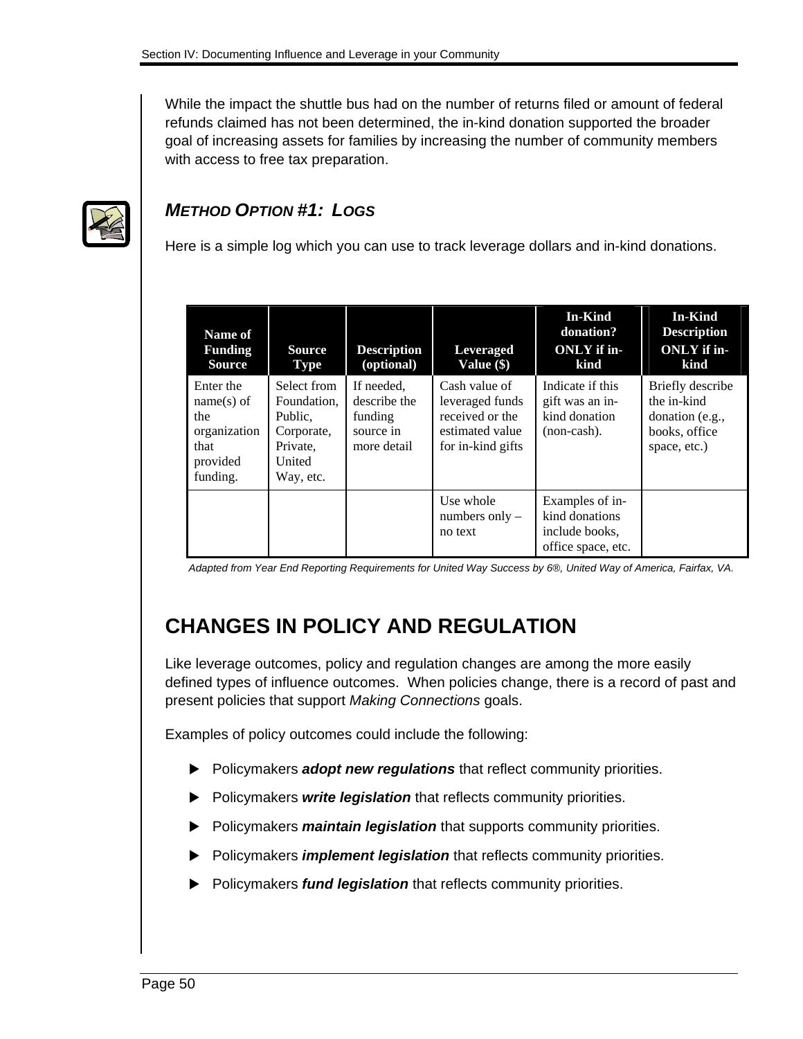While the impact the shuttle bus had on the number of returns filed or amount of federal refunds claimed has not been determined, the in-kind donation supported the broader goal of increasing assets for families by increasing the number of community members with access to free tax preparation.

### *Method Option #1: Logs*

Here is a simple log which you can use to track leverage dollars and in-kind donations.

| Name of Funding Source | Source Type | Description (optional) | Leveraged Value ($) | In-Kind donation? ONLY if in-kind | In-Kind Description ONLY if in-kind |
|---|---|---|---|---|---|
| Enter the name(s) of the organization that provided funding. | Select from Foundation, Public, Corporate, Private, United Way, etc. | If needed, describe the funding source in more detail | Cash value of leveraged funds received or the estimated value for in-kind gifts | Indicate if this gift was an in-kind donation (non-cash). | Briefly describe the in-kind donation (e.g., books, office space, etc.) |
| | | | Use whole numbers only – no text | Examples of in-kind donations include books, office space, etc. | |

*Adapted from Year End Reporting Requirements for United Way Success by 6®, United Way of America, Fairfax, VA.*

## CHANGES IN POLICY AND REGULATION

Like leverage outcomes, policy and regulation changes are among the more easily defined types of influence outcomes. When policies change, there is a record of past and present policies that support *Making Connections* goals.

Examples of policy outcomes could include the following:

- Policymakers ***adopt new regulations*** that reflect community priorities.
- Policymakers ***write legislation*** that reflects community priorities.
- Policymakers ***maintain legislation*** that supports community priorities.
- Policymakers ***implement legislation*** that reflects community priorities.
- Policymakers ***fund legislation*** that reflects community priorities.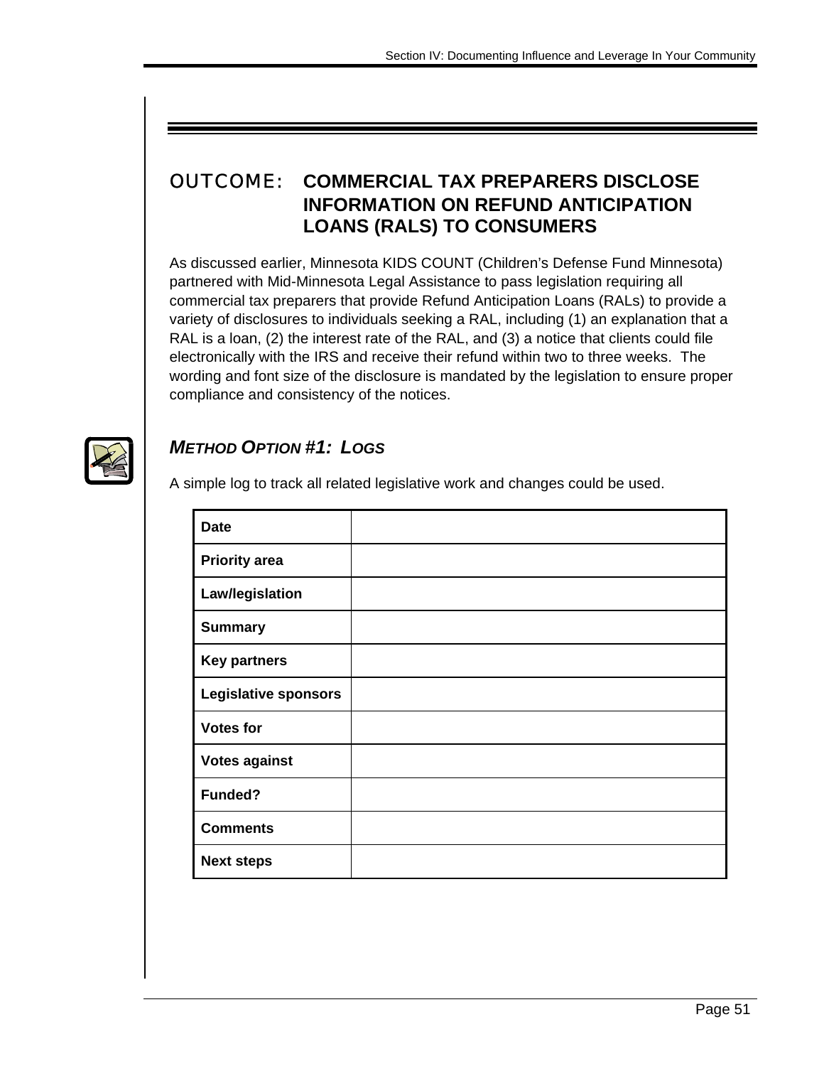## OUTCOME: COMMERCIAL TAX PREPARERS DISCLOSE INFORMATION ON REFUND ANTICIPATION LOANS (RALS) TO CONSUMERS

As discussed earlier, Minnesota KIDS COUNT (Children's Defense Fund Minnesota) partnered with Mid-Minnesota Legal Assistance to pass legislation requiring all commercial tax preparers that provide Refund Anticipation Loans (RALs) to provide a variety of disclosures to individuals seeking a RAL, including (1) an explanation that a RAL is a loan, (2) the interest rate of the RAL, and (3) a notice that clients could file electronically with the IRS and receive their refund within two to three weeks. The wording and font size of the disclosure is mandated by the legislation to ensure proper compliance and consistency of the notices.

### *METHOD OPTION #1: LOGS*

A simple log to track all related legislative work and changes could be used.

| | |
|---|---|
| **Date** | |
| **Priority area** | |
| **Law/legislation** | |
| **Summary** | |
| **Key partners** | |
| **Legislative sponsors** | |
| **Votes for** | |
| **Votes against** | |
| **Funded?** | |
| **Comments** | |
| **Next steps** | |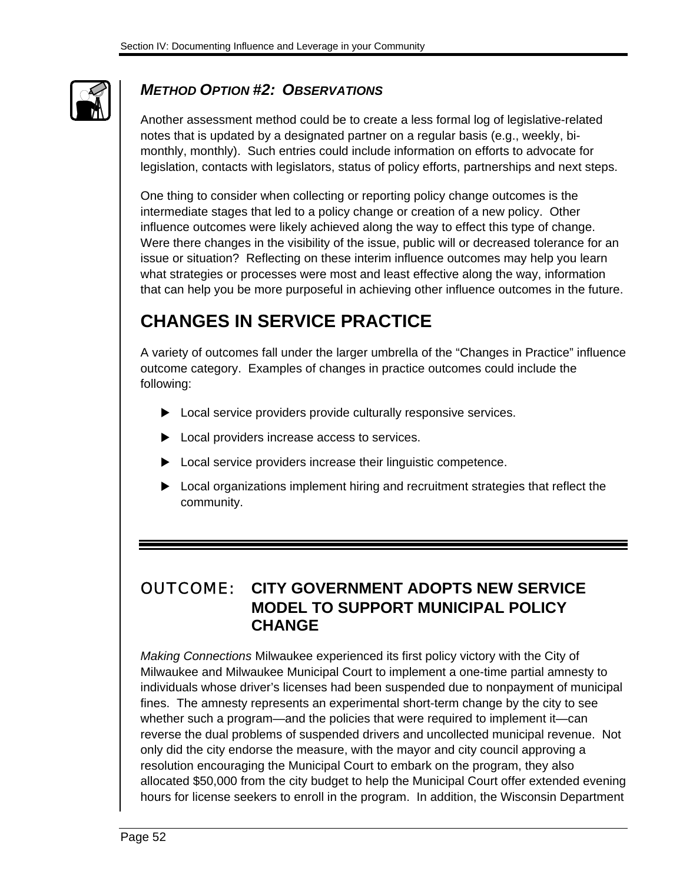### *METHOD OPTION #2: OBSERVATIONS*

Another assessment method could be to create a less formal log of legislative-related notes that is updated by a designated partner on a regular basis (e.g., weekly, bi-monthly, monthly). Such entries could include information on efforts to advocate for legislation, contacts with legislators, status of policy efforts, partnerships and next steps.

One thing to consider when collecting or reporting policy change outcomes is the intermediate stages that led to a policy change or creation of a new policy. Other influence outcomes were likely achieved along the way to effect this type of change. Were there changes in the visibility of the issue, public will or decreased tolerance for an issue or situation? Reflecting on these interim influence outcomes may help you learn what strategies or processes were most and least effective along the way, information that can help you be more purposeful in achieving other influence outcomes in the future.

## CHANGES IN SERVICE PRACTICE

A variety of outcomes fall under the larger umbrella of the "Changes in Practice" influence outcome category. Examples of changes in practice outcomes could include the following:

- Local service providers provide culturally responsive services.
- Local providers increase access to services.
- Local service providers increase their linguistic competence.
- Local organizations implement hiring and recruitment strategies that reflect the community.

---

### OUTCOME: CITY GOVERNMENT ADOPTS NEW SERVICE MODEL TO SUPPORT MUNICIPAL POLICY CHANGE

*Making Connections* Milwaukee experienced its first policy victory with the City of Milwaukee and Milwaukee Municipal Court to implement a one-time partial amnesty to individuals whose driver's licenses had been suspended due to nonpayment of municipal fines. The amnesty represents an experimental short-term change by the city to see whether such a program—and the policies that were required to implement it—can reverse the dual problems of suspended drivers and uncollected municipal revenue. Not only did the city endorse the measure, with the mayor and city council approving a resolution encouraging the Municipal Court to embark on the program, they also allocated $50,000 from the city budget to help the Municipal Court offer extended evening hours for license seekers to enroll in the program. In addition, the Wisconsin Department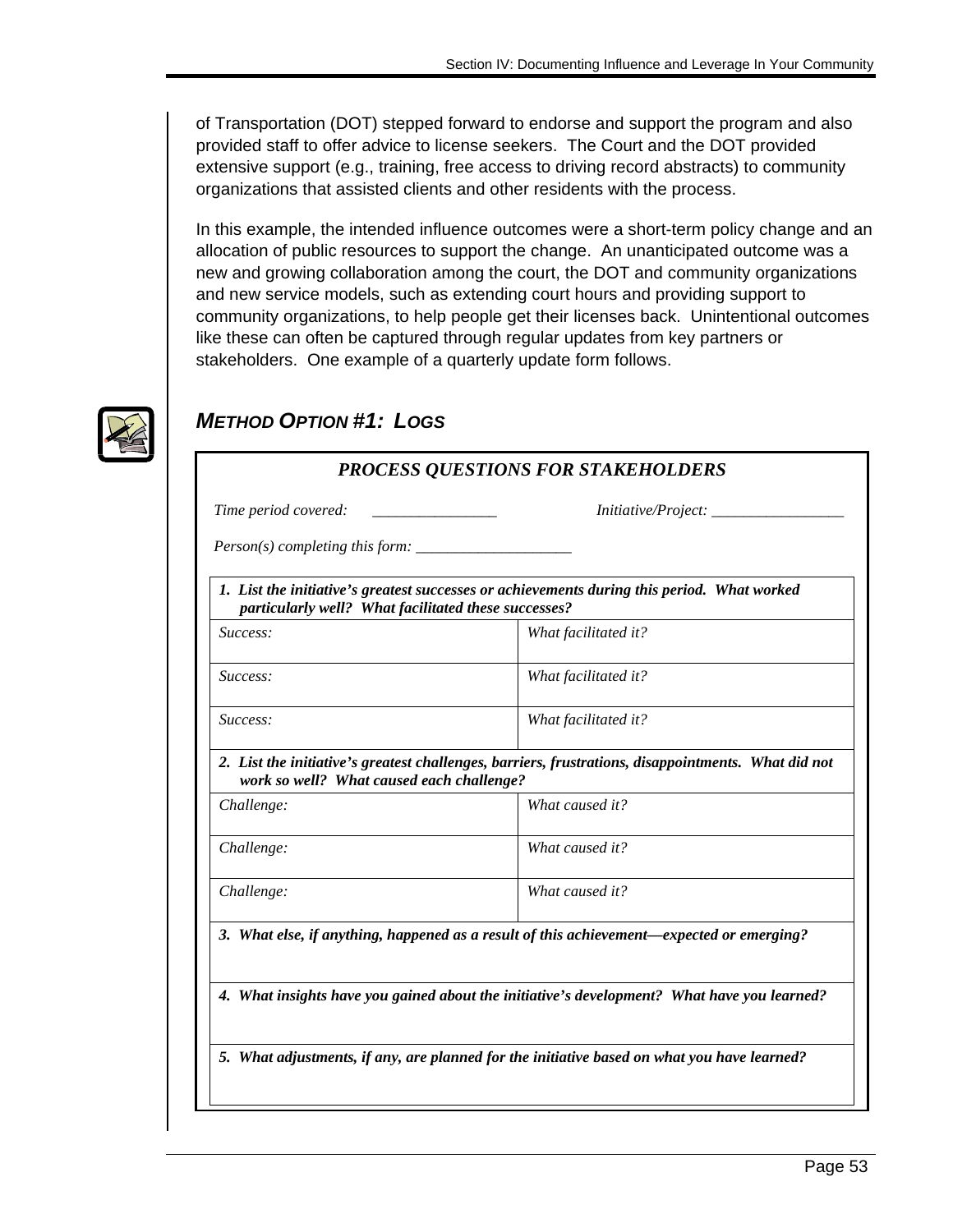of Transportation (DOT) stepped forward to endorse and support the program and also provided staff to offer advice to license seekers. The Court and the DOT provided extensive support (e.g., training, free access to driving record abstracts) to community organizations that assisted clients and other residents with the process.

In this example, the intended influence outcomes were a short-term policy change and an allocation of public resources to support the change. An unanticipated outcome was a new and growing collaboration among the court, the DOT and community organizations and new service models, such as extending court hours and providing support to community organizations, to help people get their licenses back. Unintentional outcomes like these can often be captured through regular updates from key partners or stakeholders. One example of a quarterly update form follows.

## *METHOD OPTION #1: LOGS*

***PROCESS QUESTIONS FOR STAKEHOLDERS***

*Time period covered:* ________________ *Initiative/Project:* _________________

*Person(s) completing this form:* ____________________

| ***1. List the initiative's greatest successes or achievements during this period. What worked particularly well? What facilitated these successes?*** | |
|---|---|
| *Success:* | *What facilitated it?* |
| *Success:* | *What facilitated it?* |
| *Success:* | *What facilitated it?* |
| ***2. List the initiative's greatest challenges, barriers, frustrations, disappointments. What did not work so well? What caused each challenge?*** | |
| *Challenge:* | *What caused it?* |
| *Challenge:* | *What caused it?* |
| *Challenge:* | *What caused it?* |
| ***3. What else, if anything, happened as a result of this achievement—expected or emerging?*** | |
| ***4. What insights have you gained about the initiative's development? What have you learned?*** | |
| ***5. What adjustments, if any, are planned for the initiative based on what you have learned?*** | |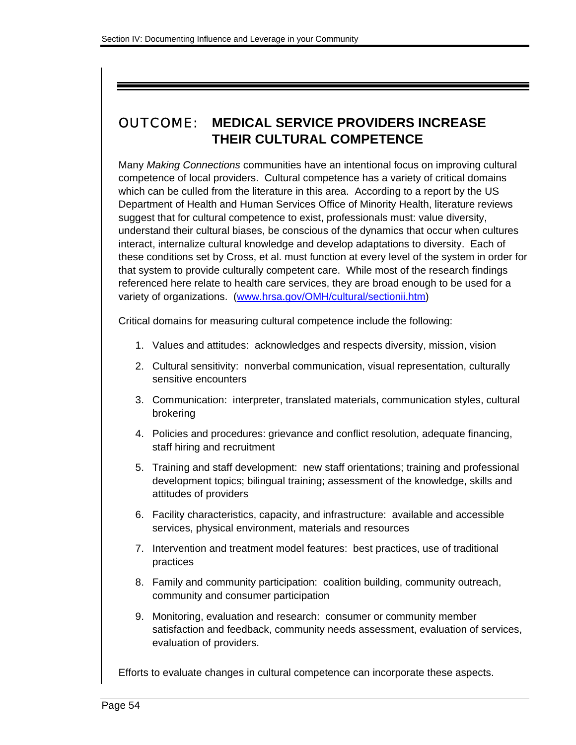## OUTCOME: MEDICAL SERVICE PROVIDERS INCREASE THEIR CULTURAL COMPETENCE

Many *Making Connections* communities have an intentional focus on improving cultural competence of local providers. Cultural competence has a variety of critical domains which can be culled from the literature in this area. According to a report by the US Department of Health and Human Services Office of Minority Health, literature reviews suggest that for cultural competence to exist, professionals must: value diversity, understand their cultural biases, be conscious of the dynamics that occur when cultures interact, internalize cultural knowledge and develop adaptations to diversity. Each of these conditions set by Cross, et al. must function at every level of the system in order for that system to provide culturally competent care. While most of the research findings referenced here relate to health care services, they are broad enough to be used for a variety of organizations. (www.hrsa.gov/OMH/cultural/sectionii.htm)

Critical domains for measuring cultural competence include the following:

1. Values and attitudes: acknowledges and respects diversity, mission, vision
2. Cultural sensitivity: nonverbal communication, visual representation, culturally sensitive encounters
3. Communication: interpreter, translated materials, communication styles, cultural brokering
4. Policies and procedures: grievance and conflict resolution, adequate financing, staff hiring and recruitment
5. Training and staff development: new staff orientations; training and professional development topics; bilingual training; assessment of the knowledge, skills and attitudes of providers
6. Facility characteristics, capacity, and infrastructure: available and accessible services, physical environment, materials and resources
7. Intervention and treatment model features: best practices, use of traditional practices
8. Family and community participation: coalition building, community outreach, community and consumer participation
9. Monitoring, evaluation and research: consumer or community member satisfaction and feedback, community needs assessment, evaluation of services, evaluation of providers.

Efforts to evaluate changes in cultural competence can incorporate these aspects.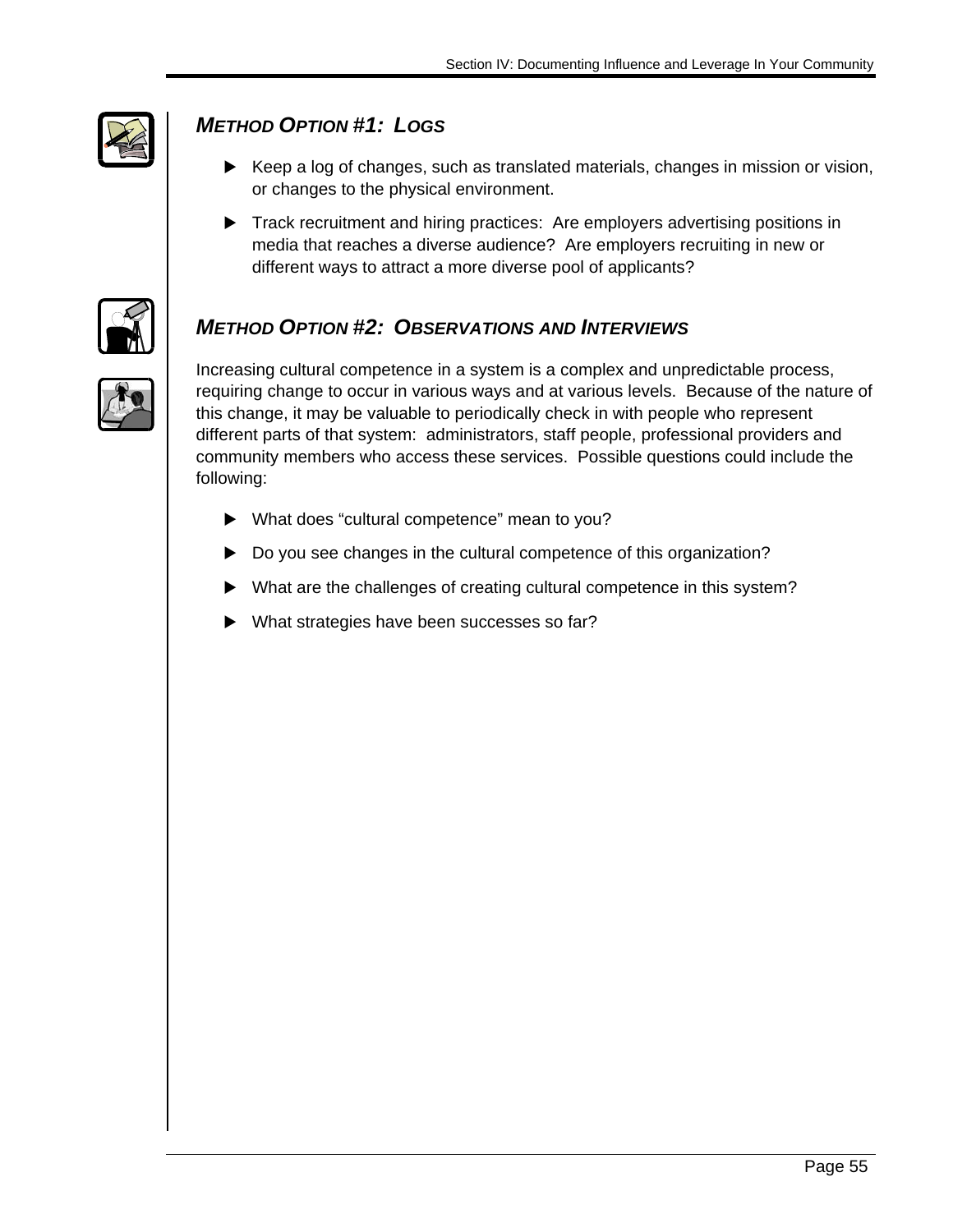## *METHOD OPTION #1: LOGS*

- Keep a log of changes, such as translated materials, changes in mission or vision, or changes to the physical environment.
- Track recruitment and hiring practices: Are employers advertising positions in media that reaches a diverse audience? Are employers recruiting in new or different ways to attract a more diverse pool of applicants?

## *METHOD OPTION #2: OBSERVATIONS AND INTERVIEWS*

Increasing cultural competence in a system is a complex and unpredictable process, requiring change to occur in various ways and at various levels. Because of the nature of this change, it may be valuable to periodically check in with people who represent different parts of that system: administrators, staff people, professional providers and community members who access these services. Possible questions could include the following:

- What does “cultural competence” mean to you?
- Do you see changes in the cultural competence of this organization?
- What are the challenges of creating cultural competence in this system?
- What strategies have been successes so far?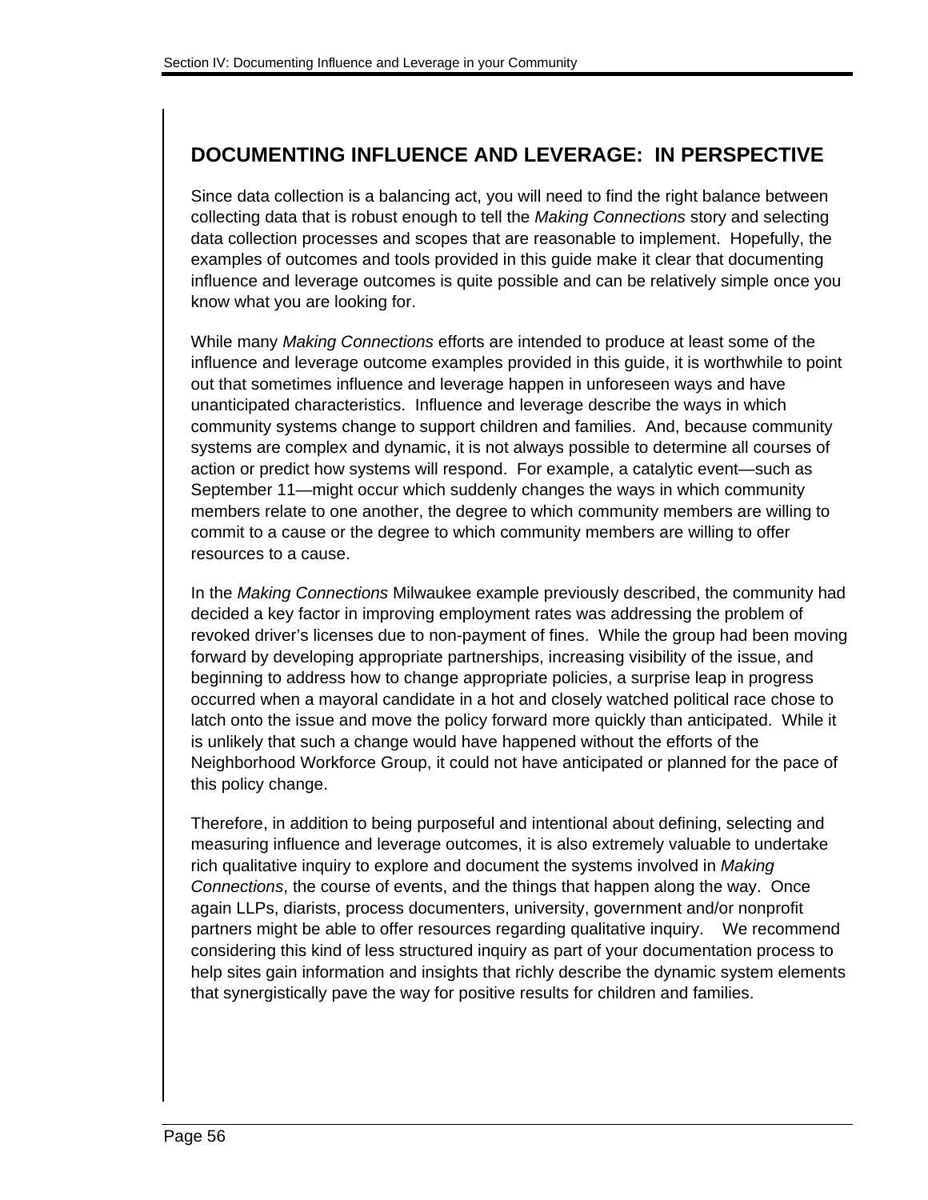## DOCUMENTING INFLUENCE AND LEVERAGE: IN PERSPECTIVE

Since data collection is a balancing act, you will need to find the right balance between collecting data that is robust enough to tell the *Making Connections* story and selecting data collection processes and scopes that are reasonable to implement. Hopefully, the examples of outcomes and tools provided in this guide make it clear that documenting influence and leverage outcomes is quite possible and can be relatively simple once you know what you are looking for.

While many *Making Connections* efforts are intended to produce at least some of the influence and leverage outcome examples provided in this guide, it is worthwhile to point out that sometimes influence and leverage happen in unforeseen ways and have unanticipated characteristics. Influence and leverage describe the ways in which community systems change to support children and families. And, because community systems are complex and dynamic, it is not always possible to determine all courses of action or predict how systems will respond. For example, a catalytic event—such as September 11—might occur which suddenly changes the ways in which community members relate to one another, the degree to which community members are willing to commit to a cause or the degree to which community members are willing to offer resources to a cause.

In the *Making Connections* Milwaukee example previously described, the community had decided a key factor in improving employment rates was addressing the problem of revoked driver's licenses due to non-payment of fines. While the group had been moving forward by developing appropriate partnerships, increasing visibility of the issue, and beginning to address how to change appropriate policies, a surprise leap in progress occurred when a mayoral candidate in a hot and closely watched political race chose to latch onto the issue and move the policy forward more quickly than anticipated. While it is unlikely that such a change would have happened without the efforts of the Neighborhood Workforce Group, it could not have anticipated or planned for the pace of this policy change.

Therefore, in addition to being purposeful and intentional about defining, selecting and measuring influence and leverage outcomes, it is also extremely valuable to undertake rich qualitative inquiry to explore and document the systems involved in *Making Connections*, the course of events, and the things that happen along the way. Once again LLPs, diarists, process documenters, university, government and/or nonprofit partners might be able to offer resources regarding qualitative inquiry. We recommend considering this kind of less structured inquiry as part of your documentation process to help sites gain information and insights that richly describe the dynamic system elements that synergistically pave the way for positive results for children and families.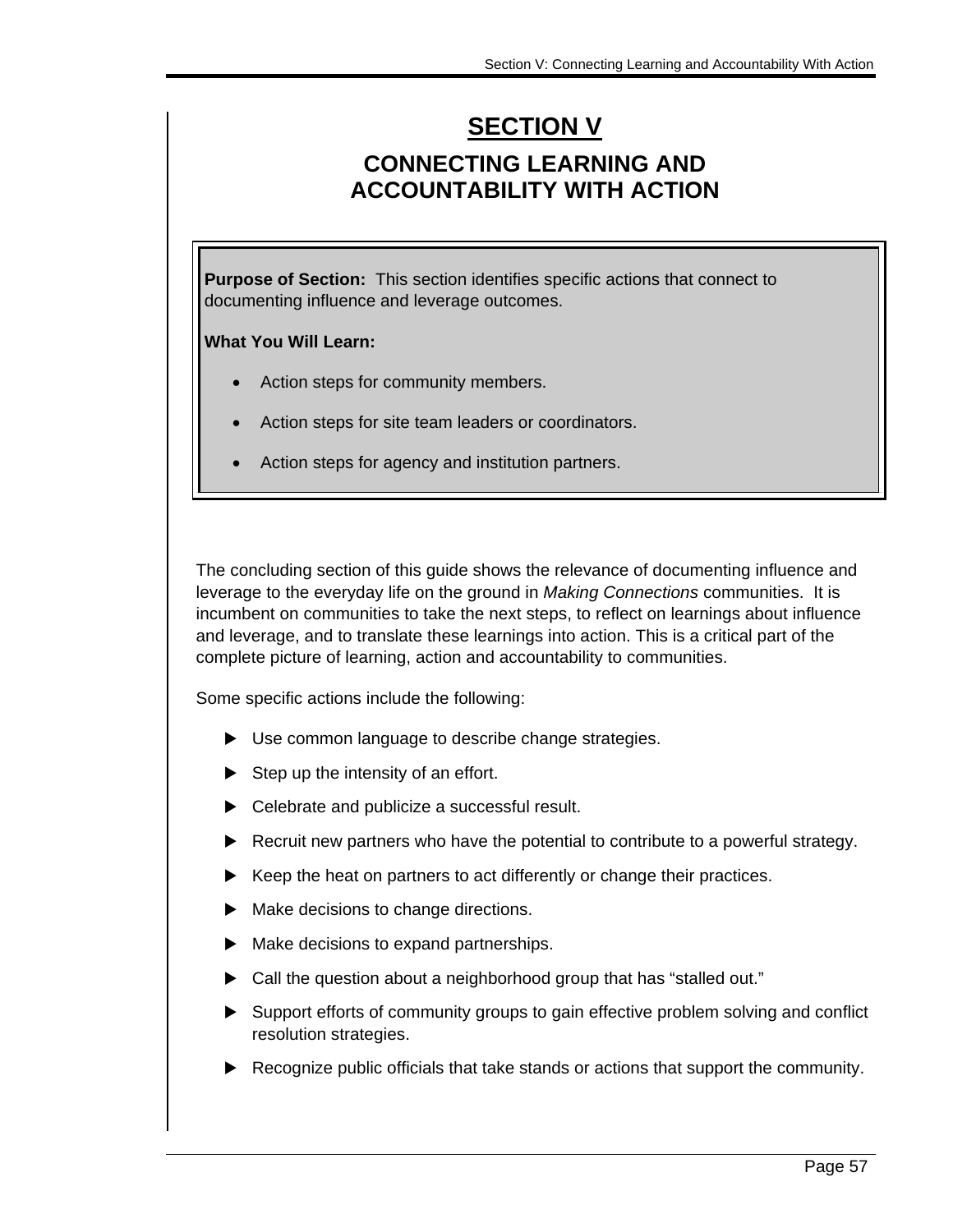# SECTION V

## CONNECTING LEARNING AND ACCOUNTABILITY WITH ACTION

**Purpose of Section:** This section identifies specific actions that connect to documenting influence and leverage outcomes.

**What You Will Learn:**

- Action steps for community members.
- Action steps for site team leaders or coordinators.
- Action steps for agency and institution partners.

The concluding section of this guide shows the relevance of documenting influence and leverage to the everyday life on the ground in *Making Connections* communities. It is incumbent on communities to take the next steps, to reflect on learnings about influence and leverage, and to translate these learnings into action. This is a critical part of the complete picture of learning, action and accountability to communities.

Some specific actions include the following:

- Use common language to describe change strategies.
- Step up the intensity of an effort.
- Celebrate and publicize a successful result.
- Recruit new partners who have the potential to contribute to a powerful strategy.
- Keep the heat on partners to act differently or change their practices.
- Make decisions to change directions.
- Make decisions to expand partnerships.
- Call the question about a neighborhood group that has "stalled out."
- Support efforts of community groups to gain effective problem solving and conflict resolution strategies.
- Recognize public officials that take stands or actions that support the community.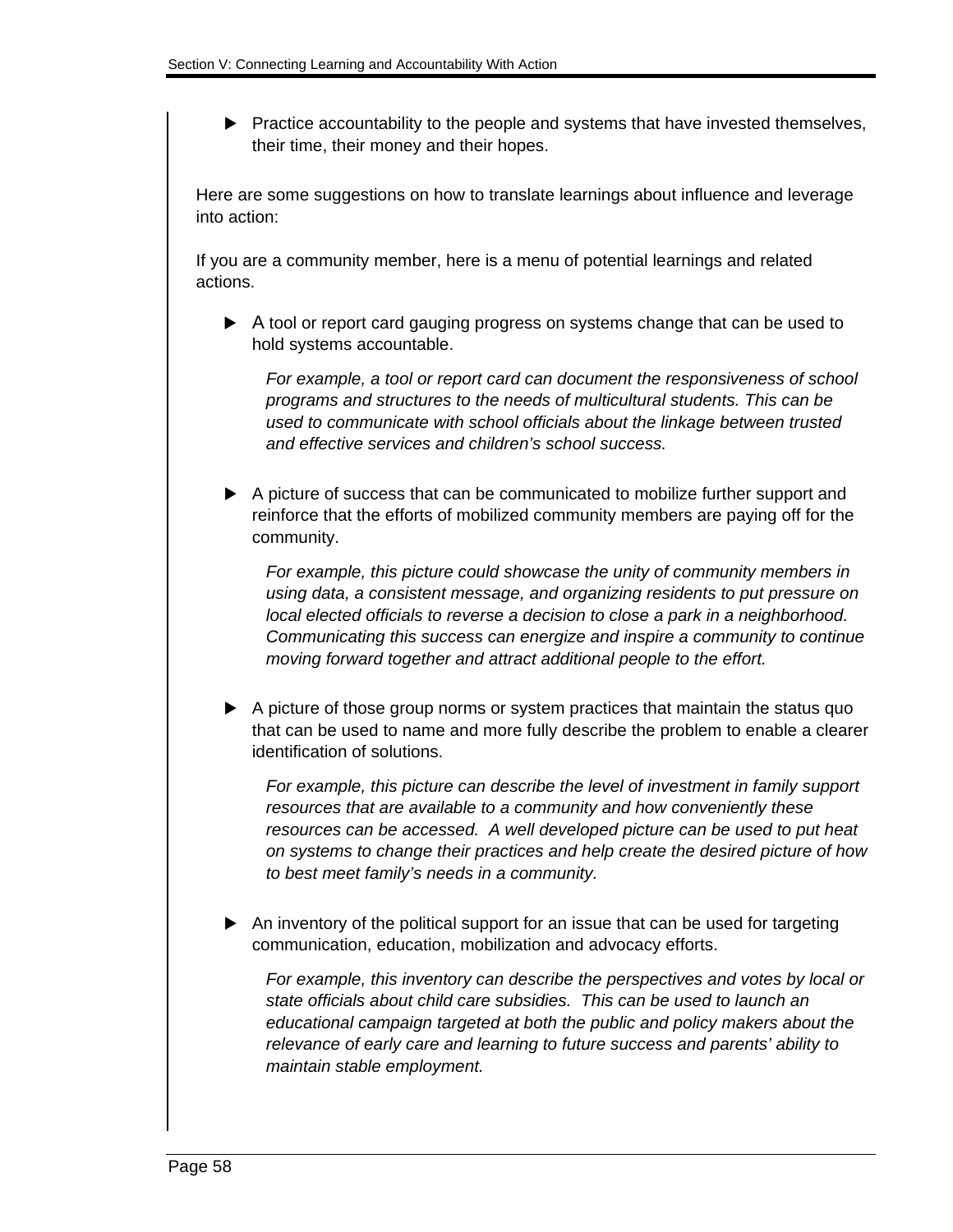- Practice accountability to the people and systems that have invested themselves, their time, their money and their hopes.

Here are some suggestions on how to translate learnings about influence and leverage into action:

If you are a community member, here is a menu of potential learnings and related actions.

- A tool or report card gauging progress on systems change that can be used to hold systems accountable.

  *For example, a tool or report card can document the responsiveness of school programs and structures to the needs of multicultural students. This can be used to communicate with school officials about the linkage between trusted and effective services and children's school success.*

- A picture of success that can be communicated to mobilize further support and reinforce that the efforts of mobilized community members are paying off for the community.

  *For example, this picture could showcase the unity of community members in using data, a consistent message, and organizing residents to put pressure on local elected officials to reverse a decision to close a park in a neighborhood. Communicating this success can energize and inspire a community to continue moving forward together and attract additional people to the effort.*

- A picture of those group norms or system practices that maintain the status quo that can be used to name and more fully describe the problem to enable a clearer identification of solutions.

  *For example, this picture can describe the level of investment in family support resources that are available to a community and how conveniently these resources can be accessed. A well developed picture can be used to put heat on systems to change their practices and help create the desired picture of how to best meet family's needs in a community.*

- An inventory of the political support for an issue that can be used for targeting communication, education, mobilization and advocacy efforts.

  *For example, this inventory can describe the perspectives and votes by local or state officials about child care subsidies. This can be used to launch an educational campaign targeted at both the public and policy makers about the relevance of early care and learning to future success and parents' ability to maintain stable employment.*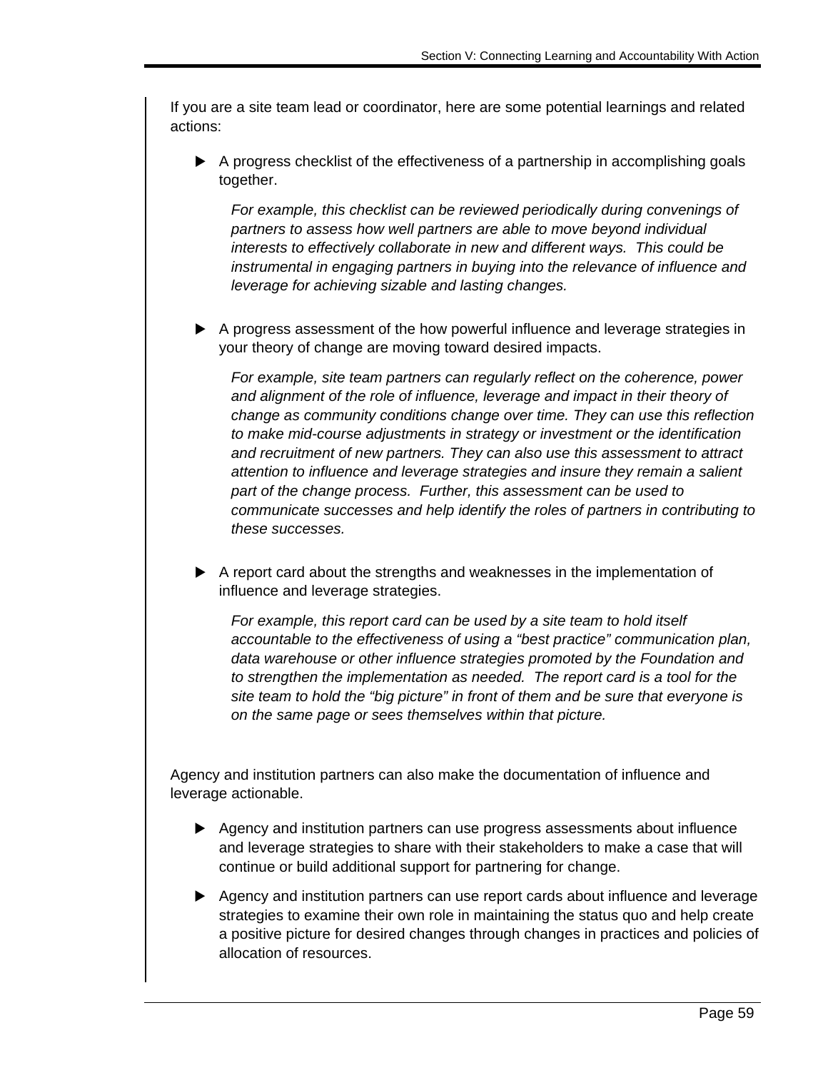If you are a site team lead or coordinator, here are some potential learnings and related actions:

- A progress checklist of the effectiveness of a partnership in accomplishing goals together.

  *For example, this checklist can be reviewed periodically during convenings of partners to assess how well partners are able to move beyond individual interests to effectively collaborate in new and different ways. This could be instrumental in engaging partners in buying into the relevance of influence and leverage for achieving sizable and lasting changes.*

- A progress assessment of the how powerful influence and leverage strategies in your theory of change are moving toward desired impacts.

  *For example, site team partners can regularly reflect on the coherence, power and alignment of the role of influence, leverage and impact in their theory of change as community conditions change over time. They can use this reflection to make mid-course adjustments in strategy or investment or the identification and recruitment of new partners. They can also use this assessment to attract attention to influence and leverage strategies and insure they remain a salient part of the change process. Further, this assessment can be used to communicate successes and help identify the roles of partners in contributing to these successes.*

- A report card about the strengths and weaknesses in the implementation of influence and leverage strategies.

  *For example, this report card can be used by a site team to hold itself accountable to the effectiveness of using a "best practice" communication plan, data warehouse or other influence strategies promoted by the Foundation and to strengthen the implementation as needed. The report card is a tool for the site team to hold the "big picture" in front of them and be sure that everyone is on the same page or sees themselves within that picture.*

Agency and institution partners can also make the documentation of influence and leverage actionable.

- Agency and institution partners can use progress assessments about influence and leverage strategies to share with their stakeholders to make a case that will continue or build additional support for partnering for change.
- Agency and institution partners can use report cards about influence and leverage strategies to examine their own role in maintaining the status quo and help create a positive picture for desired changes through changes in practices and policies of allocation of resources.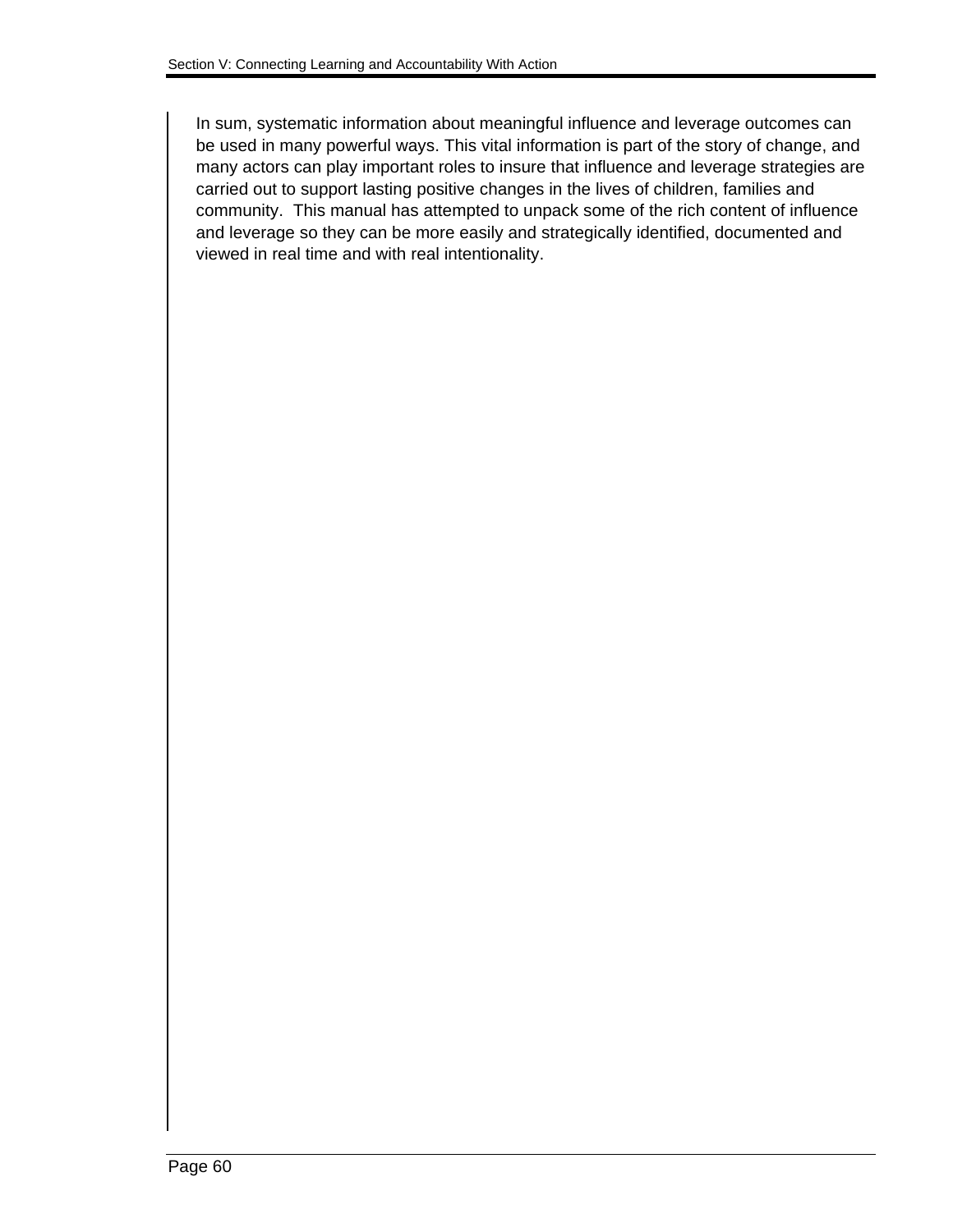In sum, systematic information about meaningful influence and leverage outcomes can be used in many powerful ways. This vital information is part of the story of change, and many actors can play important roles to insure that influence and leverage strategies are carried out to support lasting positive changes in the lives of children, families and community.  This manual has attempted to unpack some of the rich content of influence and leverage so they can be more easily and strategically identified, documented and viewed in real time and with real intentionality.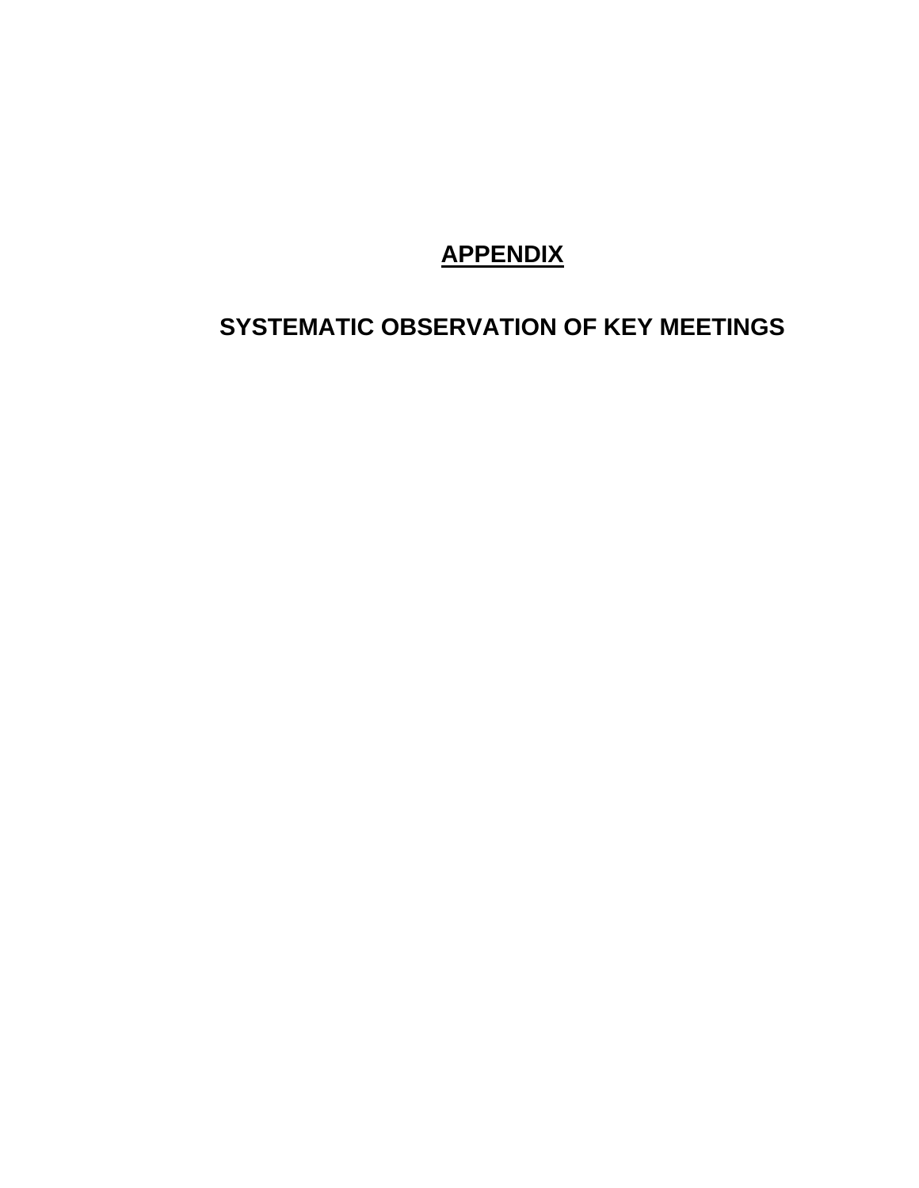# **APPENDIX**

## SYSTEMATIC OBSERVATION OF KEY MEETINGS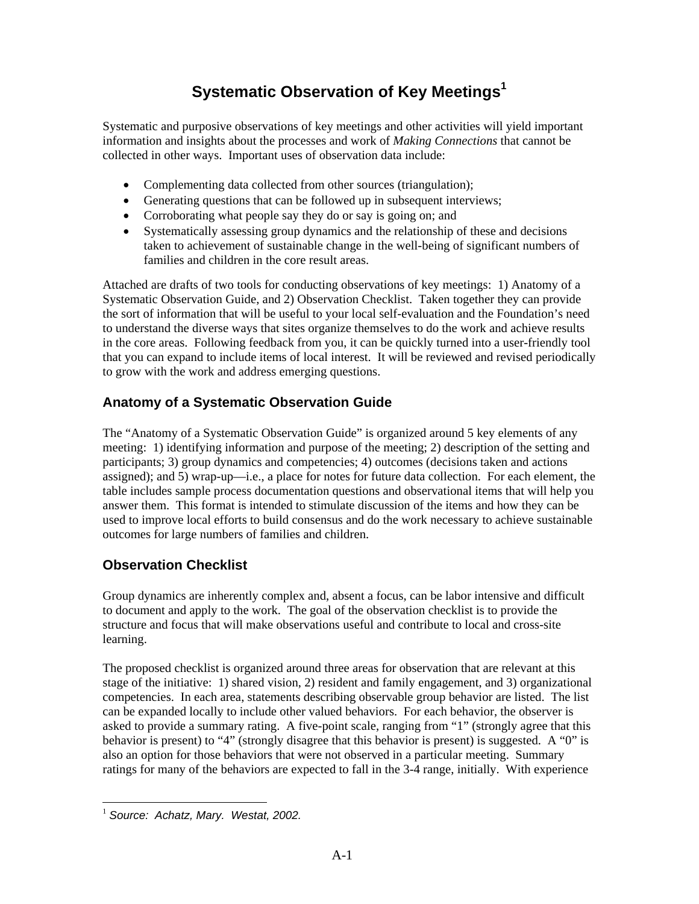# Systematic Observation of Key Meetings[1]

Systematic and purposive observations of key meetings and other activities will yield important information and insights about the processes and work of *Making Connections* that cannot be collected in other ways. Important uses of observation data include:

- Complementing data collected from other sources (triangulation);
- Generating questions that can be followed up in subsequent interviews;
- Corroborating what people say they do or say is going on; and
- Systematically assessing group dynamics and the relationship of these and decisions taken to achievement of sustainable change in the well-being of significant numbers of families and children in the core result areas.

Attached are drafts of two tools for conducting observations of key meetings: 1) Anatomy of a Systematic Observation Guide, and 2) Observation Checklist. Taken together they can provide the sort of information that will be useful to your local self-evaluation and the Foundation's need to understand the diverse ways that sites organize themselves to do the work and achieve results in the core areas. Following feedback from you, it can be quickly turned into a user-friendly tool that you can expand to include items of local interest. It will be reviewed and revised periodically to grow with the work and address emerging questions.

## Anatomy of a Systematic Observation Guide

The "Anatomy of a Systematic Observation Guide" is organized around 5 key elements of any meeting: 1) identifying information and purpose of the meeting; 2) description of the setting and participants; 3) group dynamics and competencies; 4) outcomes (decisions taken and actions assigned); and 5) wrap-up—i.e., a place for notes for future data collection. For each element, the table includes sample process documentation questions and observational items that will help you answer them. This format is intended to stimulate discussion of the items and how they can be used to improve local efforts to build consensus and do the work necessary to achieve sustainable outcomes for large numbers of families and children.

## Observation Checklist

Group dynamics are inherently complex and, absent a focus, can be labor intensive and difficult to document and apply to the work. The goal of the observation checklist is to provide the structure and focus that will make observations useful and contribute to local and cross-site learning.

The proposed checklist is organized around three areas for observation that are relevant at this stage of the initiative: 1) shared vision, 2) resident and family engagement, and 3) organizational competencies. In each area, statements describing observable group behavior are listed. The list can be expanded locally to include other valued behaviors. For each behavior, the observer is asked to provide a summary rating. A five-point scale, ranging from "1" (strongly agree that this behavior is present) to "4" (strongly disagree that this behavior is present) is suggested. A "0" is also an option for those behaviors that were not observed in a particular meeting. Summary ratings for many of the behaviors are expected to fall in the 3-4 range, initially. With experience

[1] *Source: Achatz, Mary. Westat, 2002.*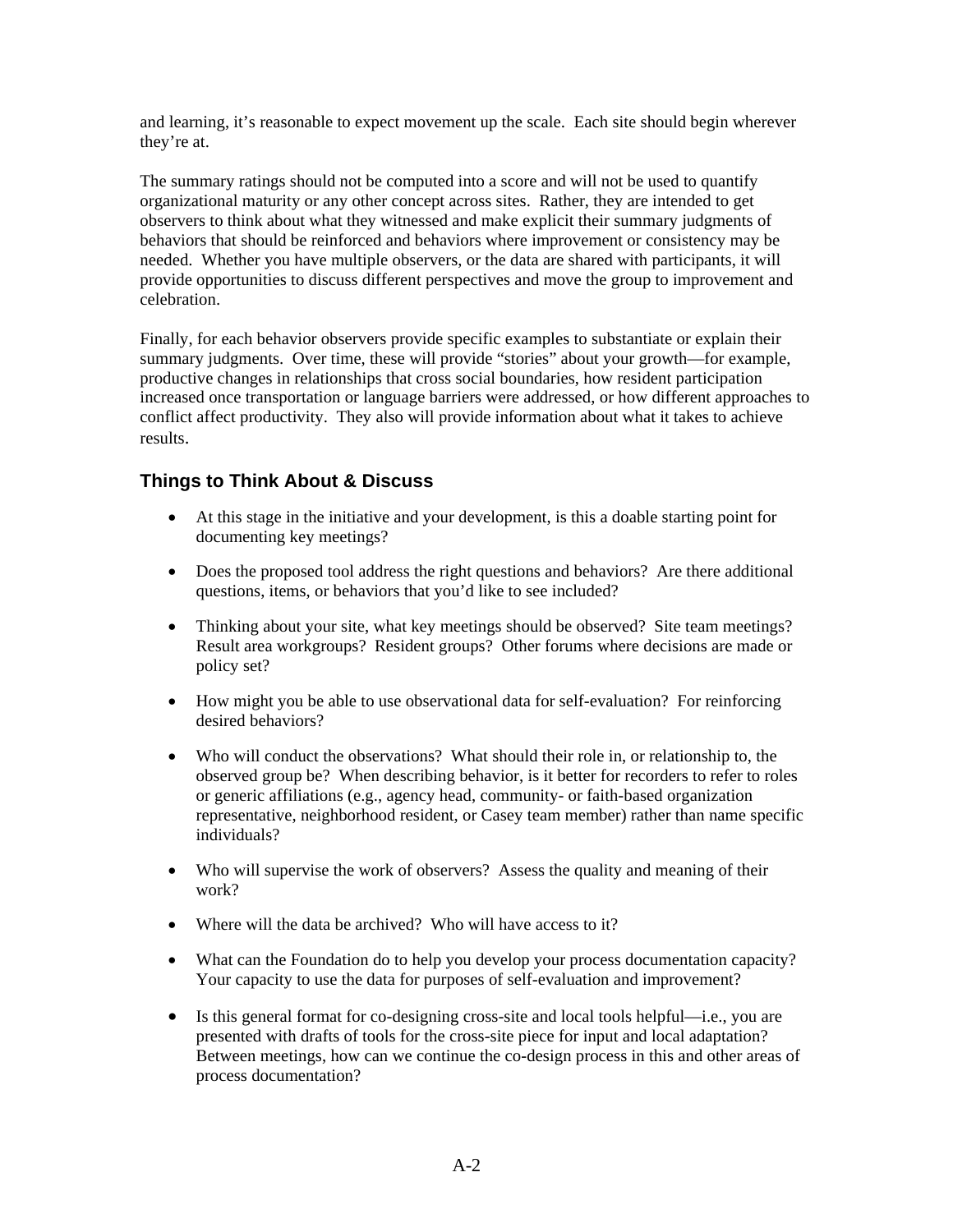and learning, it's reasonable to expect movement up the scale. Each site should begin wherever they're at.

The summary ratings should not be computed into a score and will not be used to quantify organizational maturity or any other concept across sites. Rather, they are intended to get observers to think about what they witnessed and make explicit their summary judgments of behaviors that should be reinforced and behaviors where improvement or consistency may be needed. Whether you have multiple observers, or the data are shared with participants, it will provide opportunities to discuss different perspectives and move the group to improvement and celebration.

Finally, for each behavior observers provide specific examples to substantiate or explain their summary judgments. Over time, these will provide "stories" about your growth—for example, productive changes in relationships that cross social boundaries, how resident participation increased once transportation or language barriers were addressed, or how different approaches to conflict affect productivity. They also will provide information about what it takes to achieve results.

## Things to Think About & Discuss

- At this stage in the initiative and your development, is this a doable starting point for documenting key meetings?
- Does the proposed tool address the right questions and behaviors? Are there additional questions, items, or behaviors that you'd like to see included?
- Thinking about your site, what key meetings should be observed? Site team meetings? Result area workgroups? Resident groups? Other forums where decisions are made or policy set?
- How might you be able to use observational data for self-evaluation? For reinforcing desired behaviors?
- Who will conduct the observations? What should their role in, or relationship to, the observed group be? When describing behavior, is it better for recorders to refer to roles or generic affiliations (e.g., agency head, community- or faith-based organization representative, neighborhood resident, or Casey team member) rather than name specific individuals?
- Who will supervise the work of observers? Assess the quality and meaning of their work?
- Where will the data be archived? Who will have access to it?
- What can the Foundation do to help you develop your process documentation capacity? Your capacity to use the data for purposes of self-evaluation and improvement?
- Is this general format for co-designing cross-site and local tools helpful—i.e., you are presented with drafts of tools for the cross-site piece for input and local adaptation? Between meetings, how can we continue the co-design process in this and other areas of process documentation?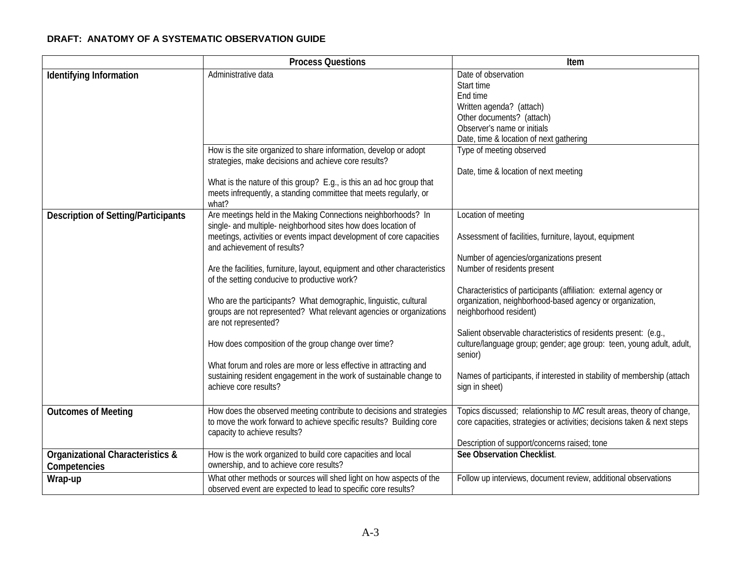**DRAFT: ANATOMY OF A SYSTEMATIC OBSERVATION GUIDE**

| | Process Questions | Item |
|---|---|---|
| **Identifying Information** | Administrative data | Date of observation<br>Start time<br>End time<br>Written agenda? (attach)<br>Other documents? (attach)<br>Observer's name or initials<br>Date, time & location of next gathering |
| | How is the site organized to share information, develop or adopt strategies, make decisions and achieve core results?<br><br>What is the nature of this group? E.g., is this an ad hoc group that meets infrequently, a standing committee that meets regularly, or what? | Type of meeting observed<br><br>Date, time & location of next meeting |
| **Description of Setting/Participants** | Are meetings held in the Making Connections neighborhoods? In single- and multiple- neighborhood sites how does location of meetings, activities or events impact development of core capacities and achievement of results?<br><br>Are the facilities, furniture, layout, equipment and other characteristics of the setting conducive to productive work?<br><br>Who are the participants? What demographic, linguistic, cultural groups are not represented? What relevant agencies or organizations are not represented?<br><br>How does composition of the group change over time?<br><br>What forum and roles are more or less effective in attracting and sustaining resident engagement in the work of sustainable change to achieve core results? | Location of meeting<br><br>Assessment of facilities, furniture, layout, equipment<br><br>Number of agencies/organizations present<br>Number of residents present<br><br>Characteristics of participants (affiliation: external agency or organization, neighborhood-based agency or organization, neighborhood resident)<br><br>Salient observable characteristics of residents present: (e.g., culture/language group; gender; age group: teen, young adult, adult, senior)<br><br>Names of participants, if interested in stability of membership (attach sign in sheet) |
| **Outcomes of Meeting** | How does the observed meeting contribute to decisions and strategies to move the work forward to achieve specific results? Building core capacity to achieve results? | Topics discussed; relationship to *MC* result areas, theory of change, core capacities, strategies or activities; decisions taken & next steps<br><br>Description of support/concerns raised; tone |
| **Organizational Characteristics & Competencies** | How is the work organized to build core capacities and local ownership, and to achieve core results? | **See Observation Checklist**. |
| **Wrap-up** | What other methods or sources will shed light on how aspects of the observed event are expected to lead to specific core results? | Follow up interviews, document review, additional observations |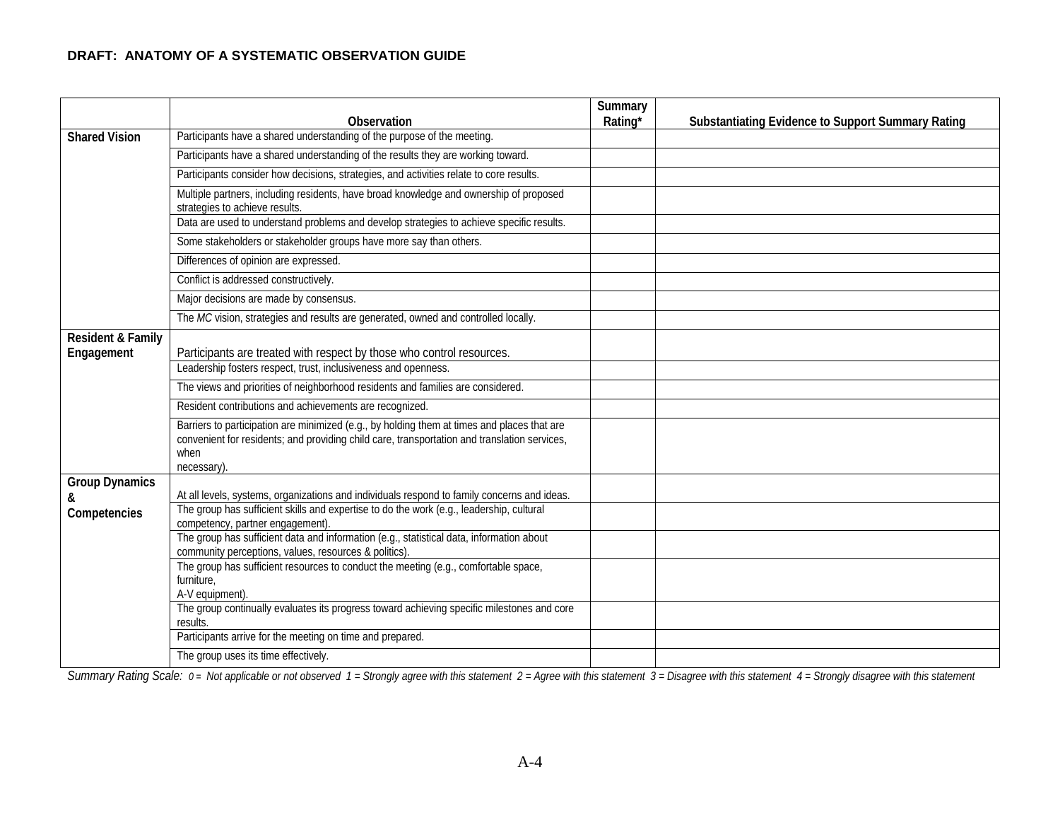**DRAFT: ANATOMY OF A SYSTEMATIC OBSERVATION GUIDE**

| | Observation | Summary Rating* | Substantiating Evidence to Support Summary Rating |
|---|---|---|---|
| **Shared Vision** | Participants have a shared understanding of the purpose of the meeting. | | |
| | Participants have a shared understanding of the results they are working toward. | | |
| | Participants consider how decisions, strategies, and activities relate to core results. | | |
| | Multiple partners, including residents, have broad knowledge and ownership of proposed strategies to achieve results. | | |
| | Data are used to understand problems and develop strategies to achieve specific results. | | |
| | Some stakeholders or stakeholder groups have more say than others. | | |
| | Differences of opinion are expressed. | | |
| | Conflict is addressed constructively. | | |
| | Major decisions are made by consensus. | | |
| | The *MC* vision, strategies and results are generated, owned and controlled locally. | | |
| **Resident & Family Engagement** | Participants are treated with respect by those who control resources. | | |
| | Leadership fosters respect, trust, inclusiveness and openness. | | |
| | The views and priorities of neighborhood residents and families are considered. | | |
| | Resident contributions and achievements are recognized. | | |
| | Barriers to participation are minimized (e.g., by holding them at times and places that are convenient for residents; and providing child care, transportation and translation services, when necessary). | | |
| **Group Dynamics & Competencies** | At all levels, systems, organizations and individuals respond to family concerns and ideas. | | |
| | The group has sufficient skills and expertise to do the work (e.g., leadership, cultural competency, partner engagement). | | |
| | The group has sufficient data and information (e.g., statistical data, information about community perceptions, values, resources & politics). | | |
| | The group has sufficient resources to conduct the meeting (e.g., comfortable space, furniture, A-V equipment). | | |
| | The group continually evaluates its progress toward achieving specific milestones and core results. | | |
| | Participants arrive for the meeting on time and prepared. | | |
| | The group uses its time effectively. | | |

*Summary Rating Scale: 0 = Not applicable or not observed 1 = Strongly agree with this statement 2 = Agree with this statement 3 = Disagree with this statement 4 = Strongly disagree with this statement*